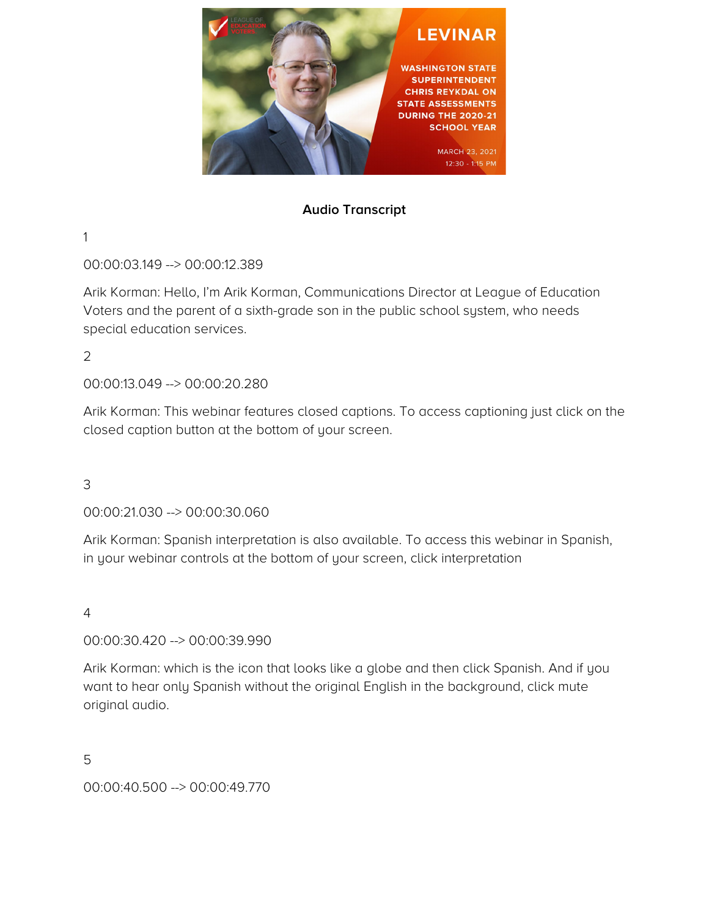LEVINAR

WASHINGTON STATE SUPERINTENDENT CHRIS REYKDAL ON STATE ASSESSMENTS DURING THE 2020-21 SCHOOL YEAR

MARCH 23, 2021
12:30 - 1:15 PM

## Audio Transcript

1

00:00:03.149 --> 00:00:12.389

Arik Korman: Hello, I'm Arik Korman, Communications Director at League of Education Voters and the parent of a sixth-grade son in the public school system, who needs special education services.

2

00:00:13.049 --> 00:00:20.280

Arik Korman: This webinar features closed captions. To access captioning just click on the closed caption button at the bottom of your screen.

3

00:00:21.030 --> 00:00:30.060

Arik Korman: Spanish interpretation is also available. To access this webinar in Spanish, in your webinar controls at the bottom of your screen, click interpretation

4

00:00:30.420 --> 00:00:39.990

Arik Korman: which is the icon that looks like a globe and then click Spanish. And if you want to hear only Spanish without the original English in the background, click mute original audio.

5

00:00:40.500 --> 00:00:49.770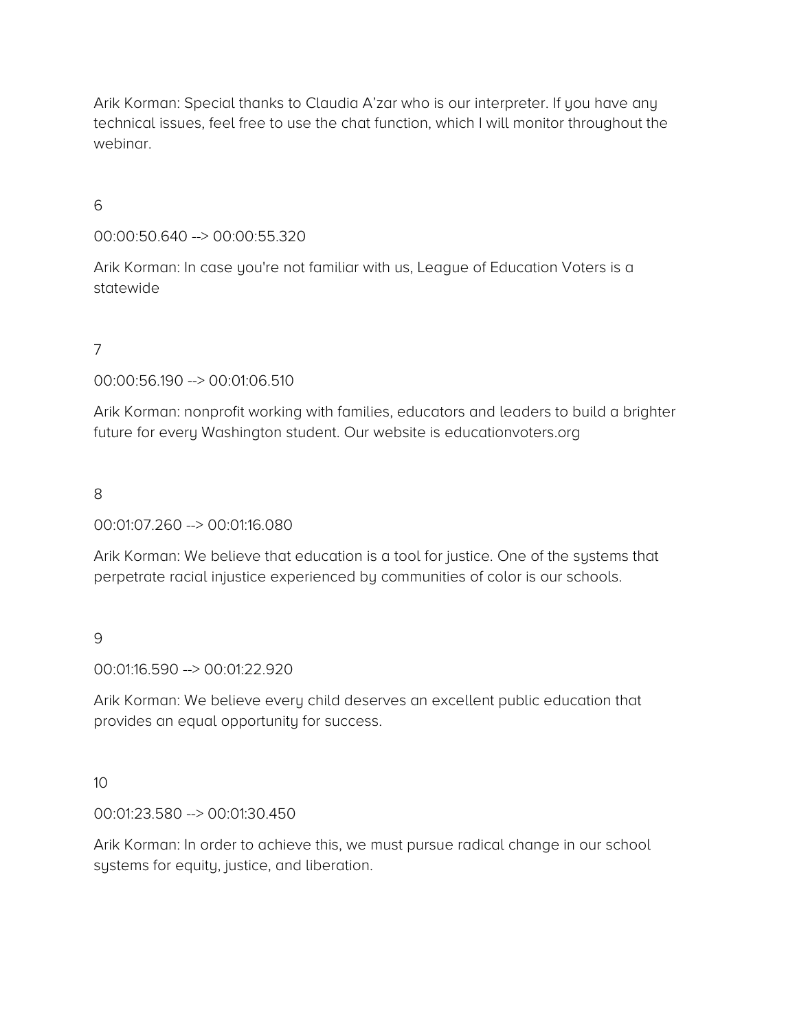Arik Korman: Special thanks to Claudia A'zar who is our interpreter. If you have any technical issues, feel free to use the chat function, which I will monitor throughout the webinar.

6

00:00:50.640 --> 00:00:55.320

Arik Korman: In case you're not familiar with us, League of Education Voters is a statewide

7

00:00:56.190 --> 00:01:06.510

Arik Korman: nonprofit working with families, educators and leaders to build a brighter future for every Washington student. Our website is educationvoters.org

8

00:01:07.260 --> 00:01:16.080

Arik Korman: We believe that education is a tool for justice. One of the systems that perpetrate racial injustice experienced by communities of color is our schools.

9

00:01:16.590 --> 00:01:22.920

Arik Korman: We believe every child deserves an excellent public education that provides an equal opportunity for success.

10

00:01:23.580 --> 00:01:30.450

Arik Korman: In order to achieve this, we must pursue radical change in our school systems for equity, justice, and liberation.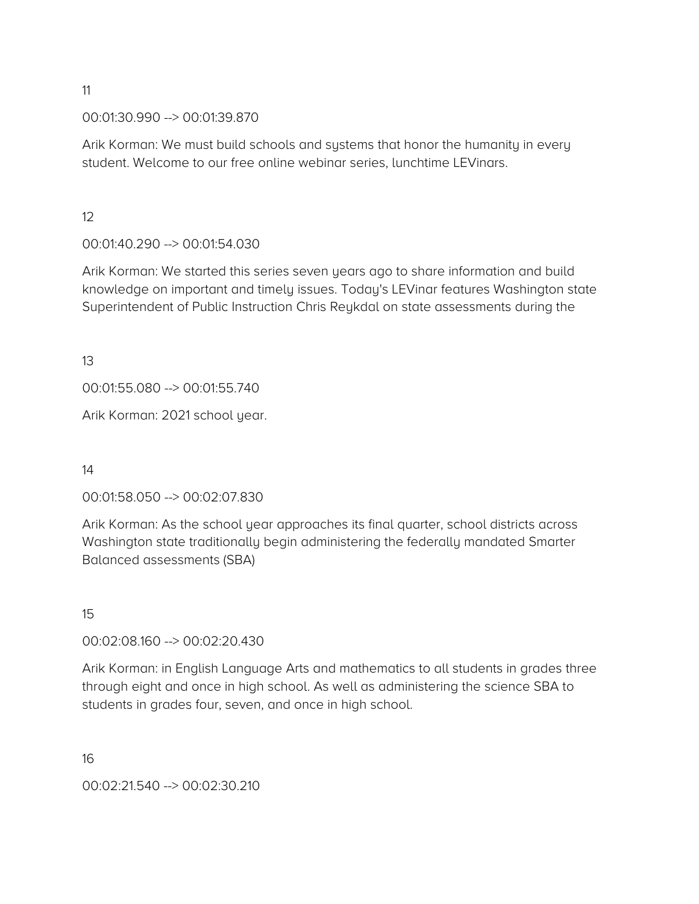11

00:01:30.990 --> 00:01:39.870

Arik Korman: We must build schools and systems that honor the humanity in every student. Welcome to our free online webinar series, lunchtime LEVinars.

12

00:01:40.290 --> 00:01:54.030

Arik Korman: We started this series seven years ago to share information and build knowledge on important and timely issues. Today's LEVinar features Washington state Superintendent of Public Instruction Chris Reykdal on state assessments during the

13

00:01:55.080 --> 00:01:55.740

Arik Korman: 2021 school year.

14

00:01:58.050 --> 00:02:07.830

Arik Korman: As the school year approaches its final quarter, school districts across Washington state traditionally begin administering the federally mandated Smarter Balanced assessments (SBA)

15

00:02:08.160 --> 00:02:20.430

Arik Korman: in English Language Arts and mathematics to all students in grades three through eight and once in high school. As well as administering the science SBA to students in grades four, seven, and once in high school.

16

00:02:21.540 --> 00:02:30.210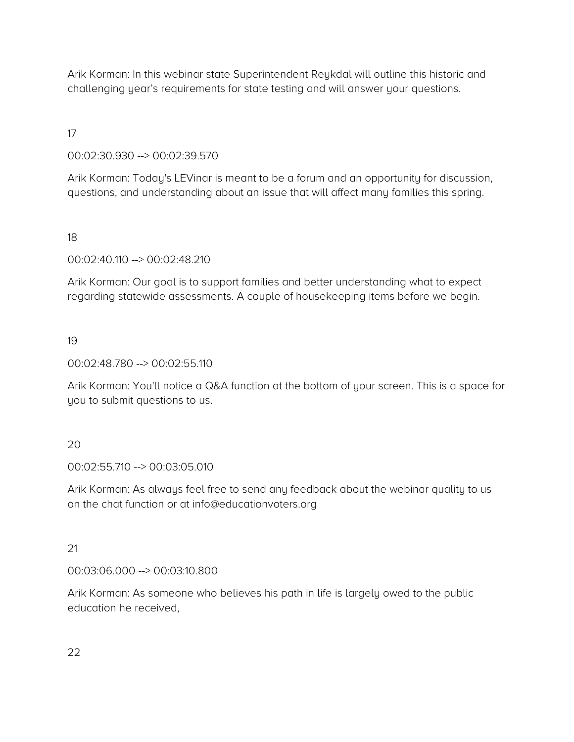Arik Korman: In this webinar state Superintendent Reykdal will outline this historic and challenging year's requirements for state testing and will answer your questions.

17

00:02:30.930 --> 00:02:39.570

Arik Korman: Today's LEVinar is meant to be a forum and an opportunity for discussion, questions, and understanding about an issue that will affect many families this spring.

18

00:02:40.110 --> 00:02:48.210

Arik Korman: Our goal is to support families and better understanding what to expect regarding statewide assessments. A couple of housekeeping items before we begin.

19

00:02:48.780 --> 00:02:55.110

Arik Korman: You'll notice a Q&A function at the bottom of your screen. This is a space for you to submit questions to us.

20

00:02:55.710 --> 00:03:05.010

Arik Korman: As always feel free to send any feedback about the webinar quality to us on the chat function or at info@educationvoters.org

21

00:03:06.000 --> 00:03:10.800

Arik Korman: As someone who believes his path in life is largely owed to the public education he received,

22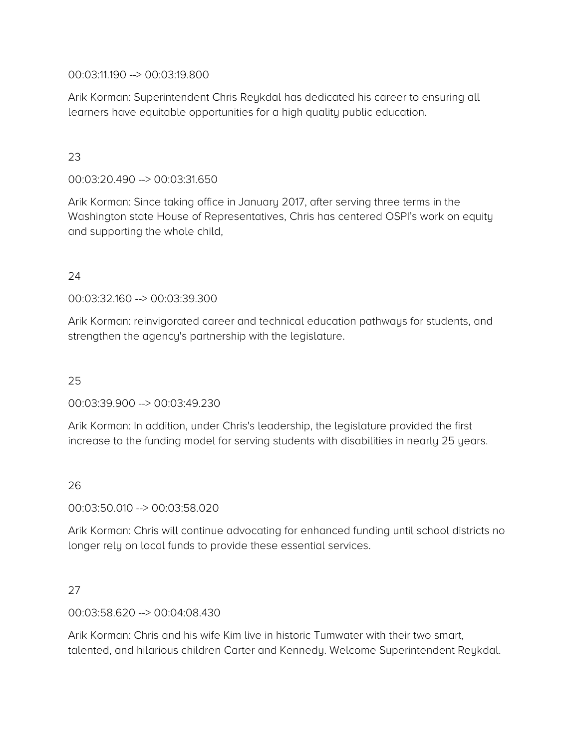00:03:11.190 --> 00:03:19.800

Arik Korman: Superintendent Chris Reykdal has dedicated his career to ensuring all learners have equitable opportunities for a high quality public education.

23

00:03:20.490 --> 00:03:31.650

Arik Korman: Since taking office in January 2017, after serving three terms in the Washington state House of Representatives, Chris has centered OSPI's work on equity and supporting the whole child,

24

00:03:32.160 --> 00:03:39.300

Arik Korman: reinvigorated career and technical education pathways for students, and strengthen the agency's partnership with the legislature.

25

00:03:39.900 --> 00:03:49.230

Arik Korman: In addition, under Chris's leadership, the legislature provided the first increase to the funding model for serving students with disabilities in nearly 25 years.

26

00:03:50.010 --> 00:03:58.020

Arik Korman: Chris will continue advocating for enhanced funding until school districts no longer rely on local funds to provide these essential services.

27

00:03:58.620 --> 00:04:08.430

Arik Korman: Chris and his wife Kim live in historic Tumwater with their two smart, talented, and hilarious children Carter and Kennedy. Welcome Superintendent Reykdal.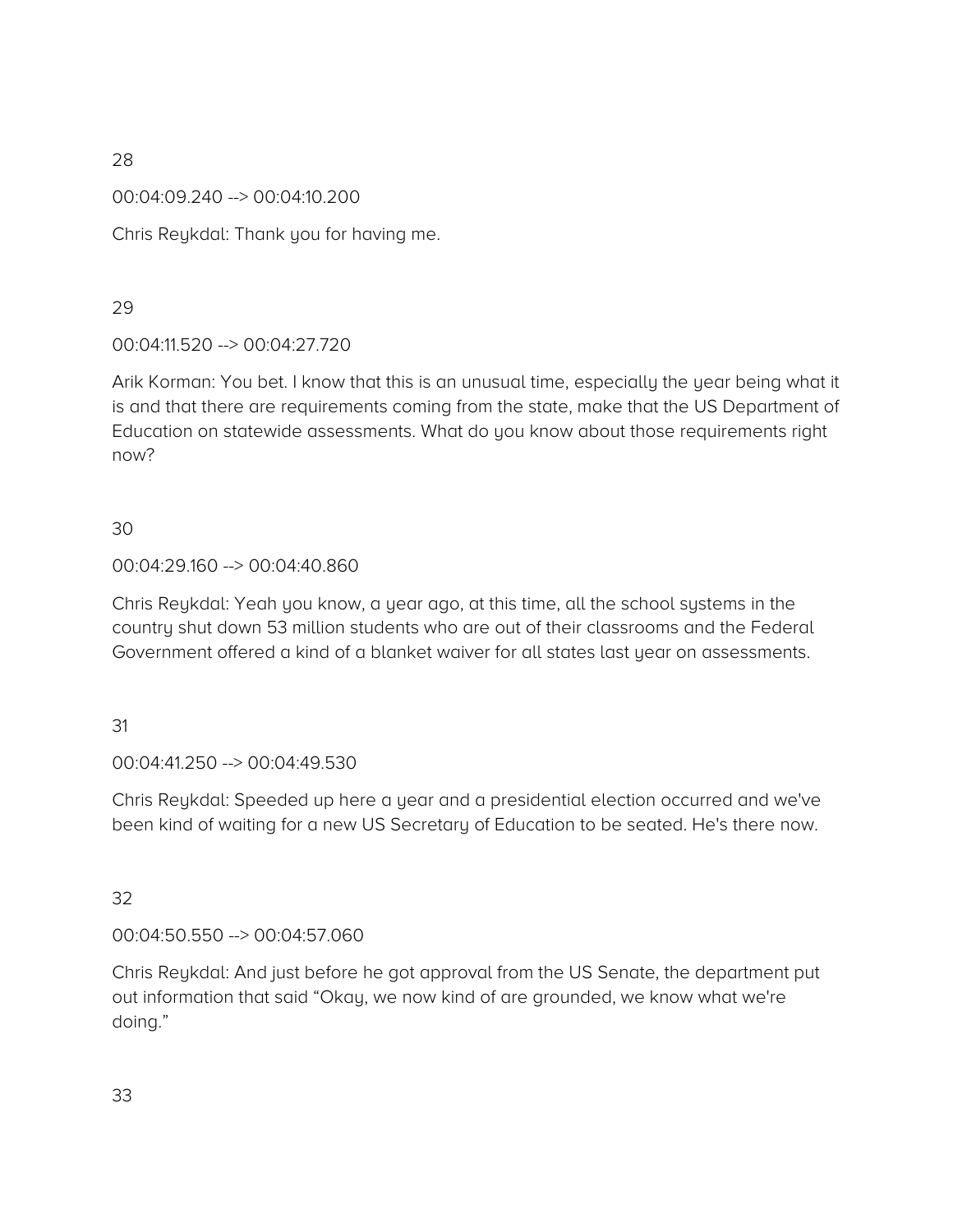28

00:04:09.240 --> 00:04:10.200

Chris Reykdal: Thank you for having me.

29

00:04:11.520 --> 00:04:27.720

Arik Korman: You bet. I know that this is an unusual time, especially the year being what it is and that there are requirements coming from the state, make that the US Department of Education on statewide assessments. What do you know about those requirements right now?

30

00:04:29.160 --> 00:04:40.860

Chris Reykdal: Yeah you know, a year ago, at this time, all the school systems in the country shut down 53 million students who are out of their classrooms and the Federal Government offered a kind of a blanket waiver for all states last year on assessments.

31

00:04:41.250 --> 00:04:49.530

Chris Reykdal: Speeded up here a year and a presidential election occurred and we've been kind of waiting for a new US Secretary of Education to be seated. He's there now.

32

00:04:50.550 --> 00:04:57.060

Chris Reykdal: And just before he got approval from the US Senate, the department put out information that said "Okay, we now kind of are grounded, we know what we're doing."

33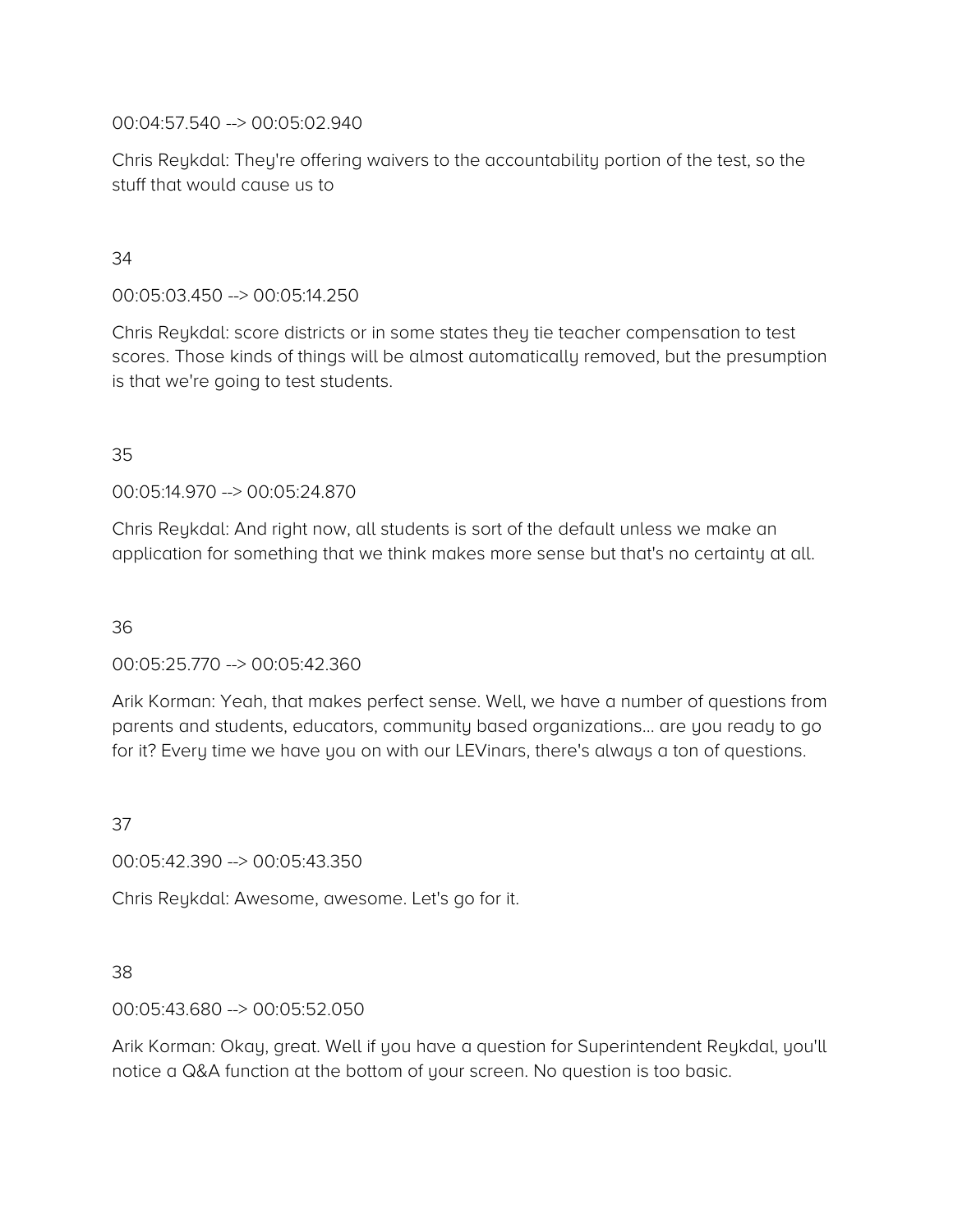00:04:57.540 --> 00:05:02.940

Chris Reykdal: They're offering waivers to the accountability portion of the test, so the stuff that would cause us to

34

00:05:03.450 --> 00:05:14.250

Chris Reykdal: score districts or in some states they tie teacher compensation to test scores. Those kinds of things will be almost automatically removed, but the presumption is that we're going to test students.

35

00:05:14.970 --> 00:05:24.870

Chris Reykdal: And right now, all students is sort of the default unless we make an application for something that we think makes more sense but that's no certainty at all.

36

00:05:25.770 --> 00:05:42.360

Arik Korman: Yeah, that makes perfect sense. Well, we have a number of questions from parents and students, educators, community based organizations... are you ready to go for it? Every time we have you on with our LEVinars, there's always a ton of questions.

37

00:05:42.390 --> 00:05:43.350

Chris Reykdal: Awesome, awesome. Let's go for it.

38

00:05:43.680 --> 00:05:52.050

Arik Korman: Okay, great. Well if you have a question for Superintendent Reykdal, you'll notice a Q&A function at the bottom of your screen. No question is too basic.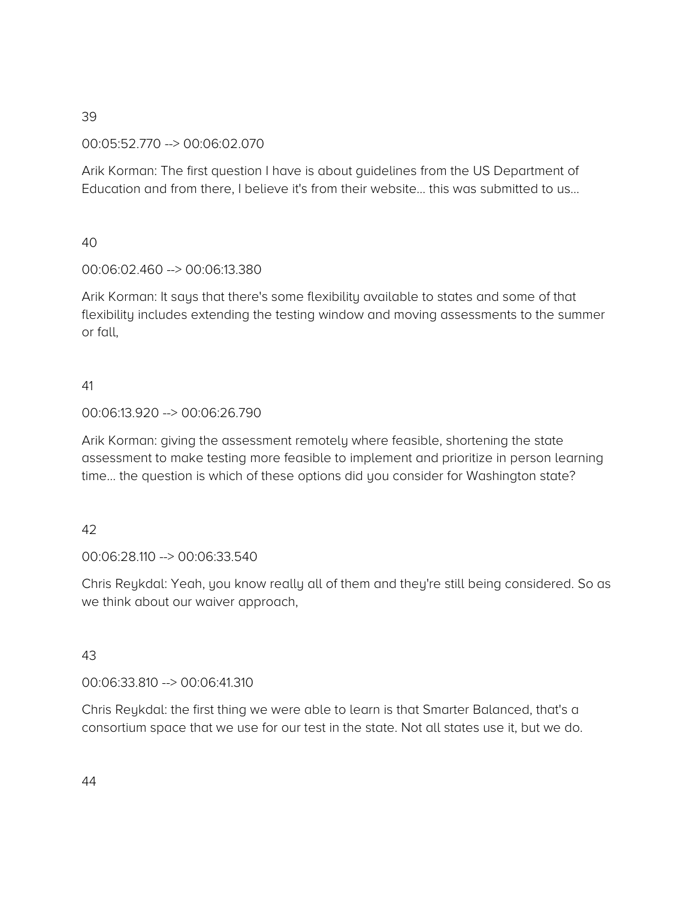39

00:05:52.770 --> 00:06:02.070

Arik Korman: The first question I have is about guidelines from the US Department of Education and from there, I believe it's from their website... this was submitted to us...

40

00:06:02.460 --> 00:06:13.380

Arik Korman: It says that there's some flexibility available to states and some of that flexibility includes extending the testing window and moving assessments to the summer or fall,

41

00:06:13.920 --> 00:06:26.790

Arik Korman: giving the assessment remotely where feasible, shortening the state assessment to make testing more feasible to implement and prioritize in person learning time... the question is which of these options did you consider for Washington state?

42

00:06:28.110 --> 00:06:33.540

Chris Reykdal: Yeah, you know really all of them and they're still being considered. So as we think about our waiver approach,

43

00:06:33.810 --> 00:06:41.310

Chris Reykdal: the first thing we were able to learn is that Smarter Balanced, that's a consortium space that we use for our test in the state. Not all states use it, but we do.

44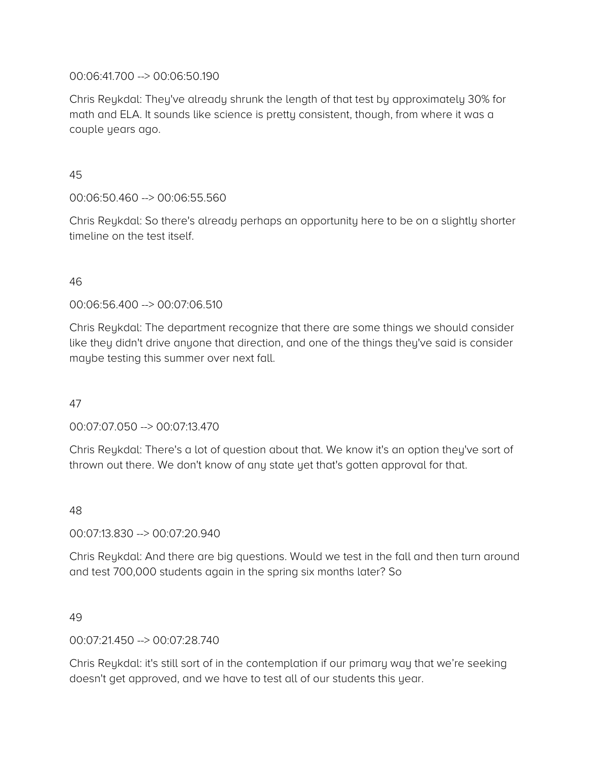00:06:41.700 --> 00:06:50.190

Chris Reykdal: They've already shrunk the length of that test by approximately 30% for math and ELA. It sounds like science is pretty consistent, though, from where it was a couple years ago.

45

00:06:50.460 --> 00:06:55.560

Chris Reykdal: So there's already perhaps an opportunity here to be on a slightly shorter timeline on the test itself.

46

00:06:56.400 --> 00:07:06.510

Chris Reykdal: The department recognize that there are some things we should consider like they didn't drive anyone that direction, and one of the things they've said is consider maybe testing this summer over next fall.

47

00:07:07.050 --> 00:07:13.470

Chris Reykdal: There's a lot of question about that. We know it's an option they've sort of thrown out there. We don't know of any state yet that's gotten approval for that.

48

00:07:13.830 --> 00:07:20.940

Chris Reykdal: And there are big questions. Would we test in the fall and then turn around and test 700,000 students again in the spring six months later? So

49

00:07:21.450 --> 00:07:28.740

Chris Reykdal: it's still sort of in the contemplation if our primary way that we're seeking doesn't get approved, and we have to test all of our students this year.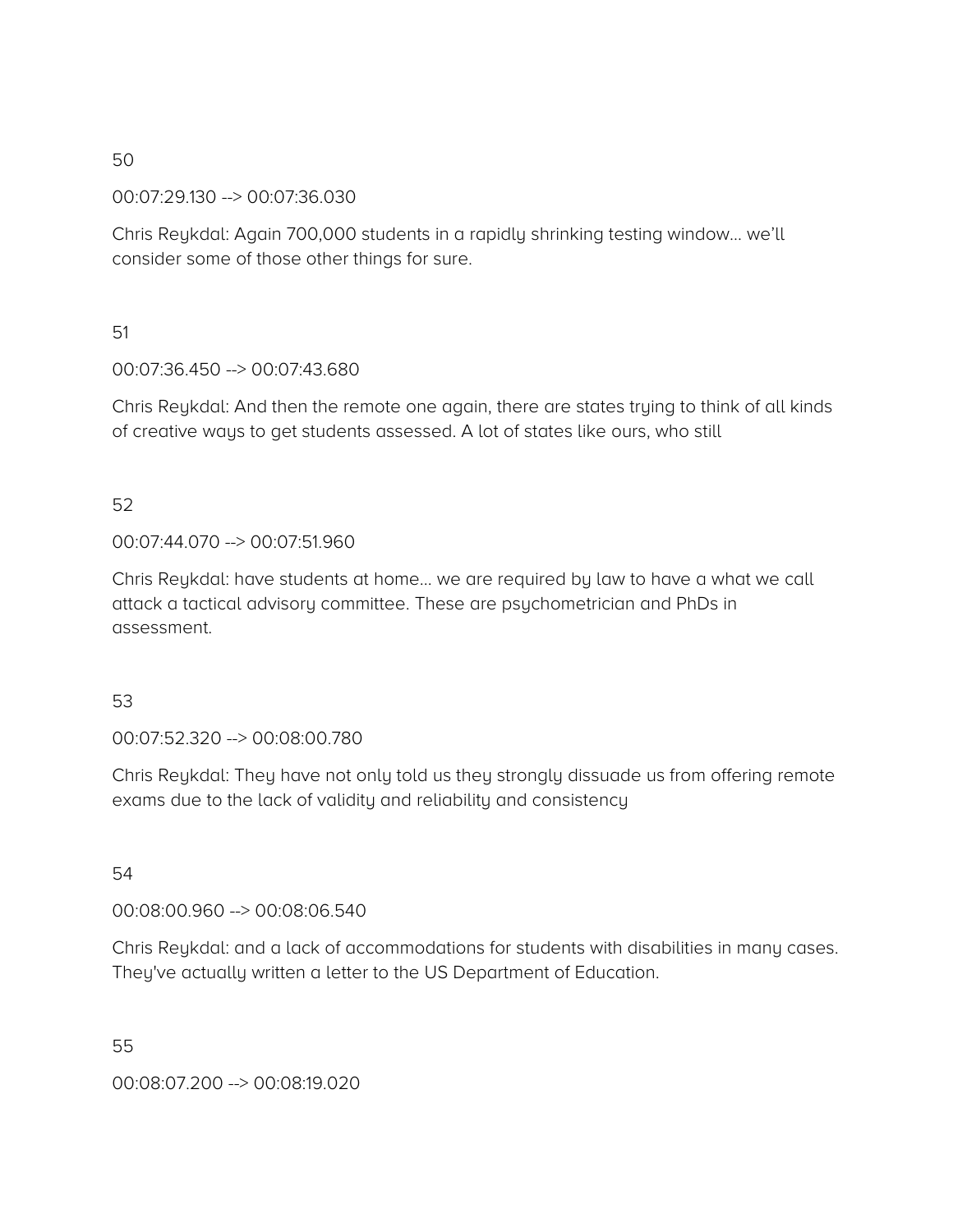50

00:07:29.130 --> 00:07:36.030

Chris Reykdal: Again 700,000 students in a rapidly shrinking testing window... we'll consider some of those other things for sure.

51

00:07:36.450 --> 00:07:43.680

Chris Reykdal: And then the remote one again, there are states trying to think of all kinds of creative ways to get students assessed. A lot of states like ours, who still

52

00:07:44.070 --> 00:07:51.960

Chris Reykdal: have students at home... we are required by law to have a what we call attack a tactical advisory committee. These are psychometrician and PhDs in assessment.

53

00:07:52.320 --> 00:08:00.780

Chris Reykdal: They have not only told us they strongly dissuade us from offering remote exams due to the lack of validity and reliability and consistency

54

00:08:00.960 --> 00:08:06.540

Chris Reykdal: and a lack of accommodations for students with disabilities in many cases. They've actually written a letter to the US Department of Education.

55

00:08:07.200 --> 00:08:19.020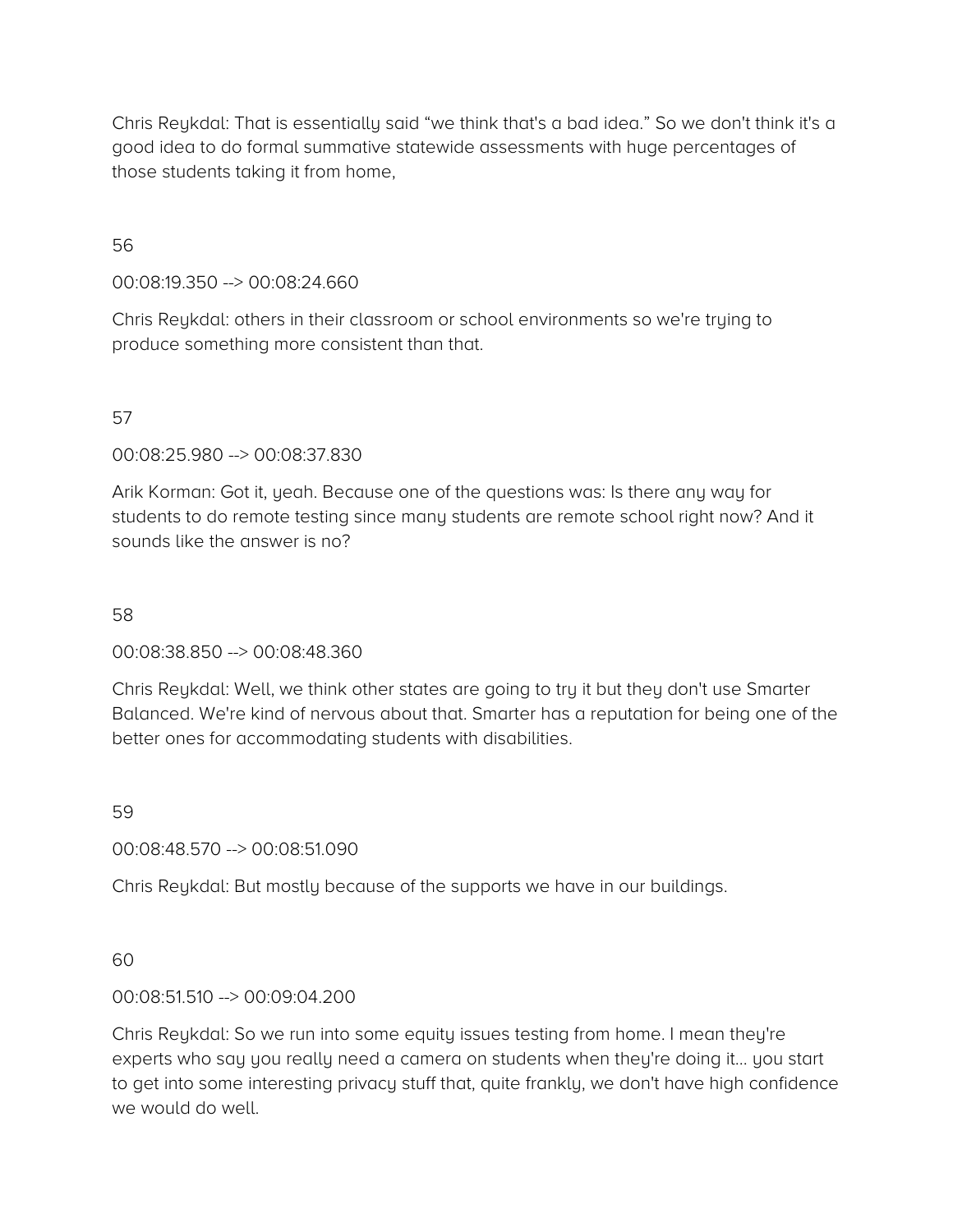Chris Reykdal: That is essentially said “we think that's a bad idea.” So we don't think it's a good idea to do formal summative statewide assessments with huge percentages of those students taking it from home,

56

00:08:19.350 --> 00:08:24.660

Chris Reykdal: others in their classroom or school environments so we're trying to produce something more consistent than that.

57

00:08:25.980 --> 00:08:37.830

Arik Korman: Got it, yeah. Because one of the questions was: Is there any way for students to do remote testing since many students are remote school right now? And it sounds like the answer is no?

58

00:08:38.850 --> 00:08:48.360

Chris Reykdal: Well, we think other states are going to try it but they don't use Smarter Balanced. We're kind of nervous about that. Smarter has a reputation for being one of the better ones for accommodating students with disabilities.

59

00:08:48.570 --> 00:08:51.090

Chris Reykdal: But mostly because of the supports we have in our buildings.

60

00:08:51.510 --> 00:09:04.200

Chris Reykdal: So we run into some equity issues testing from home. I mean they're experts who say you really need a camera on students when they're doing it... you start to get into some interesting privacy stuff that, quite frankly, we don't have high confidence we would do well.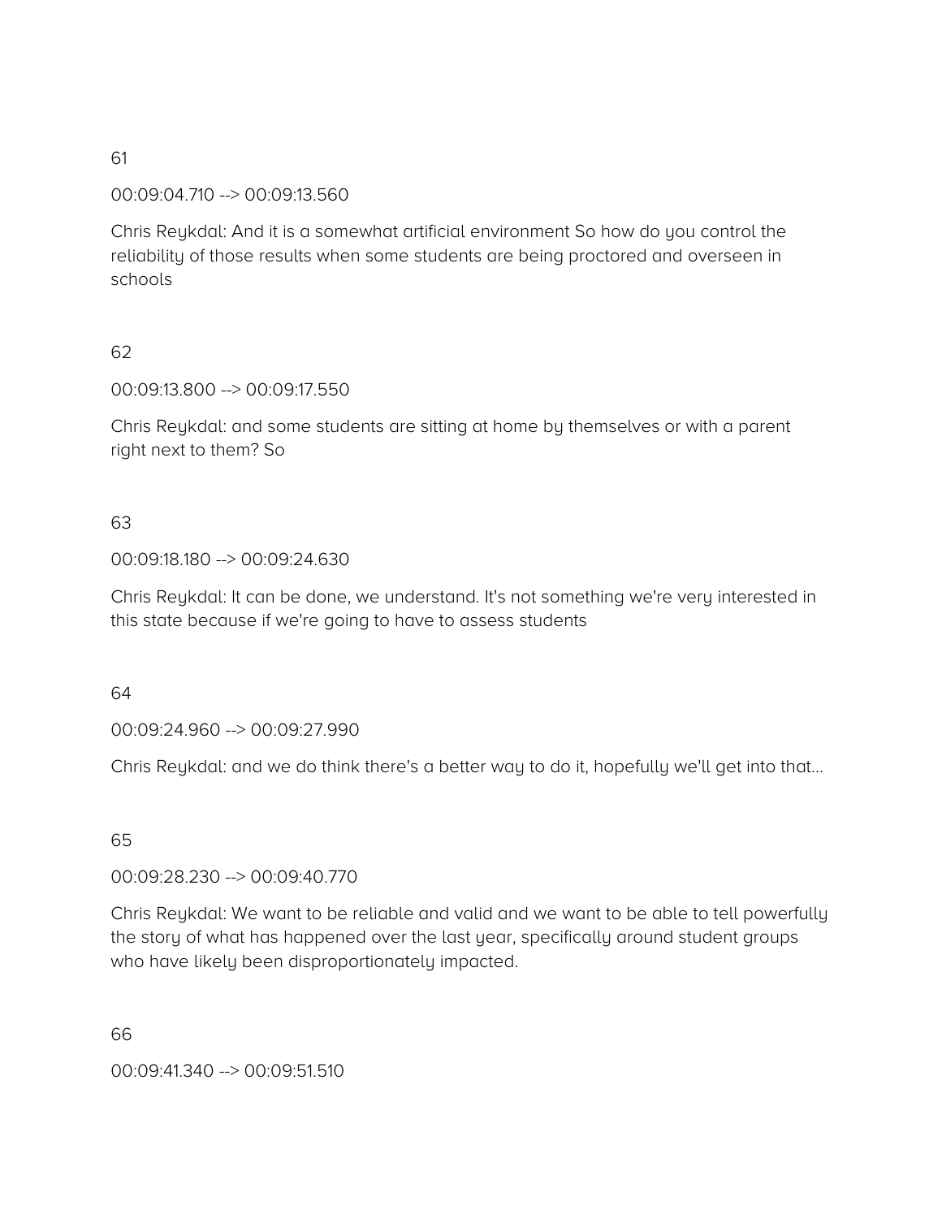61

00:09:04.710 --> 00:09:13.560

Chris Reykdal: And it is a somewhat artificial environment So how do you control the reliability of those results when some students are being proctored and overseen in schools

62

00:09:13.800 --> 00:09:17.550

Chris Reykdal: and some students are sitting at home by themselves or with a parent right next to them? So

63

00:09:18.180 --> 00:09:24.630

Chris Reykdal: It can be done, we understand. It's not something we're very interested in this state because if we're going to have to assess students

64

00:09:24.960 --> 00:09:27.990

Chris Reykdal: and we do think there's a better way to do it, hopefully we'll get into that...

65

00:09:28.230 --> 00:09:40.770

Chris Reykdal: We want to be reliable and valid and we want to be able to tell powerfully the story of what has happened over the last year, specifically around student groups who have likely been disproportionately impacted.

66

00:09:41.340 --> 00:09:51.510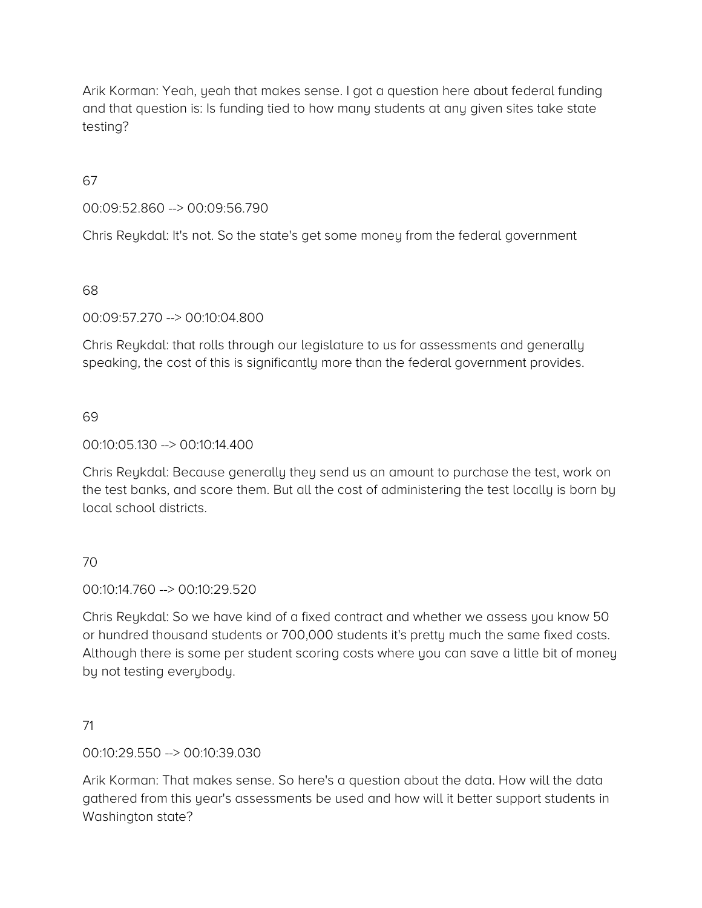Arik Korman: Yeah, yeah that makes sense. I got a question here about federal funding and that question is: Is funding tied to how many students at any given sites take state testing?

67

00:09:52.860 --> 00:09:56.790

Chris Reykdal: It's not. So the state's get some money from the federal government

68

00:09:57.270 --> 00:10:04.800

Chris Reykdal: that rolls through our legislature to us for assessments and generally speaking, the cost of this is significantly more than the federal government provides.

69

00:10:05.130 --> 00:10:14.400

Chris Reykdal: Because generally they send us an amount to purchase the test, work on the test banks, and score them. But all the cost of administering the test locally is born by local school districts.

70

00:10:14.760 --> 00:10:29.520

Chris Reykdal: So we have kind of a fixed contract and whether we assess you know 50 or hundred thousand students or 700,000 students it's pretty much the same fixed costs. Although there is some per student scoring costs where you can save a little bit of money by not testing everybody.

71

00:10:29.550 --> 00:10:39.030

Arik Korman: That makes sense. So here's a question about the data. How will the data gathered from this year's assessments be used and how will it better support students in Washington state?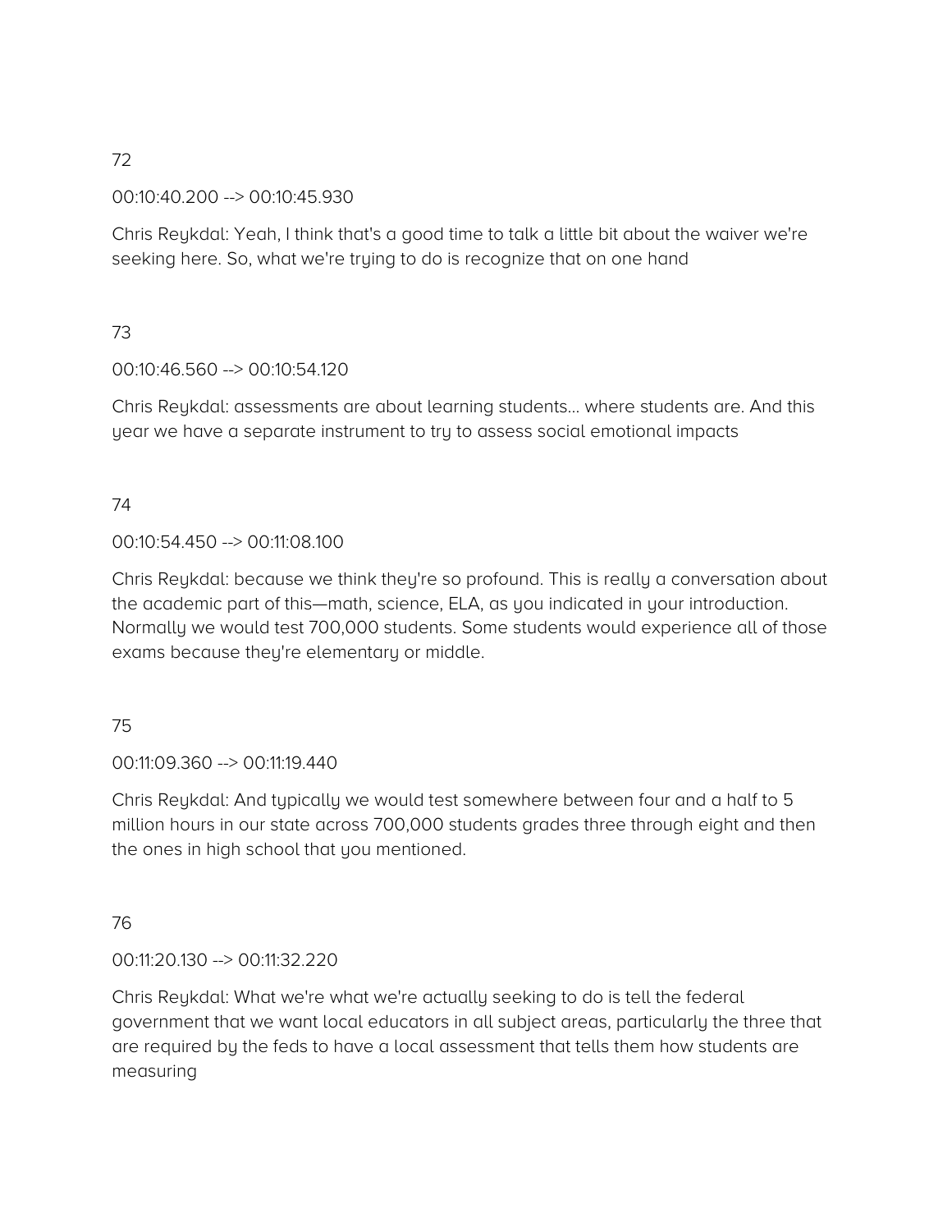72

00:10:40.200 --> 00:10:45.930

Chris Reykdal: Yeah, I think that's a good time to talk a little bit about the waiver we're seeking here. So, what we're trying to do is recognize that on one hand

73

00:10:46.560 --> 00:10:54.120

Chris Reykdal: assessments are about learning students... where students are. And this year we have a separate instrument to try to assess social emotional impacts

74

00:10:54.450 --> 00:11:08.100

Chris Reykdal: because we think they're so profound. This is really a conversation about the academic part of this—math, science, ELA, as you indicated in your introduction. Normally we would test 700,000 students. Some students would experience all of those exams because they're elementary or middle.

75

00:11:09.360 --> 00:11:19.440

Chris Reykdal: And typically we would test somewhere between four and a half to 5 million hours in our state across 700,000 students grades three through eight and then the ones in high school that you mentioned.

76

00:11:20.130 --> 00:11:32.220

Chris Reykdal: What we're what we're actually seeking to do is tell the federal government that we want local educators in all subject areas, particularly the three that are required by the feds to have a local assessment that tells them how students are measuring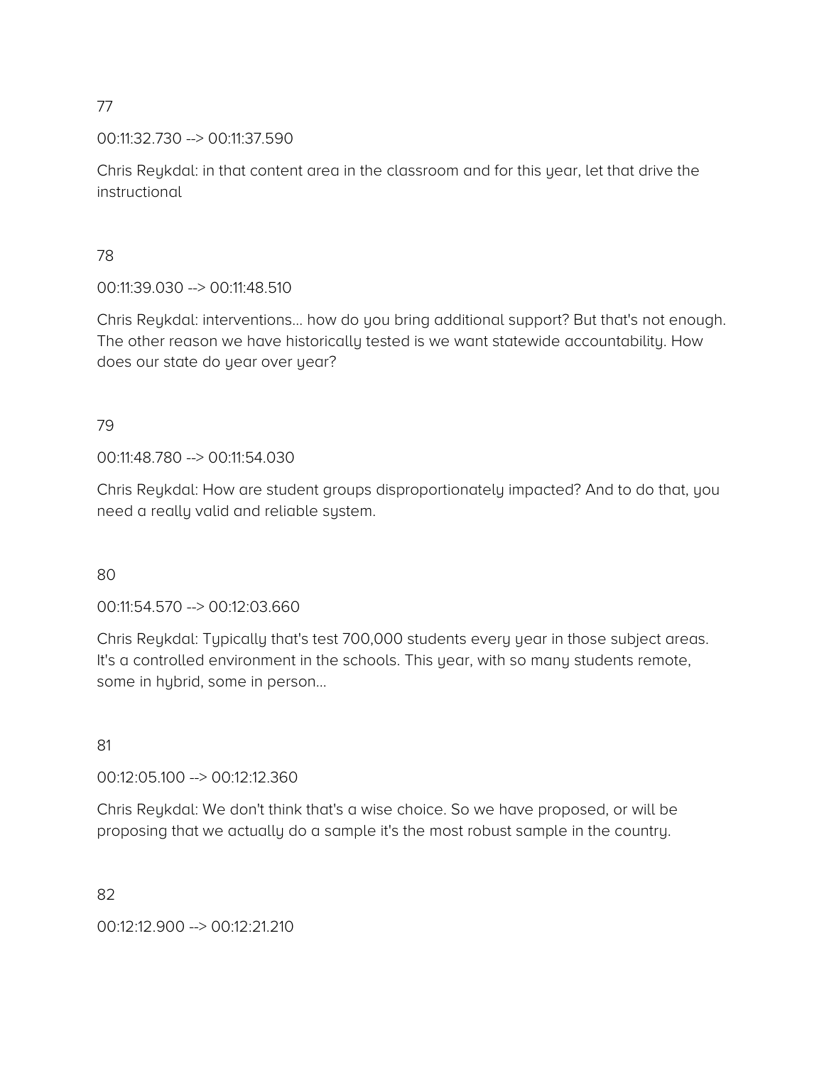77

00:11:32.730 --> 00:11:37.590

Chris Reykdal: in that content area in the classroom and for this year, let that drive the instructional

78

00:11:39.030 --> 00:11:48.510

Chris Reykdal: interventions... how do you bring additional support? But that's not enough. The other reason we have historically tested is we want statewide accountability. How does our state do year over year?

79

00:11:48.780 --> 00:11:54.030

Chris Reykdal: How are student groups disproportionately impacted? And to do that, you need a really valid and reliable system.

80

00:11:54.570 --> 00:12:03.660

Chris Reykdal: Typically that's test 700,000 students every year in those subject areas. It's a controlled environment in the schools. This year, with so many students remote, some in hybrid, some in person...

81

00:12:05.100 --> 00:12:12.360

Chris Reykdal: We don't think that's a wise choice. So we have proposed, or will be proposing that we actually do a sample it's the most robust sample in the country.

82

00:12:12.900 --> 00:12:21.210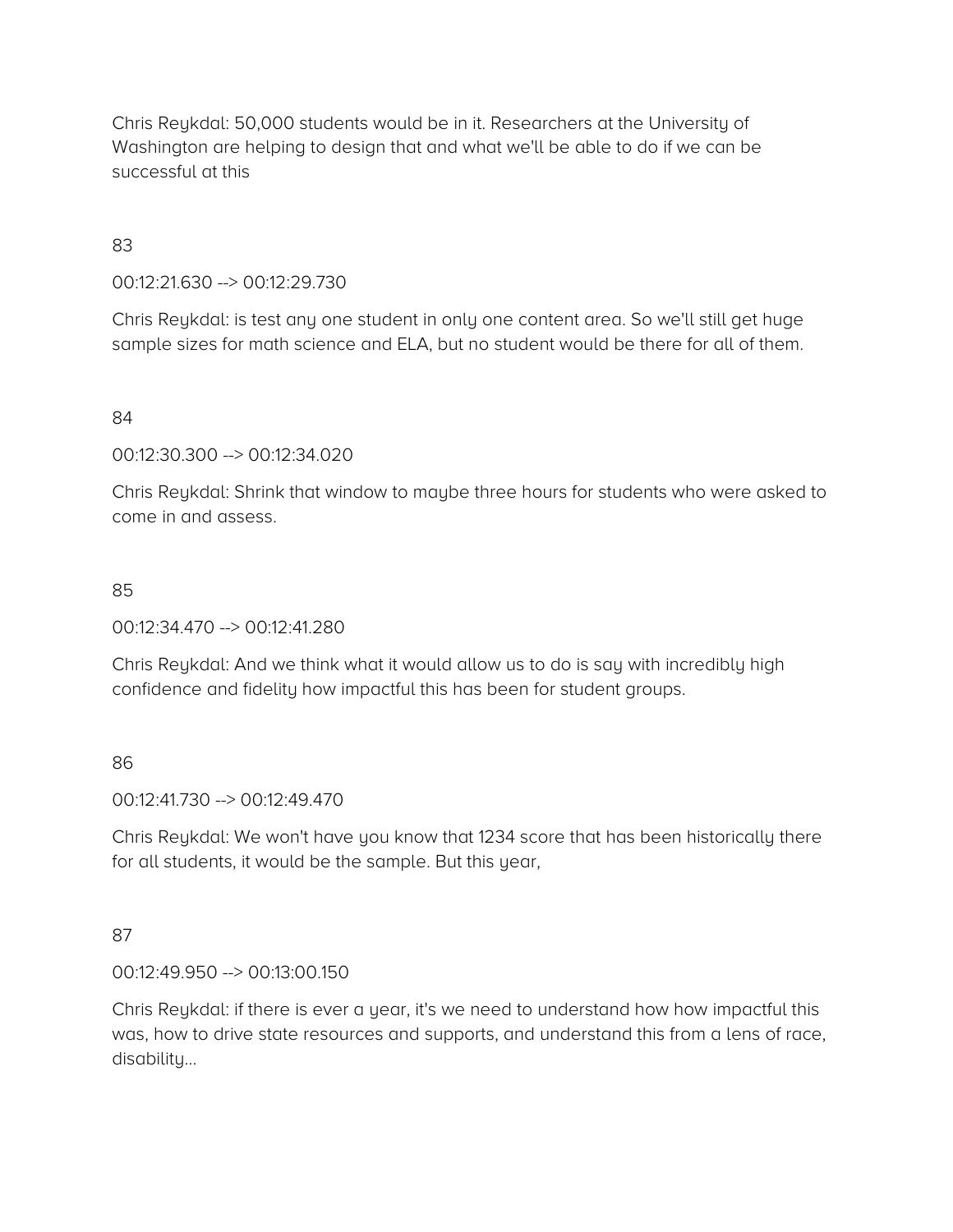Chris Reykdal: 50,000 students would be in it. Researchers at the University of Washington are helping to design that and what we'll be able to do if we can be successful at this

83

00:12:21.630 --> 00:12:29.730

Chris Reykdal: is test any one student in only one content area. So we'll still get huge sample sizes for math science and ELA, but no student would be there for all of them.

84

00:12:30.300 --> 00:12:34.020

Chris Reykdal: Shrink that window to maybe three hours for students who were asked to come in and assess.

85

00:12:34.470 --> 00:12:41.280

Chris Reykdal: And we think what it would allow us to do is say with incredibly high confidence and fidelity how impactful this has been for student groups.

86

00:12:41.730 --> 00:12:49.470

Chris Reykdal: We won't have you know that 1234 score that has been historically there for all students, it would be the sample. But this year,

87

00:12:49.950 --> 00:13:00.150

Chris Reykdal: if there is ever a year, it's we need to understand how how impactful this was, how to drive state resources and supports, and understand this from a lens of race, disability...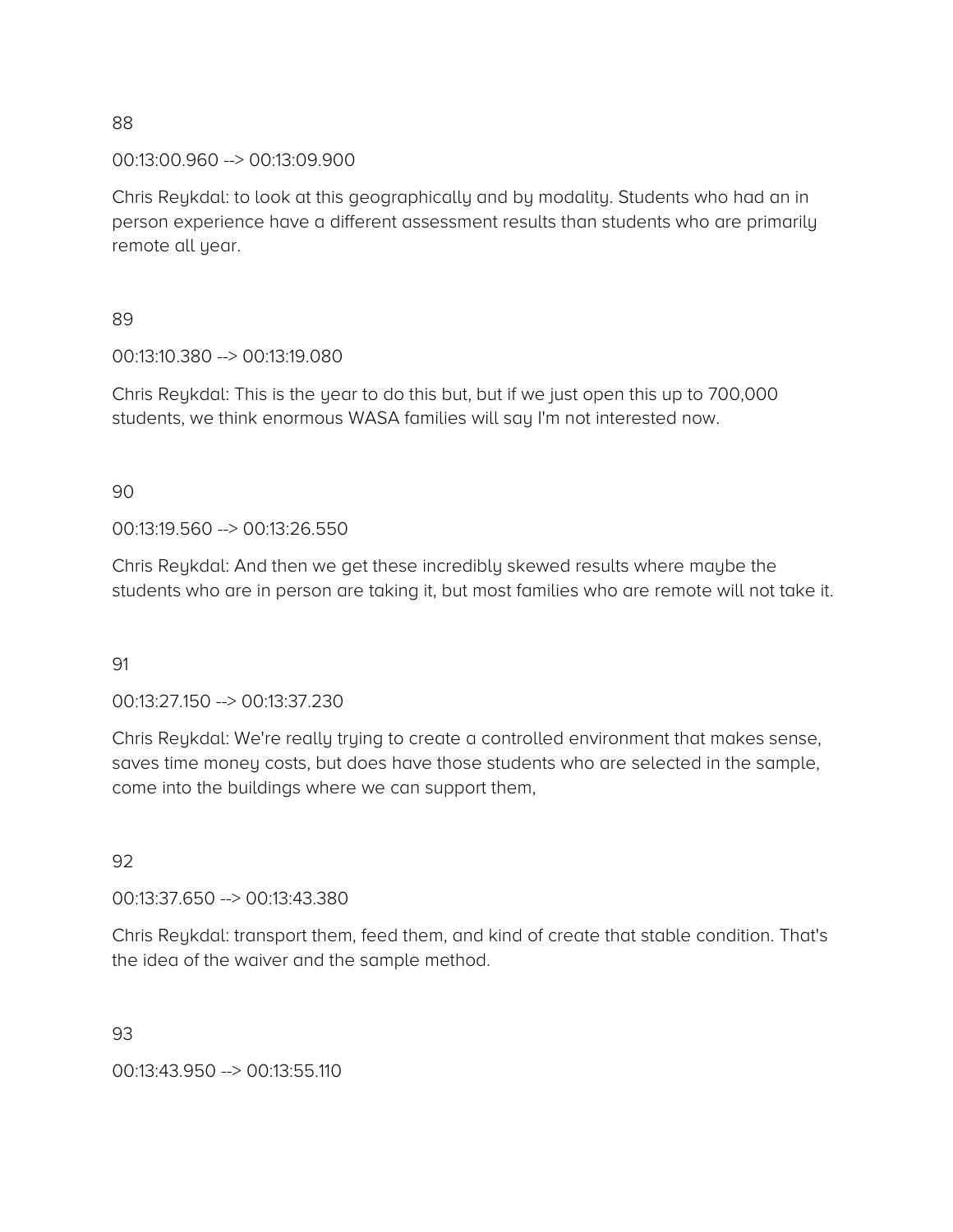88

00:13:00.960 --> 00:13:09.900

Chris Reykdal: to look at this geographically and by modality. Students who had an in person experience have a different assessment results than students who are primarily remote all year.

89

00:13:10.380 --> 00:13:19.080

Chris Reykdal: This is the year to do this but, but if we just open this up to 700,000 students, we think enormous WASA families will say I'm not interested now.

90

00:13:19.560 --> 00:13:26.550

Chris Reykdal: And then we get these incredibly skewed results where maybe the students who are in person are taking it, but most families who are remote will not take it.

91

00:13:27.150 --> 00:13:37.230

Chris Reykdal: We're really trying to create a controlled environment that makes sense, saves time money costs, but does have those students who are selected in the sample, come into the buildings where we can support them,

92

00:13:37.650 --> 00:13:43.380

Chris Reykdal: transport them, feed them, and kind of create that stable condition. That's the idea of the waiver and the sample method.

93

00:13:43.950 --> 00:13:55.110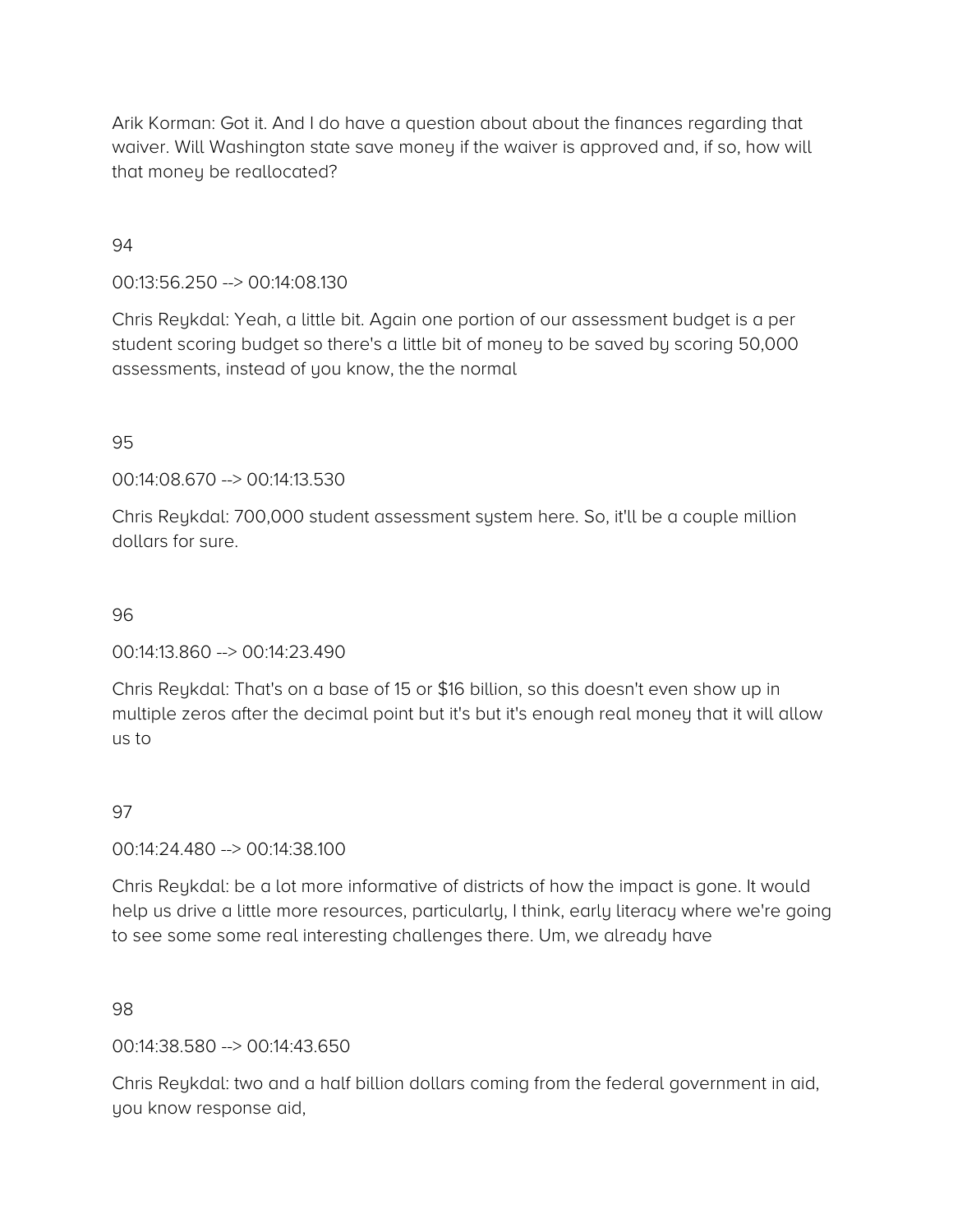Arik Korman: Got it. And I do have a question about about the finances regarding that waiver. Will Washington state save money if the waiver is approved and, if so, how will that money be reallocated?

94

00:13:56.250 --> 00:14:08.130

Chris Reykdal: Yeah, a little bit. Again one portion of our assessment budget is a per student scoring budget so there's a little bit of money to be saved by scoring 50,000 assessments, instead of you know, the the normal

95

00:14:08.670 --> 00:14:13.530

Chris Reykdal: 700,000 student assessment system here. So, it'll be a couple million dollars for sure.

96

00:14:13.860 --> 00:14:23.490

Chris Reykdal: That's on a base of 15 or $16 billion, so this doesn't even show up in multiple zeros after the decimal point but it's but it's enough real money that it will allow us to

97

00:14:24.480 --> 00:14:38.100

Chris Reykdal: be a lot more informative of districts of how the impact is gone. It would help us drive a little more resources, particularly, I think, early literacy where we're going to see some some real interesting challenges there. Um, we already have

98

00:14:38.580 --> 00:14:43.650

Chris Reykdal: two and a half billion dollars coming from the federal government in aid, you know response aid,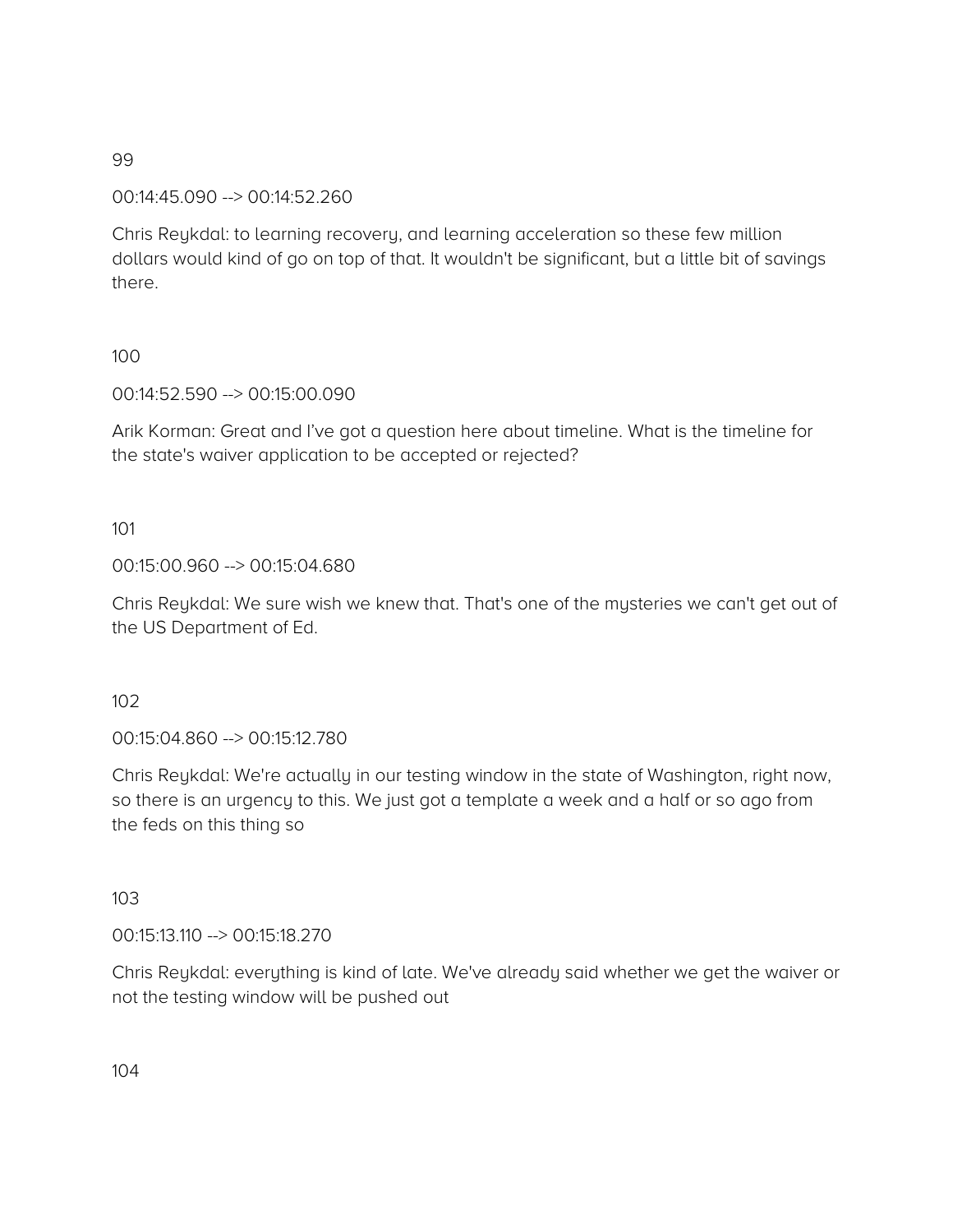99

00:14:45.090 --> 00:14:52.260

Chris Reykdal: to learning recovery, and learning acceleration so these few million dollars would kind of go on top of that. It wouldn't be significant, but a little bit of savings there.

100

00:14:52.590 --> 00:15:00.090

Arik Korman: Great and I've got a question here about timeline. What is the timeline for the state's waiver application to be accepted or rejected?

101

00:15:00.960 --> 00:15:04.680

Chris Reykdal: We sure wish we knew that. That's one of the mysteries we can't get out of the US Department of Ed.

102

00:15:04.860 --> 00:15:12.780

Chris Reykdal: We're actually in our testing window in the state of Washington, right now, so there is an urgency to this. We just got a template a week and a half or so ago from the feds on this thing so

103

00:15:13.110 --> 00:15:18.270

Chris Reykdal: everything is kind of late. We've already said whether we get the waiver or not the testing window will be pushed out

104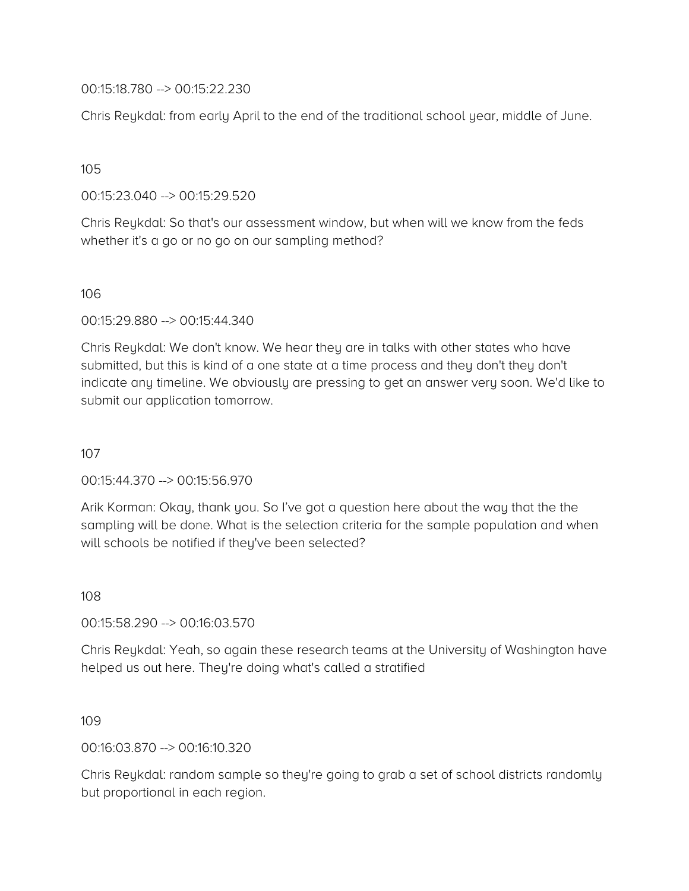00:15:18.780 --> 00:15:22.230

Chris Reykdal: from early April to the end of the traditional school year, middle of June.

105

00:15:23.040 --> 00:15:29.520

Chris Reykdal: So that's our assessment window, but when will we know from the feds whether it's a go or no go on our sampling method?

106

00:15:29.880 --> 00:15:44.340

Chris Reykdal: We don't know. We hear they are in talks with other states who have submitted, but this is kind of a one state at a time process and they don't they don't indicate any timeline. We obviously are pressing to get an answer very soon. We'd like to submit our application tomorrow.

107

00:15:44.370 --> 00:15:56.970

Arik Korman: Okay, thank you. So I've got a question here about the way that the the sampling will be done. What is the selection criteria for the sample population and when will schools be notified if they've been selected?

108

00:15:58.290 --> 00:16:03.570

Chris Reykdal: Yeah, so again these research teams at the University of Washington have helped us out here. They're doing what's called a stratified

109

00:16:03.870 --> 00:16:10.320

Chris Reykdal: random sample so they're going to grab a set of school districts randomly but proportional in each region.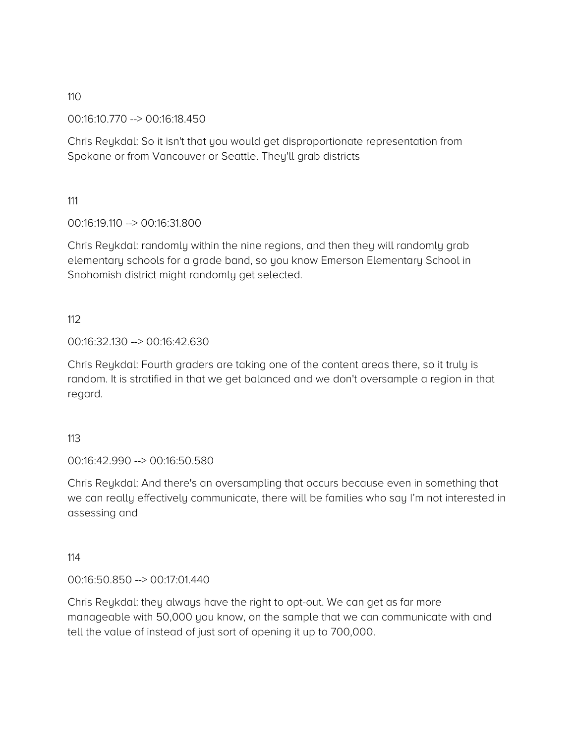110

00:16:10.770 --> 00:16:18.450

Chris Reykdal: So it isn't that you would get disproportionate representation from Spokane or from Vancouver or Seattle. They'll grab districts

111

00:16:19.110 --> 00:16:31.800

Chris Reykdal: randomly within the nine regions, and then they will randomly grab elementary schools for a grade band, so you know Emerson Elementary School in Snohomish district might randomly get selected.

112

00:16:32.130 --> 00:16:42.630

Chris Reykdal: Fourth graders are taking one of the content areas there, so it truly is random. It is stratified in that we get balanced and we don't oversample a region in that regard.

113

00:16:42.990 --> 00:16:50.580

Chris Reykdal: And there's an oversampling that occurs because even in something that we can really effectively communicate, there will be families who say I'm not interested in assessing and

114

00:16:50.850 --> 00:17:01.440

Chris Reykdal: they always have the right to opt-out. We can get as far more manageable with 50,000 you know, on the sample that we can communicate with and tell the value of instead of just sort of opening it up to 700,000.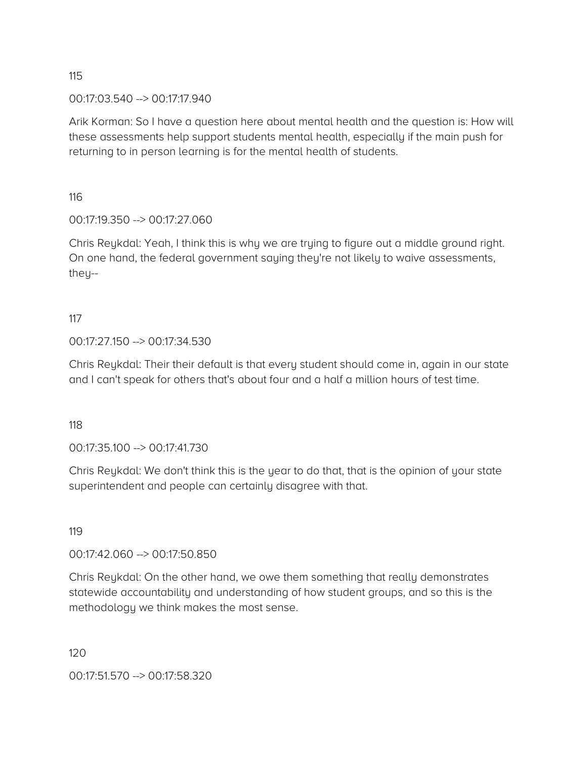115

00:17:03.540 --> 00:17:17.940

Arik Korman: So I have a question here about mental health and the question is: How will these assessments help support students mental health, especially if the main push for returning to in person learning is for the mental health of students.

116

00:17:19.350 --> 00:17:27.060

Chris Reykdal: Yeah, I think this is why we are trying to figure out a middle ground right. On one hand, the federal government saying they're not likely to waive assessments, they--

117

00:17:27.150 --> 00:17:34.530

Chris Reykdal: Their their default is that every student should come in, again in our state and I can't speak for others that's about four and a half a million hours of test time.

118

00:17:35.100 --> 00:17:41.730

Chris Reykdal: We don't think this is the year to do that, that is the opinion of your state superintendent and people can certainly disagree with that.

119

00:17:42.060 --> 00:17:50.850

Chris Reykdal: On the other hand, we owe them something that really demonstrates statewide accountability and understanding of how student groups, and so this is the methodology we think makes the most sense.

120

00:17:51.570 --> 00:17:58.320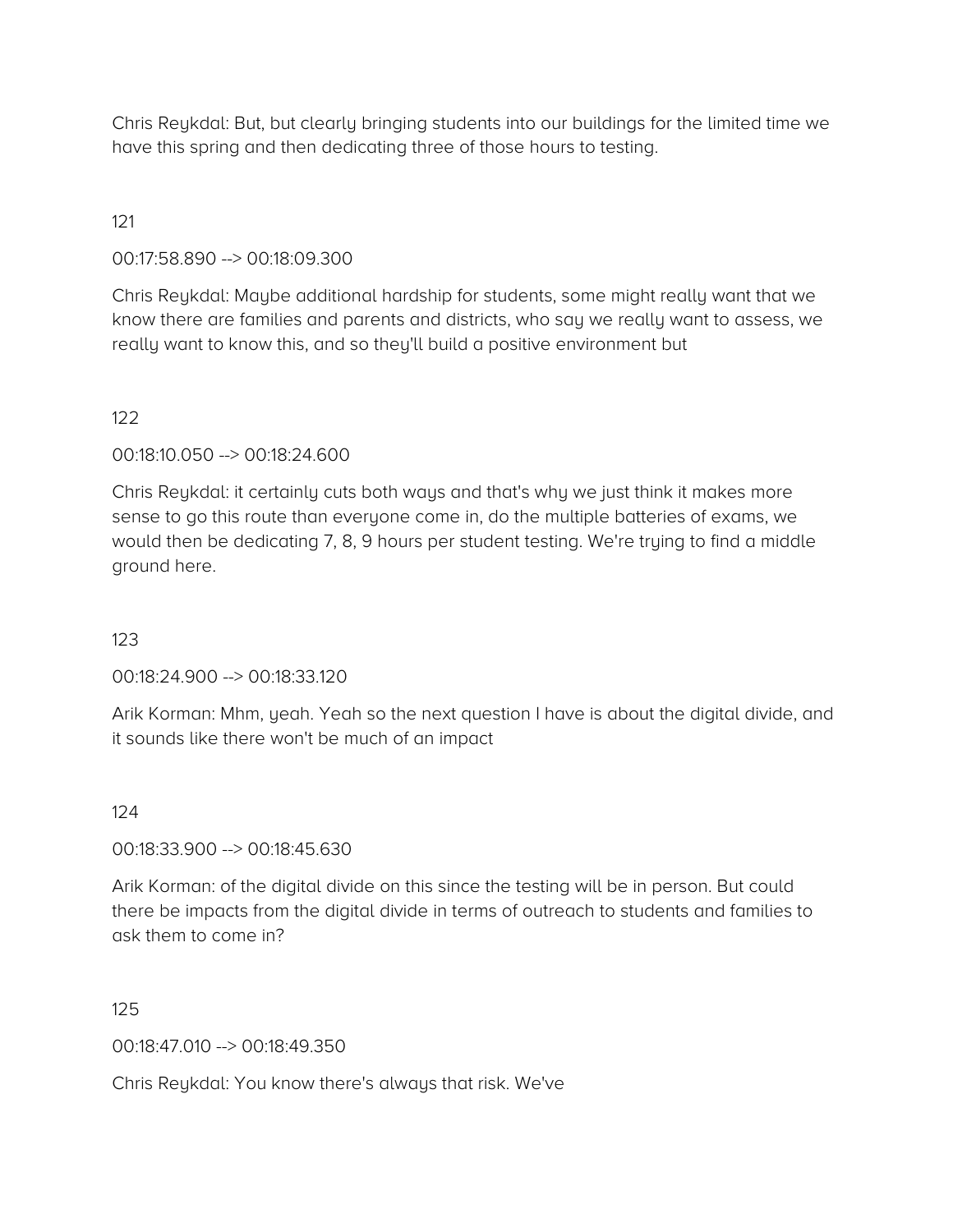Chris Reykdal: But, but clearly bringing students into our buildings for the limited time we have this spring and then dedicating three of those hours to testing.

121

00:17:58.890 --> 00:18:09.300

Chris Reykdal: Maybe additional hardship for students, some might really want that we know there are families and parents and districts, who say we really want to assess, we really want to know this, and so they'll build a positive environment but

122

00:18:10.050 --> 00:18:24.600

Chris Reykdal: it certainly cuts both ways and that's why we just think it makes more sense to go this route than everyone come in, do the multiple batteries of exams, we would then be dedicating 7, 8, 9 hours per student testing. We're trying to find a middle ground here.

123

00:18:24.900 --> 00:18:33.120

Arik Korman: Mhm, yeah. Yeah so the next question I have is about the digital divide, and it sounds like there won't be much of an impact

124

00:18:33.900 --> 00:18:45.630

Arik Korman: of the digital divide on this since the testing will be in person. But could there be impacts from the digital divide in terms of outreach to students and families to ask them to come in?

125

00:18:47.010 --> 00:18:49.350

Chris Reykdal: You know there's always that risk. We've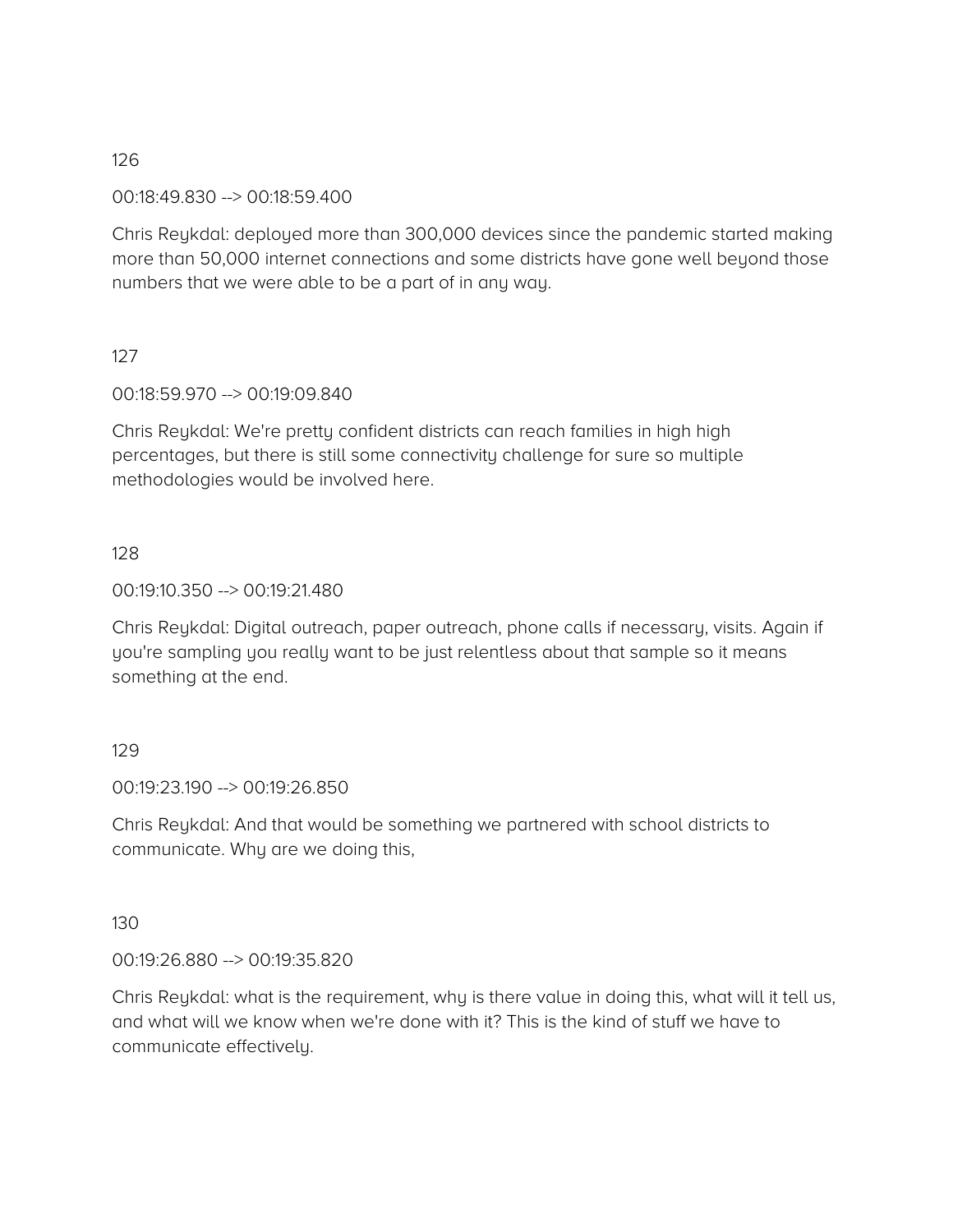126

00:18:49.830 --> 00:18:59.400

Chris Reykdal: deployed more than 300,000 devices since the pandemic started making more than 50,000 internet connections and some districts have gone well beyond those numbers that we were able to be a part of in any way.

127

00:18:59.970 --> 00:19:09.840

Chris Reykdal: We're pretty confident districts can reach families in high high percentages, but there is still some connectivity challenge for sure so multiple methodologies would be involved here.

128

00:19:10.350 --> 00:19:21.480

Chris Reykdal: Digital outreach, paper outreach, phone calls if necessary, visits. Again if you're sampling you really want to be just relentless about that sample so it means something at the end.

129

00:19:23.190 --> 00:19:26.850

Chris Reykdal: And that would be something we partnered with school districts to communicate. Why are we doing this,

130

00:19:26.880 --> 00:19:35.820

Chris Reykdal: what is the requirement, why is there value in doing this, what will it tell us, and what will we know when we're done with it? This is the kind of stuff we have to communicate effectively.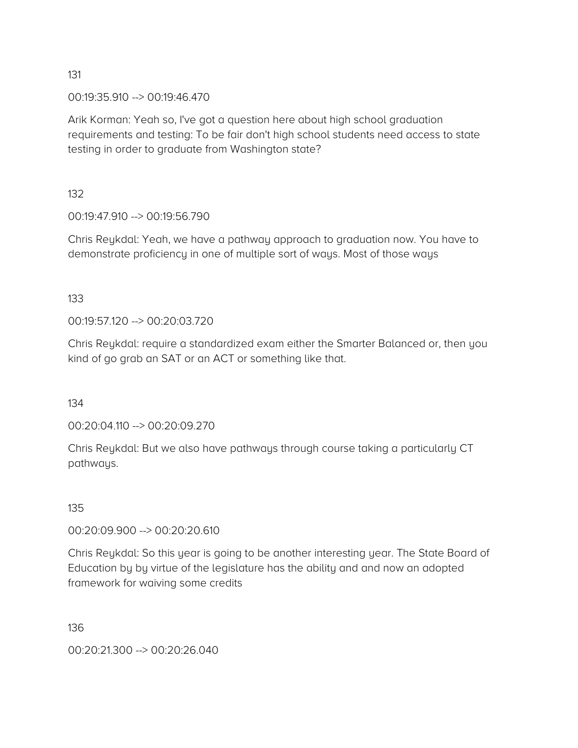131

00:19:35.910 --> 00:19:46.470

Arik Korman: Yeah so, I've got a question here about high school graduation requirements and testing: To be fair don't high school students need access to state testing in order to graduate from Washington state?

132

00:19:47.910 --> 00:19:56.790

Chris Reykdal: Yeah, we have a pathway approach to graduation now. You have to demonstrate proficiency in one of multiple sort of ways. Most of those ways

133

00:19:57.120 --> 00:20:03.720

Chris Reykdal: require a standardized exam either the Smarter Balanced or, then you kind of go grab an SAT or an ACT or something like that.

134

00:20:04.110 --> 00:20:09.270

Chris Reykdal: But we also have pathways through course taking a particularly CT pathways.

135

00:20:09.900 --> 00:20:20.610

Chris Reykdal: So this year is going to be another interesting year. The State Board of Education by by virtue of the legislature has the ability and and now an adopted framework for waiving some credits

136

00:20:21.300 --> 00:20:26.040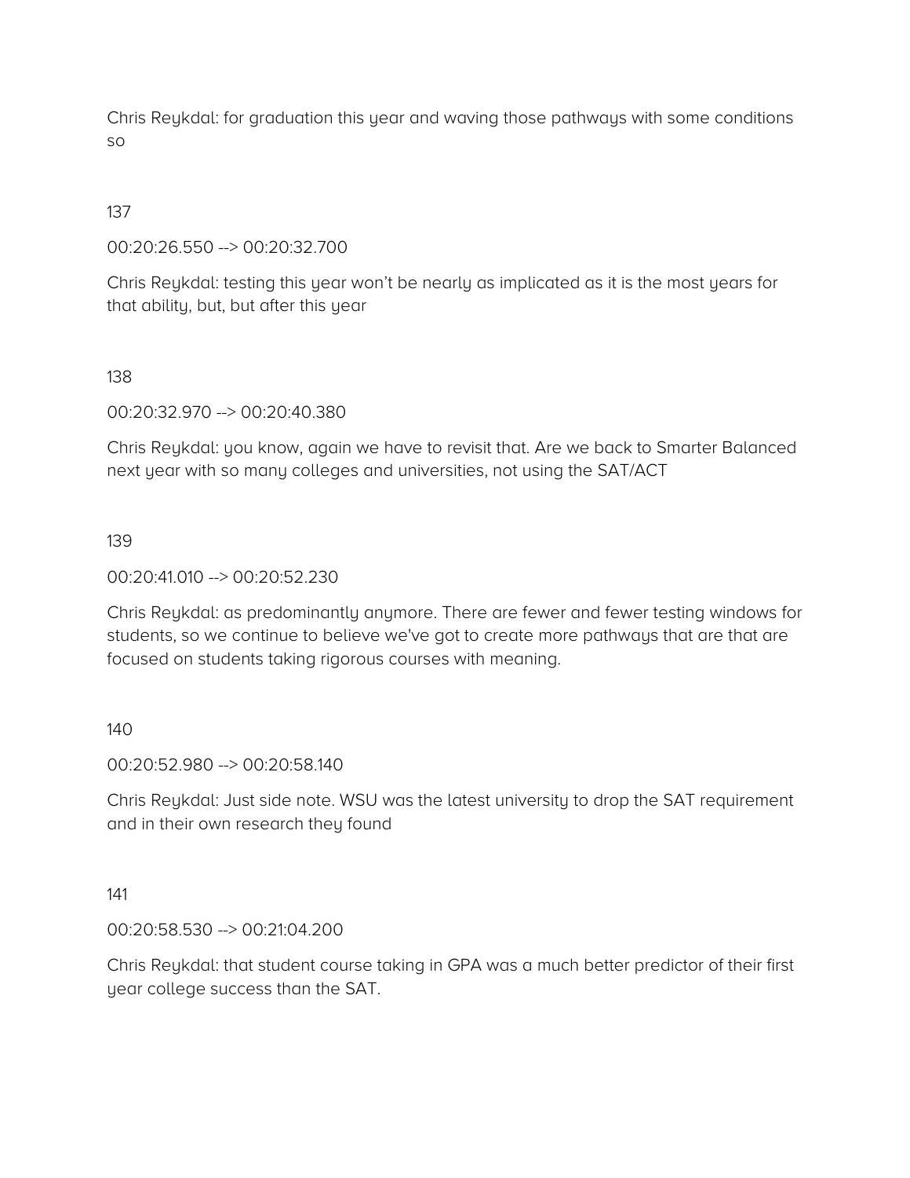Chris Reykdal: for graduation this year and waving those pathways with some conditions so

137

00:20:26.550 --> 00:20:32.700

Chris Reykdal: testing this year won't be nearly as implicated as it is the most years for that ability, but, but after this year

138

00:20:32.970 --> 00:20:40.380

Chris Reykdal: you know, again we have to revisit that. Are we back to Smarter Balanced next year with so many colleges and universities, not using the SAT/ACT

139

00:20:41.010 --> 00:20:52.230

Chris Reykdal: as predominantly anymore. There are fewer and fewer testing windows for students, so we continue to believe we've got to create more pathways that are that are focused on students taking rigorous courses with meaning.

140

00:20:52.980 --> 00:20:58.140

Chris Reykdal: Just side note. WSU was the latest university to drop the SAT requirement and in their own research they found

141

00:20:58.530 --> 00:21:04.200

Chris Reykdal: that student course taking in GPA was a much better predictor of their first year college success than the SAT.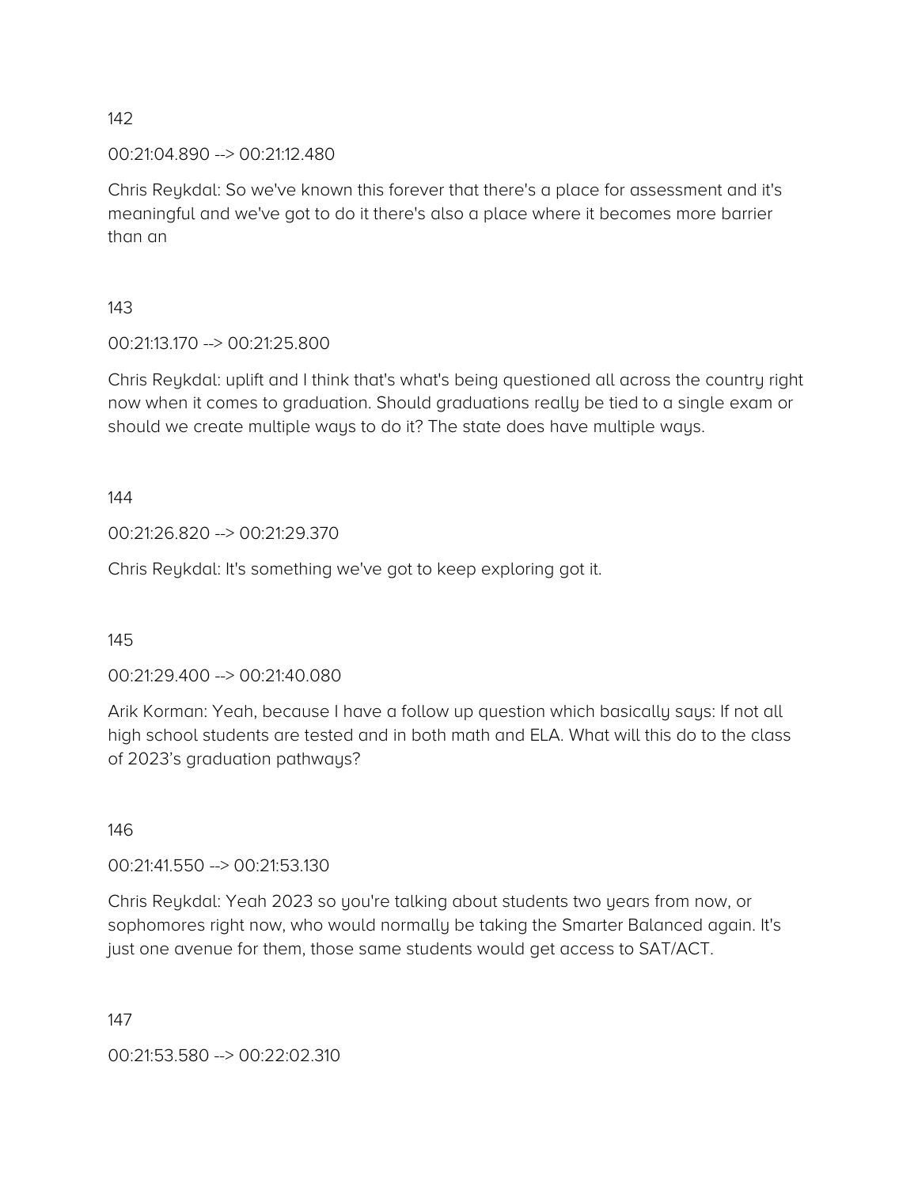142

00:21:04.890 --> 00:21:12.480

Chris Reykdal: So we've known this forever that there's a place for assessment and it's meaningful and we've got to do it there's also a place where it becomes more barrier than an

143

00:21:13.170 --> 00:21:25.800

Chris Reykdal: uplift and I think that's what's being questioned all across the country right now when it comes to graduation. Should graduations really be tied to a single exam or should we create multiple ways to do it? The state does have multiple ways.

144

00:21:26.820 --> 00:21:29.370

Chris Reykdal: It's something we've got to keep exploring got it.

145

00:21:29.400 --> 00:21:40.080

Arik Korman: Yeah, because I have a follow up question which basically says: If not all high school students are tested and in both math and ELA. What will this do to the class of 2023's graduation pathways?

146

00:21:41.550 --> 00:21:53.130

Chris Reykdal: Yeah 2023 so you're talking about students two years from now, or sophomores right now, who would normally be taking the Smarter Balanced again. It's just one avenue for them, those same students would get access to SAT/ACT.

147

00:21:53.580 --> 00:22:02.310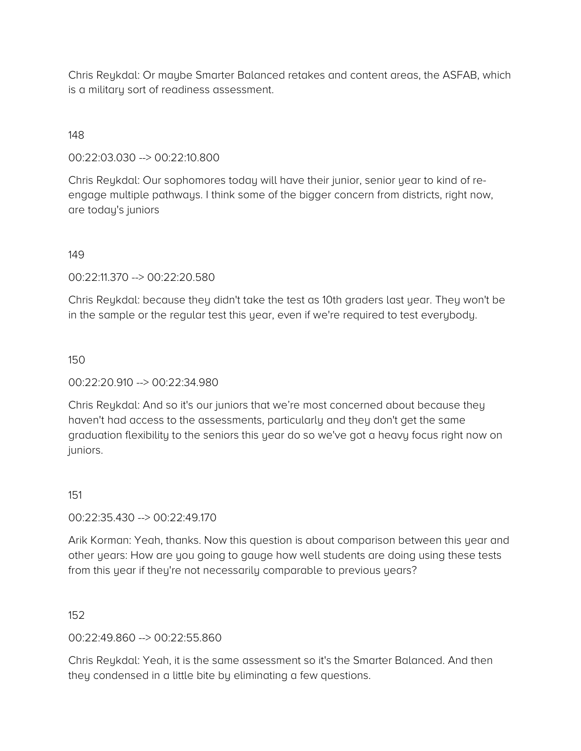Chris Reykdal: Or maybe Smarter Balanced retakes and content areas, the ASFAB, which is a military sort of readiness assessment.

148

00:22:03.030 --> 00:22:10.800

Chris Reykdal: Our sophomores today will have their junior, senior year to kind of re-engage multiple pathways. I think some of the bigger concern from districts, right now, are today's juniors

149

00:22:11.370 --> 00:22:20.580

Chris Reykdal: because they didn't take the test as 10th graders last year. They won't be in the sample or the regular test this year, even if we're required to test everybody.

150

00:22:20.910 --> 00:22:34.980

Chris Reykdal: And so it's our juniors that we're most concerned about because they haven't had access to the assessments, particularly and they don't get the same graduation flexibility to the seniors this year do so we've got a heavy focus right now on juniors.

151

00:22:35.430 --> 00:22:49.170

Arik Korman: Yeah, thanks. Now this question is about comparison between this year and other years: How are you going to gauge how well students are doing using these tests from this year if they're not necessarily comparable to previous years?

152

00:22:49.860 --> 00:22:55.860

Chris Reykdal: Yeah, it is the same assessment so it's the Smarter Balanced. And then they condensed in a little bite by eliminating a few questions.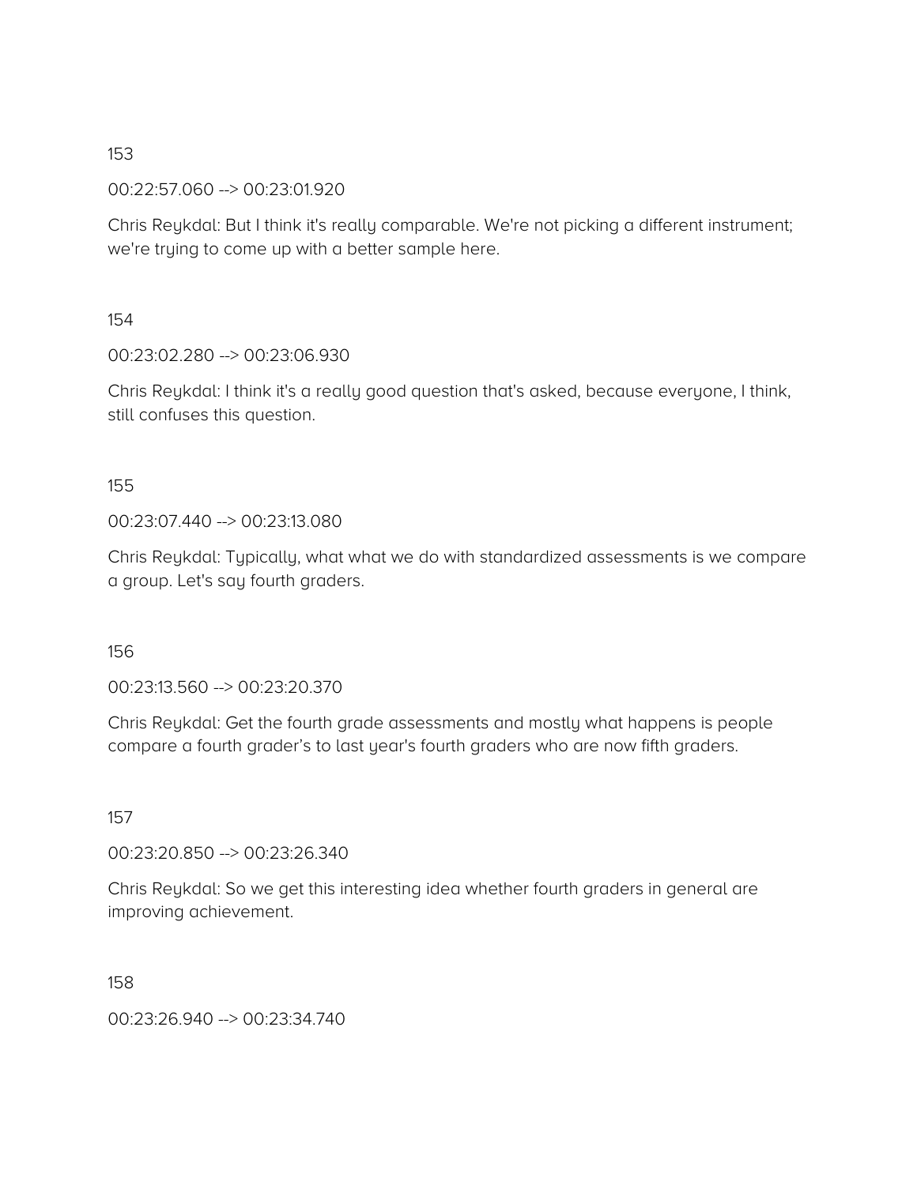153

00:22:57.060 --> 00:23:01.920

Chris Reykdal: But I think it's really comparable. We're not picking a different instrument; we're trying to come up with a better sample here.

154

00:23:02.280 --> 00:23:06.930

Chris Reykdal: I think it's a really good question that's asked, because everyone, I think, still confuses this question.

155

00:23:07.440 --> 00:23:13.080

Chris Reykdal: Typically, what what we do with standardized assessments is we compare a group. Let's say fourth graders.

156

00:23:13.560 --> 00:23:20.370

Chris Reykdal: Get the fourth grade assessments and mostly what happens is people compare a fourth grader's to last year's fourth graders who are now fifth graders.

157

00:23:20.850 --> 00:23:26.340

Chris Reykdal: So we get this interesting idea whether fourth graders in general are improving achievement.

158

00:23:26.940 --> 00:23:34.740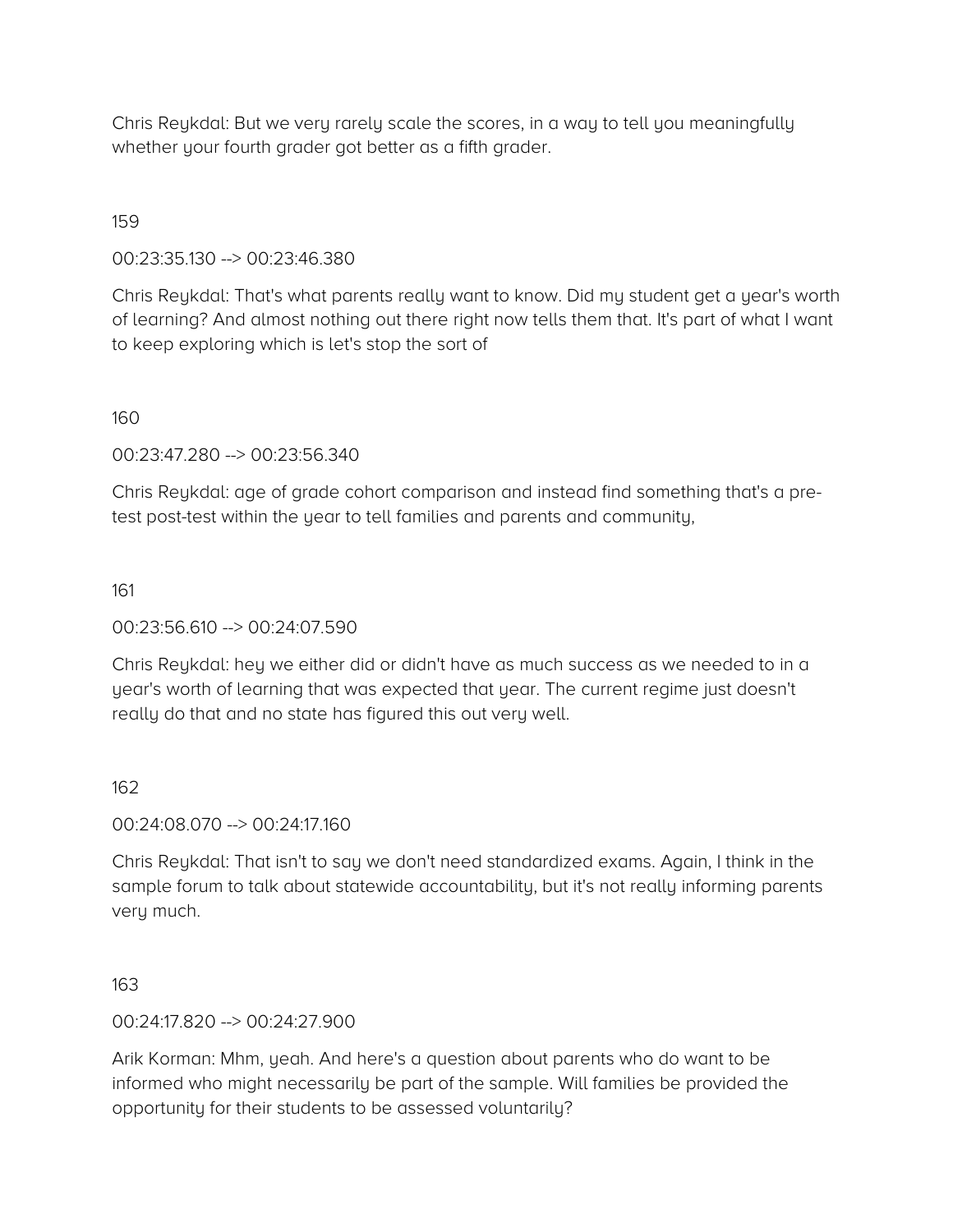Chris Reykdal: But we very rarely scale the scores, in a way to tell you meaningfully whether your fourth grader got better as a fifth grader.

159

00:23:35.130 --> 00:23:46.380

Chris Reykdal: That's what parents really want to know. Did my student get a year's worth of learning? And almost nothing out there right now tells them that. It's part of what I want to keep exploring which is let's stop the sort of

160

00:23:47.280 --> 00:23:56.340

Chris Reykdal: age of grade cohort comparison and instead find something that's a pre-test post-test within the year to tell families and parents and community,

161

00:23:56.610 --> 00:24:07.590

Chris Reykdal: hey we either did or didn't have as much success as we needed to in a year's worth of learning that was expected that year. The current regime just doesn't really do that and no state has figured this out very well.

162

00:24:08.070 --> 00:24:17.160

Chris Reykdal: That isn't to say we don't need standardized exams. Again, I think in the sample forum to talk about statewide accountability, but it's not really informing parents very much.

163

00:24:17.820 --> 00:24:27.900

Arik Korman: Mhm, yeah. And here's a question about parents who do want to be informed who might necessarily be part of the sample. Will families be provided the opportunity for their students to be assessed voluntarily?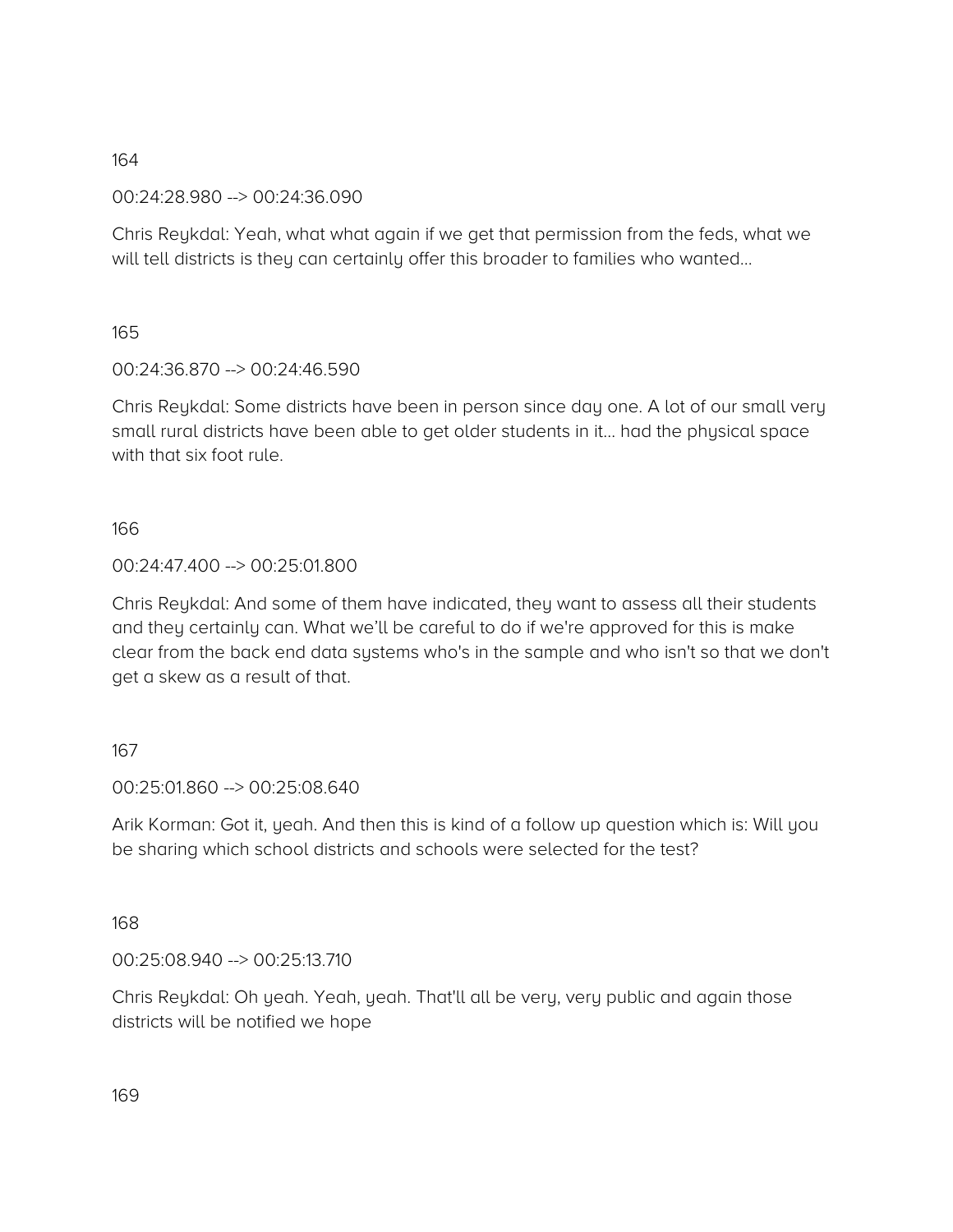164

00:24:28.980 --> 00:24:36.090

Chris Reykdal: Yeah, what what again if we get that permission from the feds, what we will tell districts is they can certainly offer this broader to families who wanted...

165

00:24:36.870 --> 00:24:46.590

Chris Reykdal: Some districts have been in person since day one. A lot of our small very small rural districts have been able to get older students in it... had the physical space with that six foot rule.

166

00:24:47.400 --> 00:25:01.800

Chris Reykdal: And some of them have indicated, they want to assess all their students and they certainly can. What we'll be careful to do if we're approved for this is make clear from the back end data systems who's in the sample and who isn't so that we don't get a skew as a result of that.

167

00:25:01.860 --> 00:25:08.640

Arik Korman: Got it, yeah. And then this is kind of a follow up question which is: Will you be sharing which school districts and schools were selected for the test?

168

00:25:08.940 --> 00:25:13.710

Chris Reykdal: Oh yeah. Yeah, yeah. That'll all be very, very public and again those districts will be notified we hope

169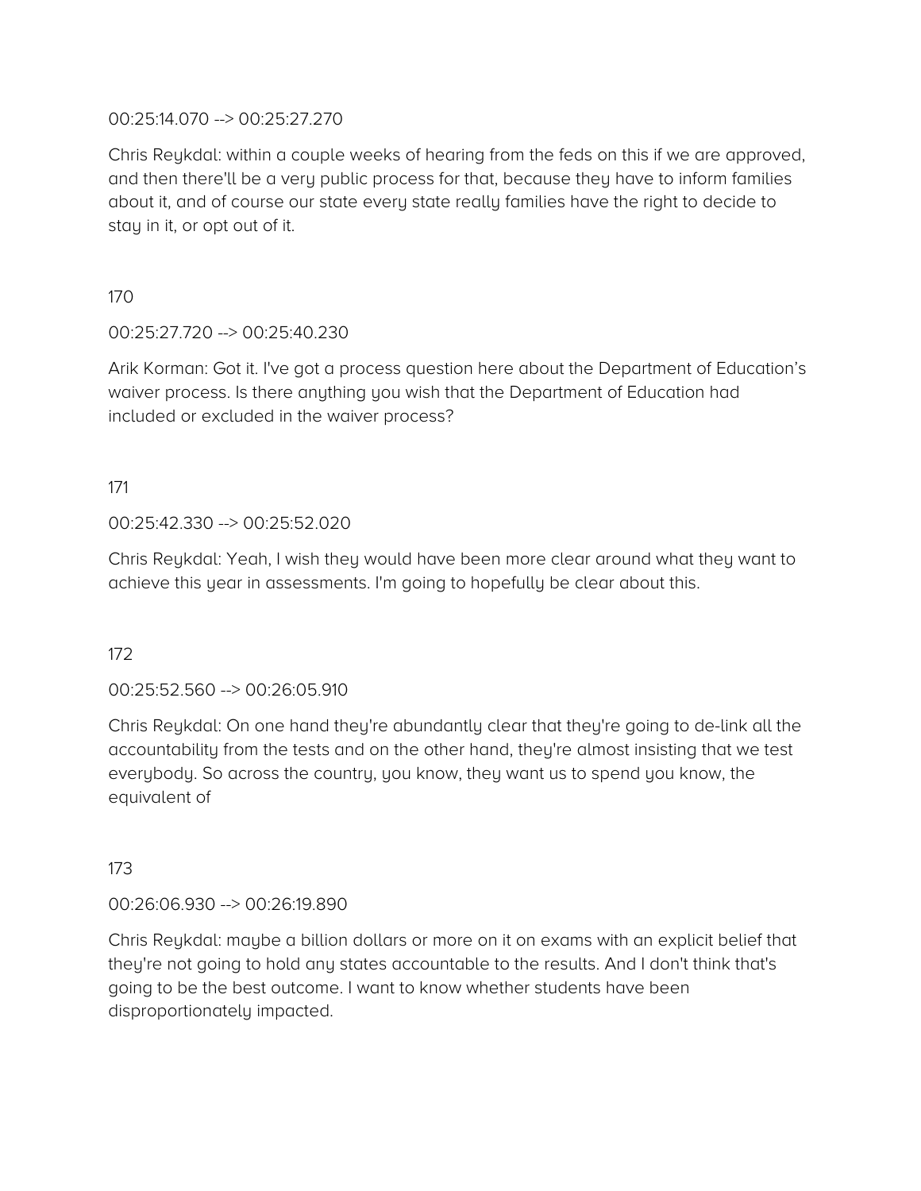00:25:14.070 --> 00:25:27.270

Chris Reykdal: within a couple weeks of hearing from the feds on this if we are approved, and then there'll be a very public process for that, because they have to inform families about it, and of course our state every state really families have the right to decide to stay in it, or opt out of it.

170

00:25:27.720 --> 00:25:40.230

Arik Korman: Got it. I've got a process question here about the Department of Education's waiver process. Is there anything you wish that the Department of Education had included or excluded in the waiver process?

171

00:25:42.330 --> 00:25:52.020

Chris Reykdal: Yeah, I wish they would have been more clear around what they want to achieve this year in assessments. I'm going to hopefully be clear about this.

172

00:25:52.560 --> 00:26:05.910

Chris Reykdal: On one hand they're abundantly clear that they're going to de-link all the accountability from the tests and on the other hand, they're almost insisting that we test everybody. So across the country, you know, they want us to spend you know, the equivalent of

173

00:26:06.930 --> 00:26:19.890

Chris Reykdal: maybe a billion dollars or more on it on exams with an explicit belief that they're not going to hold any states accountable to the results. And I don't think that's going to be the best outcome. I want to know whether students have been disproportionately impacted.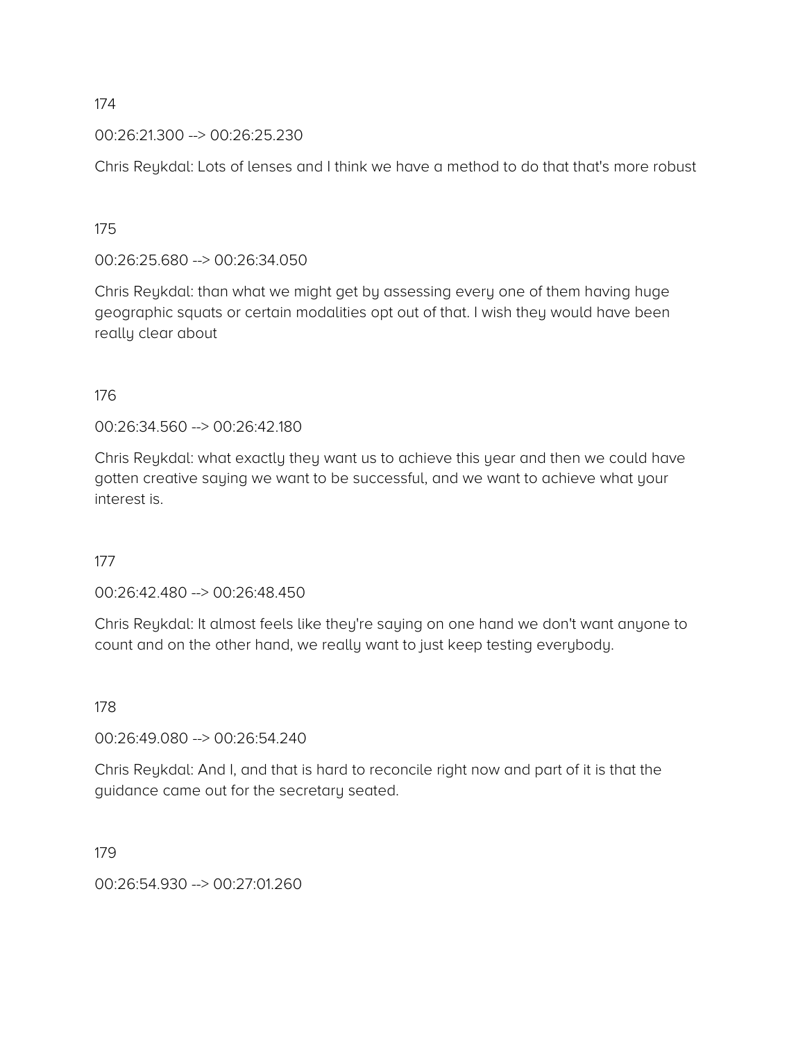174

00:26:21.300 --> 00:26:25.230

Chris Reykdal: Lots of lenses and I think we have a method to do that that's more robust

175

00:26:25.680 --> 00:26:34.050

Chris Reykdal: than what we might get by assessing every one of them having huge geographic squats or certain modalities opt out of that. I wish they would have been really clear about

176

00:26:34.560 --> 00:26:42.180

Chris Reykdal: what exactly they want us to achieve this year and then we could have gotten creative saying we want to be successful, and we want to achieve what your interest is.

177

00:26:42.480 --> 00:26:48.450

Chris Reykdal: It almost feels like they're saying on one hand we don't want anyone to count and on the other hand, we really want to just keep testing everybody.

178

00:26:49.080 --> 00:26:54.240

Chris Reykdal: And I, and that is hard to reconcile right now and part of it is that the guidance came out for the secretary seated.

179

00:26:54.930 --> 00:27:01.260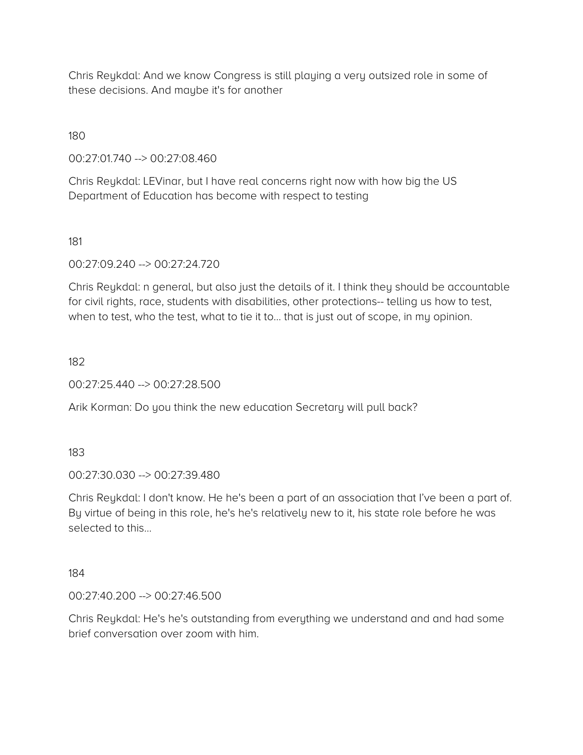Chris Reykdal: And we know Congress is still playing a very outsized role in some of these decisions. And maybe it's for another

180

00:27:01.740 --> 00:27:08.460

Chris Reykdal: LEVinar, but I have real concerns right now with how big the US Department of Education has become with respect to testing

181

00:27:09.240 --> 00:27:24.720

Chris Reykdal: n general, but also just the details of it. I think they should be accountable for civil rights, race, students with disabilities, other protections-- telling us how to test, when to test, who the test, what to tie it to... that is just out of scope, in my opinion.

182

00:27:25.440 --> 00:27:28.500

Arik Korman: Do you think the new education Secretary will pull back?

183

00:27:30.030 --> 00:27:39.480

Chris Reykdal: I don't know. He he's been a part of an association that I've been a part of. By virtue of being in this role, he's he's relatively new to it, his state role before he was selected to this...

184

00:27:40.200 --> 00:27:46.500

Chris Reykdal: He's he's outstanding from everything we understand and and had some brief conversation over zoom with him.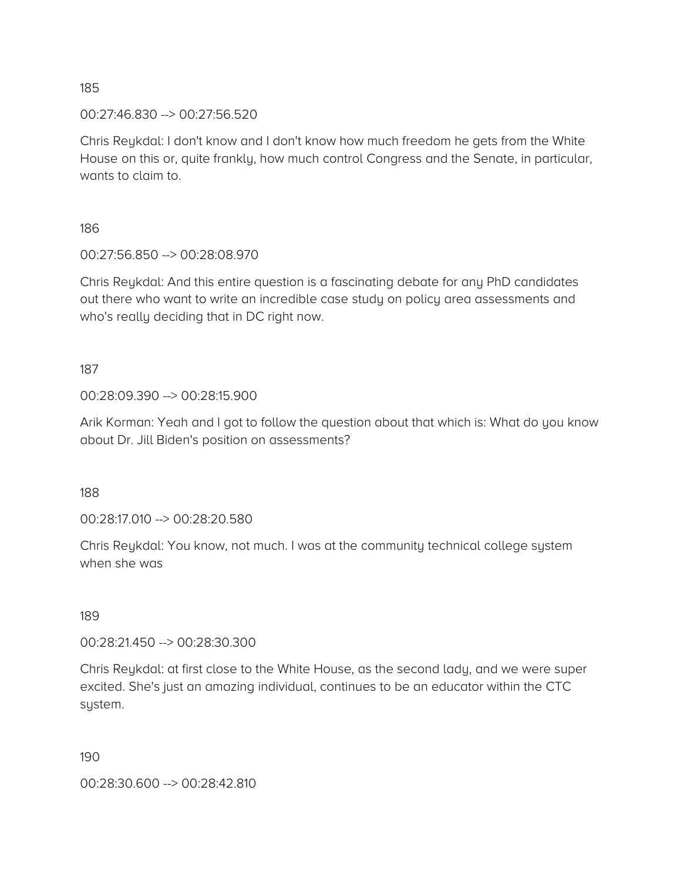185

00:27:46.830 --> 00:27:56.520

Chris Reykdal: I don't know and I don't know how much freedom he gets from the White House on this or, quite frankly, how much control Congress and the Senate, in particular, wants to claim to.

186

00:27:56.850 --> 00:28:08.970

Chris Reykdal: And this entire question is a fascinating debate for any PhD candidates out there who want to write an incredible case study on policy area assessments and who's really deciding that in DC right now.

187

00:28:09.390 --> 00:28:15.900

Arik Korman: Yeah and I got to follow the question about that which is: What do you know about Dr. Jill Biden's position on assessments?

188

00:28:17.010 --> 00:28:20.580

Chris Reykdal: You know, not much. I was at the community technical college system when she was

189

00:28:21.450 --> 00:28:30.300

Chris Reykdal: at first close to the White House, as the second lady, and we were super excited. She's just an amazing individual, continues to be an educator within the CTC system.

190

00:28:30.600 --> 00:28:42.810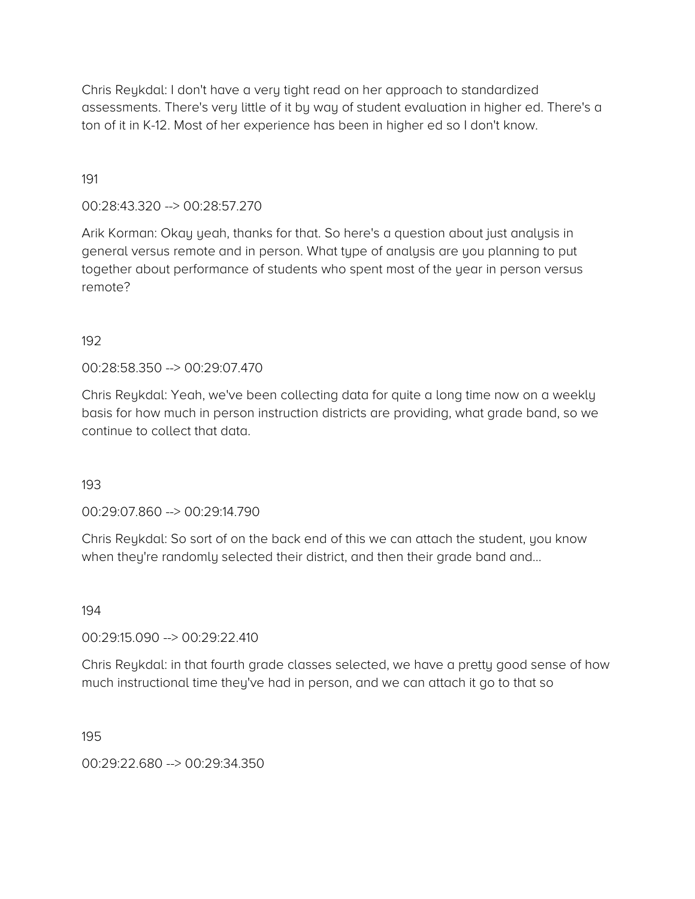Chris Reykdal: I don't have a very tight read on her approach to standardized assessments. There's very little of it by way of student evaluation in higher ed. There's a ton of it in K-12. Most of her experience has been in higher ed so I don't know.

191

00:28:43.320 --> 00:28:57.270

Arik Korman: Okay yeah, thanks for that. So here's a question about just analysis in general versus remote and in person. What type of analysis are you planning to put together about performance of students who spent most of the year in person versus remote?

192

00:28:58.350 --> 00:29:07.470

Chris Reykdal: Yeah, we've been collecting data for quite a long time now on a weekly basis for how much in person instruction districts are providing, what grade band, so we continue to collect that data.

193

00:29:07.860 --> 00:29:14.790

Chris Reykdal: So sort of on the back end of this we can attach the student, you know when they're randomly selected their district, and then their grade band and...

194

00:29:15.090 --> 00:29:22.410

Chris Reykdal: in that fourth grade classes selected, we have a pretty good sense of how much instructional time they've had in person, and we can attach it go to that so

195

00:29:22.680 --> 00:29:34.350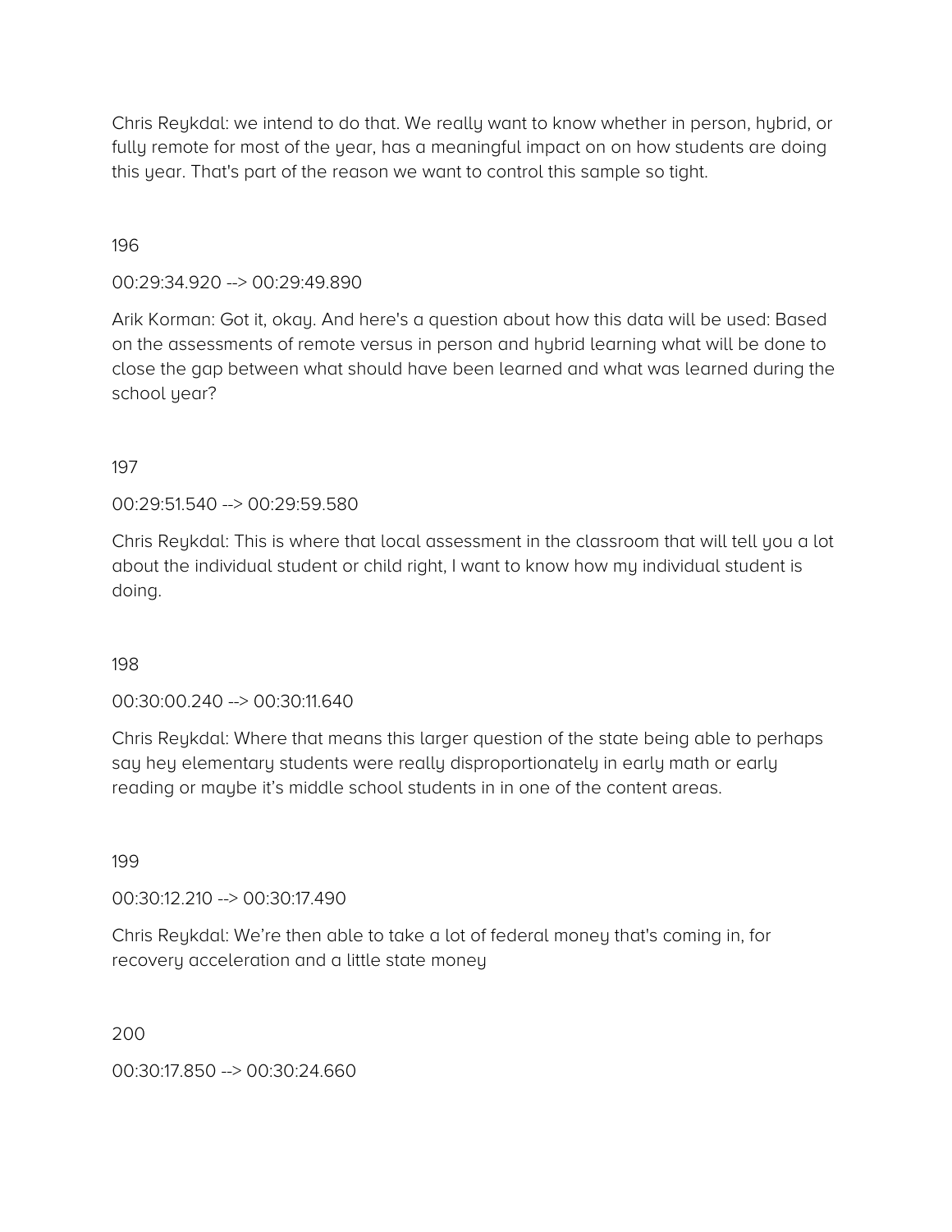Chris Reykdal: we intend to do that. We really want to know whether in person, hybrid, or fully remote for most of the year, has a meaningful impact on on how students are doing this year. That's part of the reason we want to control this sample so tight.

196

00:29:34.920 --> 00:29:49.890

Arik Korman: Got it, okay. And here's a question about how this data will be used: Based on the assessments of remote versus in person and hybrid learning what will be done to close the gap between what should have been learned and what was learned during the school year?

197

00:29:51.540 --> 00:29:59.580

Chris Reykdal: This is where that local assessment in the classroom that will tell you a lot about the individual student or child right, I want to know how my individual student is doing.

198

00:30:00.240 --> 00:30:11.640

Chris Reykdal: Where that means this larger question of the state being able to perhaps say hey elementary students were really disproportionately in early math or early reading or maybe it's middle school students in in one of the content areas.

199

00:30:12.210 --> 00:30:17.490

Chris Reykdal: We're then able to take a lot of federal money that's coming in, for recovery acceleration and a little state money

200

00:30:17.850 --> 00:30:24.660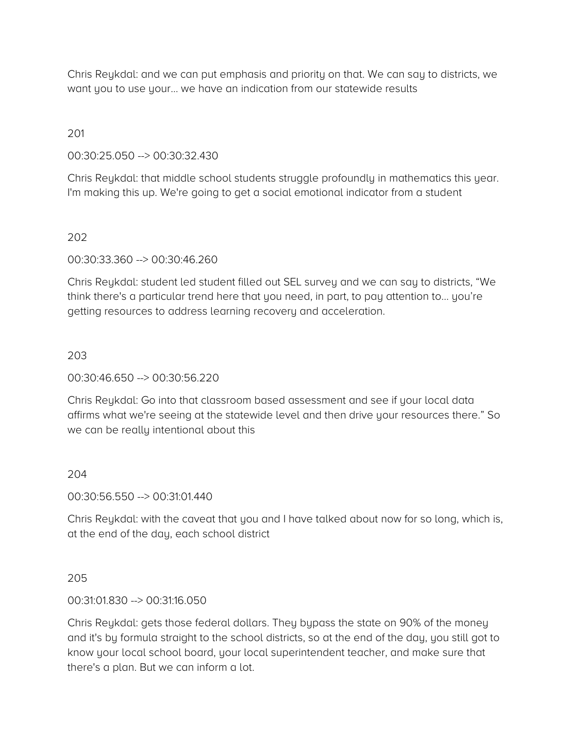Chris Reykdal: and we can put emphasis and priority on that. We can say to districts, we want you to use your… we have an indication from our statewide results

201

00:30:25.050 --> 00:30:32.430

Chris Reykdal: that middle school students struggle profoundly in mathematics this year. I'm making this up. We're going to get a social emotional indicator from a student

202

00:30:33.360 --> 00:30:46.260

Chris Reykdal: student led student filled out SEL survey and we can say to districts, "We think there's a particular trend here that you need, in part, to pay attention to… you're getting resources to address learning recovery and acceleration.

203

00:30:46.650 --> 00:30:56.220

Chris Reykdal: Go into that classroom based assessment and see if your local data affirms what we're seeing at the statewide level and then drive your resources there." So we can be really intentional about this

204

00:30:56.550 --> 00:31:01.440

Chris Reykdal: with the caveat that you and I have talked about now for so long, which is, at the end of the day, each school district

205

00:31:01.830 --> 00:31:16.050

Chris Reykdal: gets those federal dollars. They bypass the state on 90% of the money and it's by formula straight to the school districts, so at the end of the day, you still got to know your local school board, your local superintendent teacher, and make sure that there's a plan. But we can inform a lot.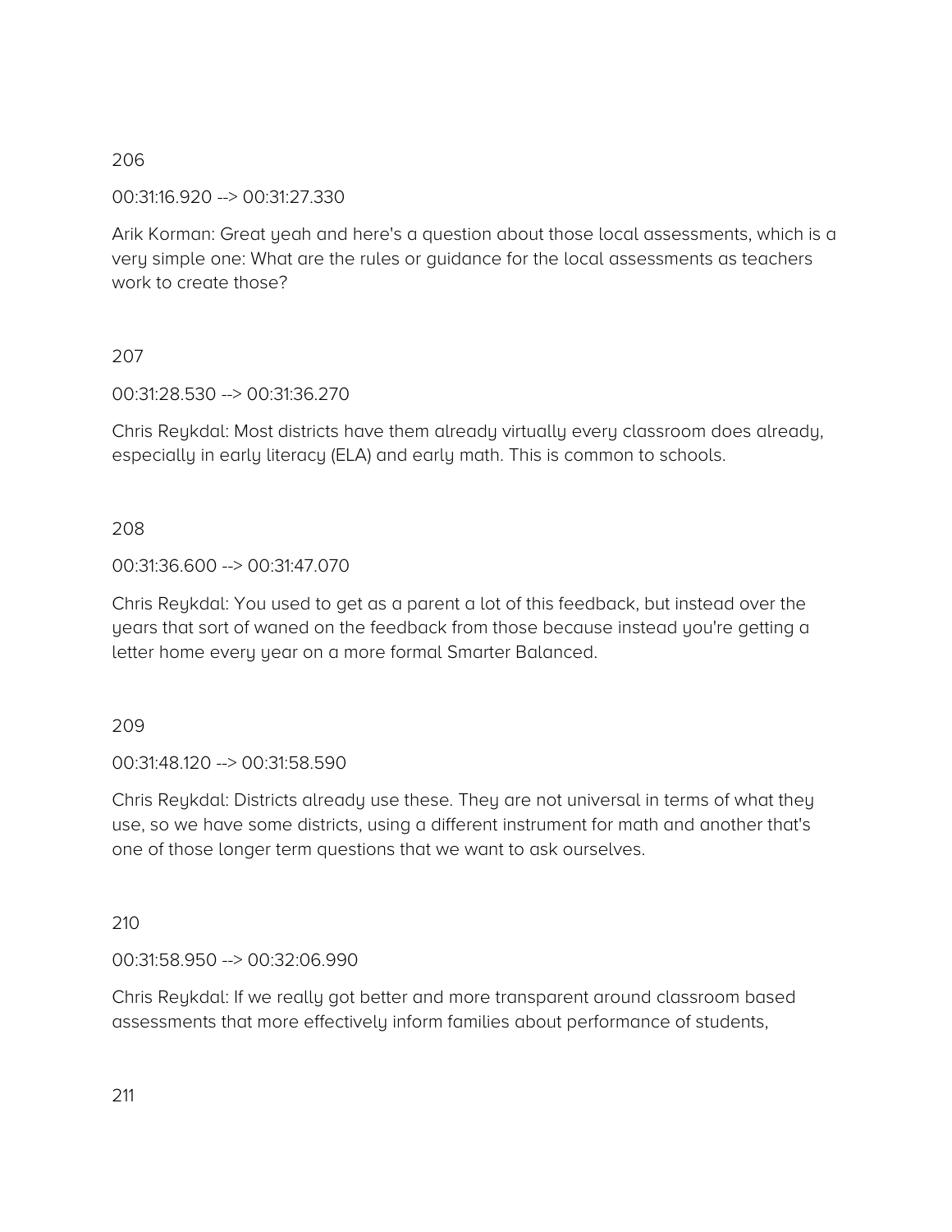206

00:31:16.920 --> 00:31:27.330

Arik Korman: Great yeah and here's a question about those local assessments, which is a very simple one: What are the rules or guidance for the local assessments as teachers work to create those?

207

00:31:28.530 --> 00:31:36.270

Chris Reykdal: Most districts have them already virtually every classroom does already, especially in early literacy (ELA) and early math. This is common to schools.

208

00:31:36.600 --> 00:31:47.070

Chris Reykdal: You used to get as a parent a lot of this feedback, but instead over the years that sort of waned on the feedback from those because instead you're getting a letter home every year on a more formal Smarter Balanced.

209

00:31:48.120 --> 00:31:58.590

Chris Reykdal: Districts already use these. They are not universal in terms of what they use, so we have some districts, using a different instrument for math and another that's one of those longer term questions that we want to ask ourselves.

210

00:31:58.950 --> 00:32:06.990

Chris Reykdal: If we really got better and more transparent around classroom based assessments that more effectively inform families about performance of students,

211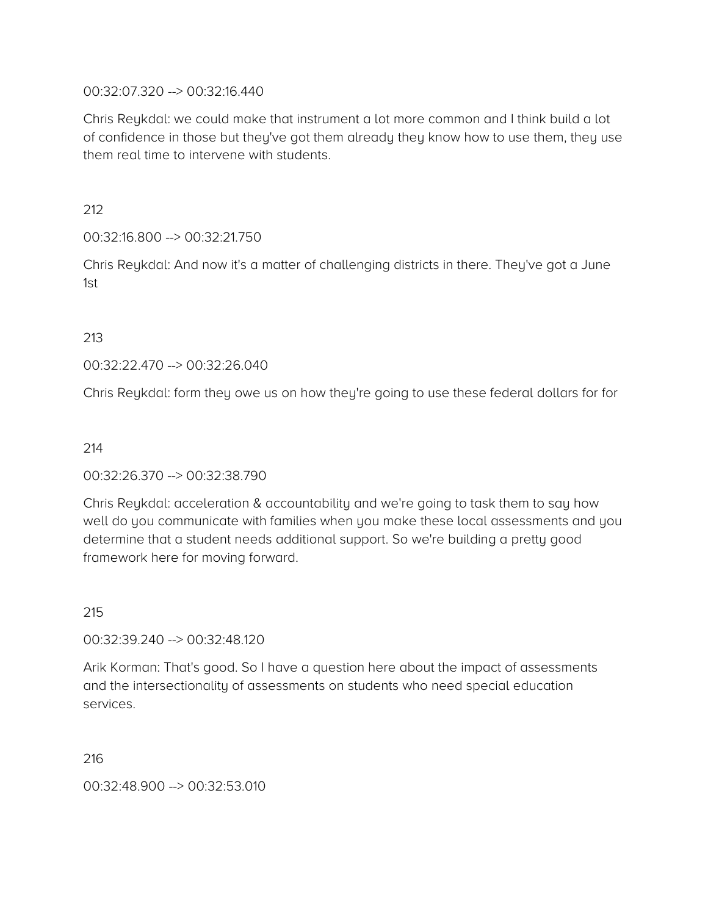00:32:07.320 --> 00:32:16.440

Chris Reykdal: we could make that instrument a lot more common and I think build a lot of confidence in those but they've got them already they know how to use them, they use them real time to intervene with students.

212

00:32:16.800 --> 00:32:21.750

Chris Reykdal: And now it's a matter of challenging districts in there. They've got a June 1st

213

00:32:22.470 --> 00:32:26.040

Chris Reykdal: form they owe us on how they're going to use these federal dollars for for

214

00:32:26.370 --> 00:32:38.790

Chris Reykdal: acceleration & accountability and we're going to task them to say how well do you communicate with families when you make these local assessments and you determine that a student needs additional support. So we're building a pretty good framework here for moving forward.

215

00:32:39.240 --> 00:32:48.120

Arik Korman: That's good. So I have a question here about the impact of assessments and the intersectionality of assessments on students who need special education services.

216

00:32:48.900 --> 00:32:53.010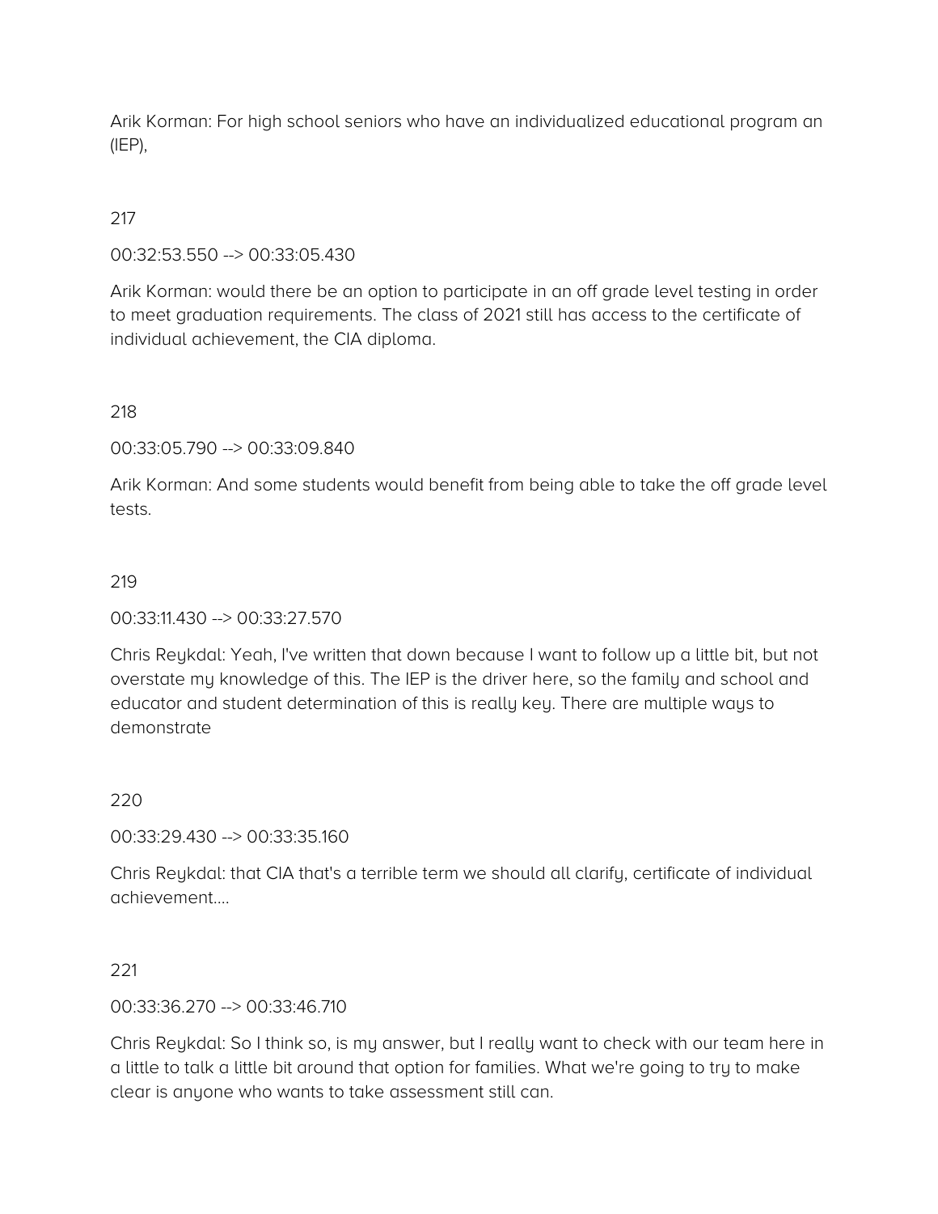Arik Korman: For high school seniors who have an individualized educational program an (IEP),

217

00:32:53.550 --> 00:33:05.430

Arik Korman: would there be an option to participate in an off grade level testing in order to meet graduation requirements. The class of 2021 still has access to the certificate of individual achievement, the CIA diploma.

218

00:33:05.790 --> 00:33:09.840

Arik Korman: And some students would benefit from being able to take the off grade level tests.

219

00:33:11.430 --> 00:33:27.570

Chris Reykdal: Yeah, I've written that down because I want to follow up a little bit, but not overstate my knowledge of this. The IEP is the driver here, so the family and school and educator and student determination of this is really key. There are multiple ways to demonstrate

220

00:33:29.430 --> 00:33:35.160

Chris Reykdal: that CIA that's a terrible term we should all clarify, certificate of individual achievement....

221

00:33:36.270 --> 00:33:46.710

Chris Reykdal: So I think so, is my answer, but I really want to check with our team here in a little to talk a little bit around that option for families. What we're going to try to make clear is anyone who wants to take assessment still can.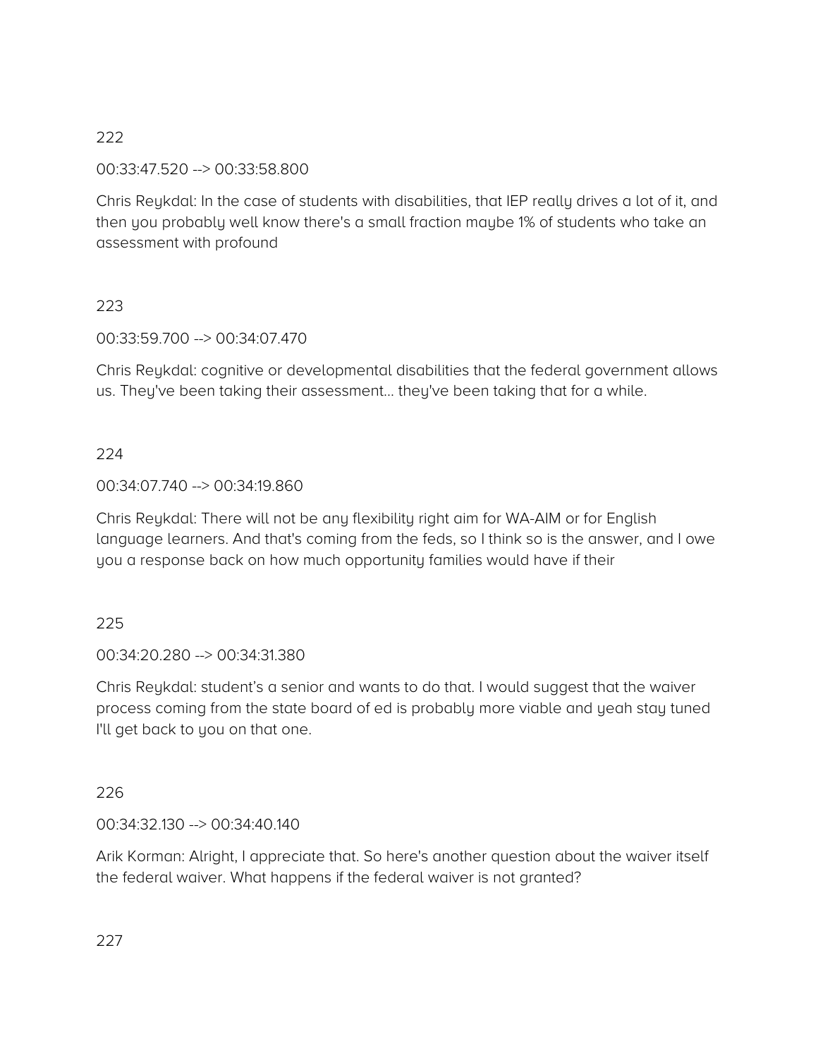222

00:33:47.520 --> 00:33:58.800

Chris Reykdal: In the case of students with disabilities, that IEP really drives a lot of it, and then you probably well know there's a small fraction maybe 1% of students who take an assessment with profound

223

00:33:59.700 --> 00:34:07.470

Chris Reykdal: cognitive or developmental disabilities that the federal government allows us. They've been taking their assessment... they've been taking that for a while.

224

00:34:07.740 --> 00:34:19.860

Chris Reykdal: There will not be any flexibility right aim for WA-AIM or for English language learners. And that's coming from the feds, so I think so is the answer, and I owe you a response back on how much opportunity families would have if their

225

00:34:20.280 --> 00:34:31.380

Chris Reykdal: student's a senior and wants to do that. I would suggest that the waiver process coming from the state board of ed is probably more viable and yeah stay tuned I'll get back to you on that one.

226

00:34:32.130 --> 00:34:40.140

Arik Korman: Alright, I appreciate that. So here's another question about the waiver itself the federal waiver. What happens if the federal waiver is not granted?

227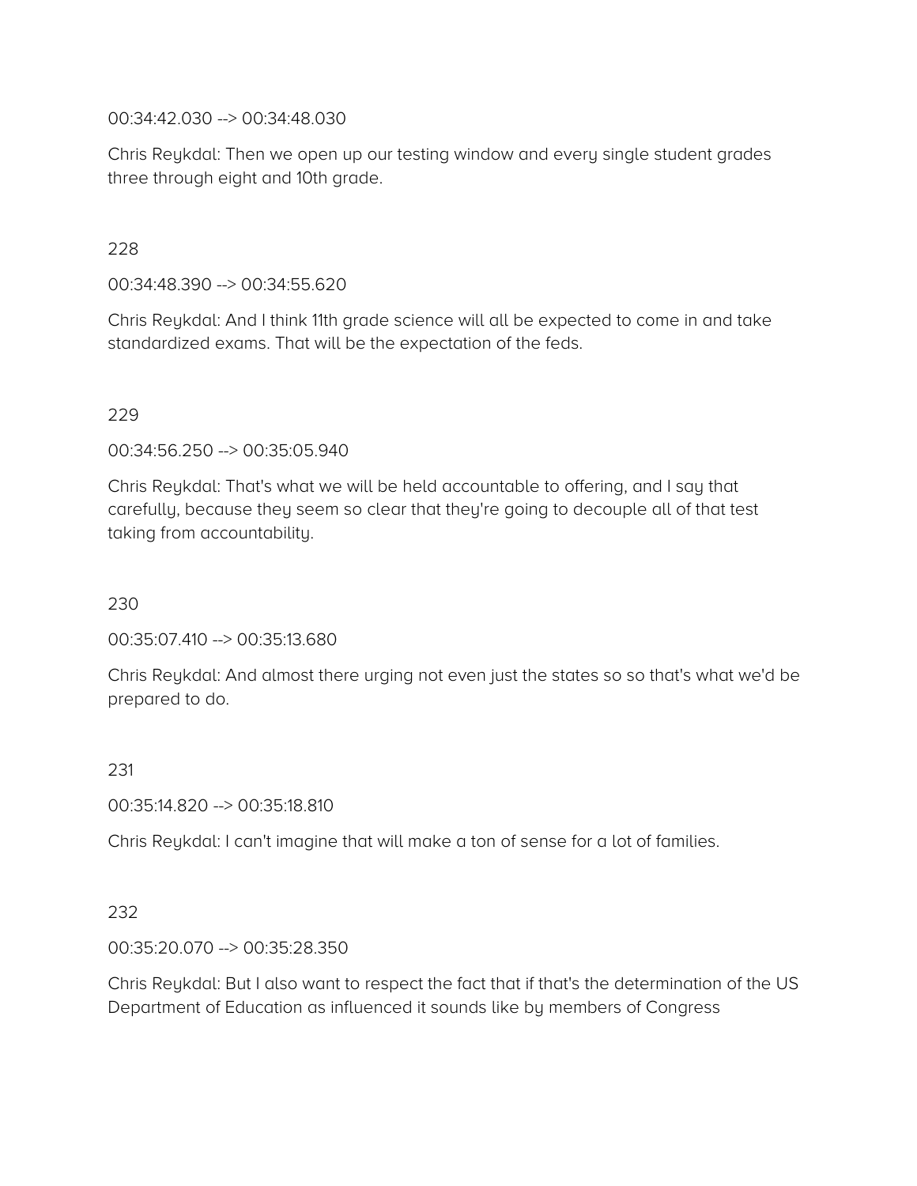00:34:42.030 --> 00:34:48.030

Chris Reykdal: Then we open up our testing window and every single student grades three through eight and 10th grade.

228

00:34:48.390 --> 00:34:55.620

Chris Reykdal: And I think 11th grade science will all be expected to come in and take standardized exams. That will be the expectation of the feds.

229

00:34:56.250 --> 00:35:05.940

Chris Reykdal: That's what we will be held accountable to offering, and I say that carefully, because they seem so clear that they're going to decouple all of that test taking from accountability.

230

00:35:07.410 --> 00:35:13.680

Chris Reykdal: And almost there urging not even just the states so so that's what we'd be prepared to do.

231

00:35:14.820 --> 00:35:18.810

Chris Reykdal: I can't imagine that will make a ton of sense for a lot of families.

232

00:35:20.070 --> 00:35:28.350

Chris Reykdal: But I also want to respect the fact that if that's the determination of the US Department of Education as influenced it sounds like by members of Congress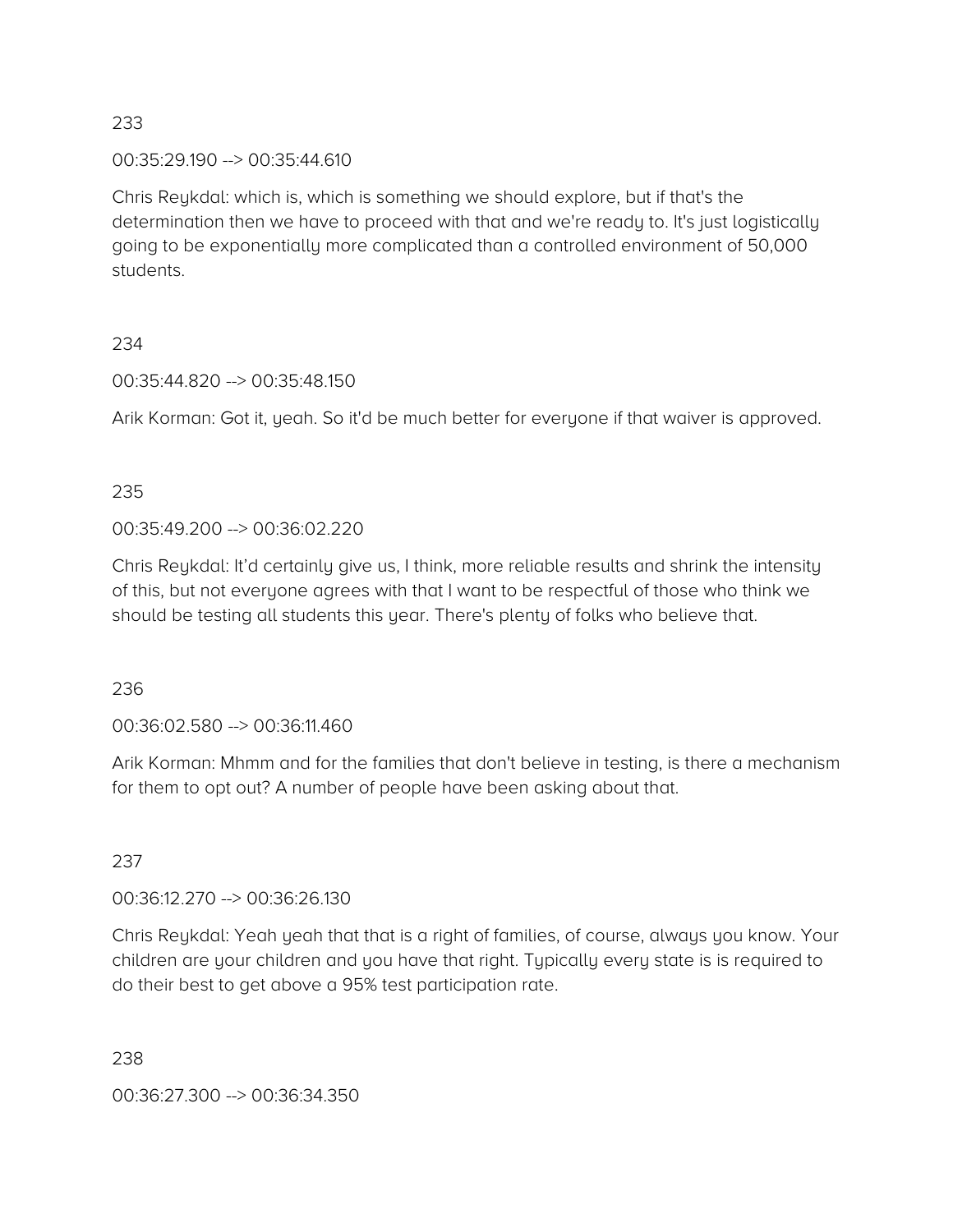233

00:35:29.190 --> 00:35:44.610

Chris Reykdal: which is, which is something we should explore, but if that's the determination then we have to proceed with that and we're ready to. It's just logistically going to be exponentially more complicated than a controlled environment of 50,000 students.

234

00:35:44.820 --> 00:35:48.150

Arik Korman: Got it, yeah. So it'd be much better for everyone if that waiver is approved.

235

00:35:49.200 --> 00:36:02.220

Chris Reykdal: It'd certainly give us, I think, more reliable results and shrink the intensity of this, but not everyone agrees with that I want to be respectful of those who think we should be testing all students this year. There's plenty of folks who believe that.

236

00:36:02.580 --> 00:36:11.460

Arik Korman: Mhmm and for the families that don't believe in testing, is there a mechanism for them to opt out? A number of people have been asking about that.

237

00:36:12.270 --> 00:36:26.130

Chris Reykdal: Yeah yeah that that is a right of families, of course, always you know. Your children are your children and you have that right. Typically every state is is required to do their best to get above a 95% test participation rate.

238

00:36:27.300 --> 00:36:34.350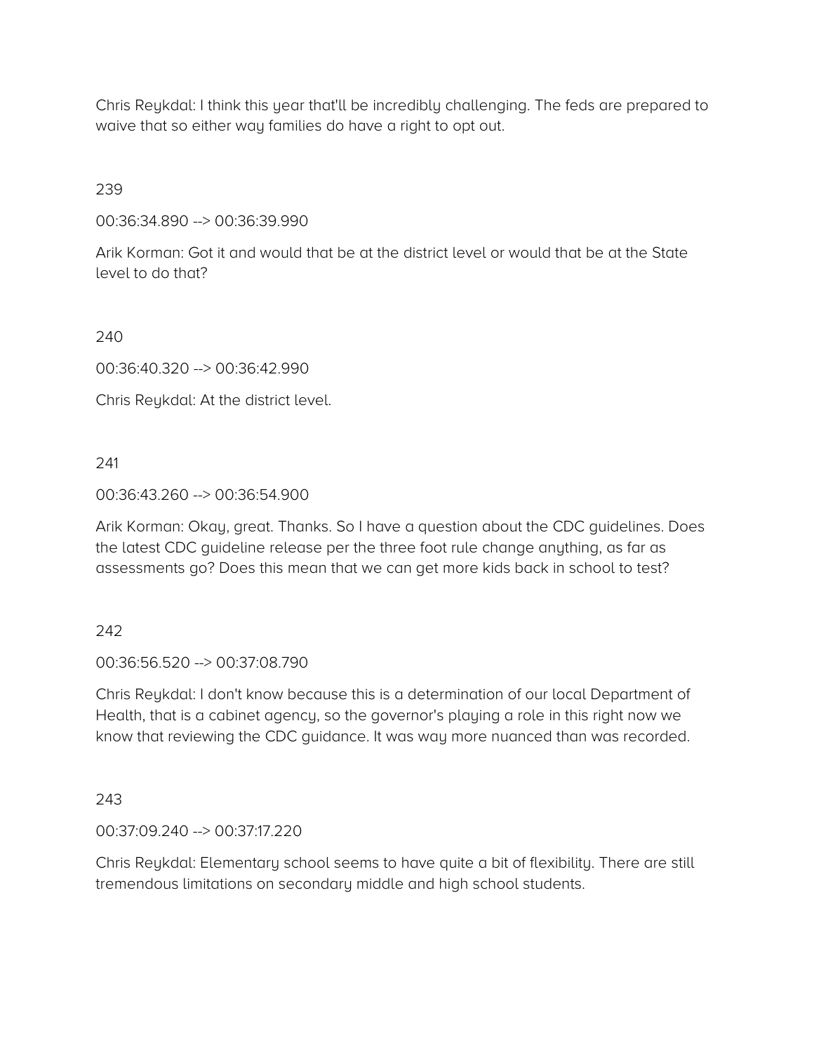Chris Reykdal: I think this year that'll be incredibly challenging. The feds are prepared to waive that so either way families do have a right to opt out.

239

00:36:34.890 --> 00:36:39.990

Arik Korman: Got it and would that be at the district level or would that be at the State level to do that?

240

00:36:40.320 --> 00:36:42.990

Chris Reykdal: At the district level.

241

00:36:43.260 --> 00:36:54.900

Arik Korman: Okay, great. Thanks. So I have a question about the CDC guidelines. Does the latest CDC guideline release per the three foot rule change anything, as far as assessments go? Does this mean that we can get more kids back in school to test?

242

00:36:56.520 --> 00:37:08.790

Chris Reykdal: I don't know because this is a determination of our local Department of Health, that is a cabinet agency, so the governor's playing a role in this right now we know that reviewing the CDC guidance. It was way more nuanced than was recorded.

243

00:37:09.240 --> 00:37:17.220

Chris Reykdal: Elementary school seems to have quite a bit of flexibility. There are still tremendous limitations on secondary middle and high school students.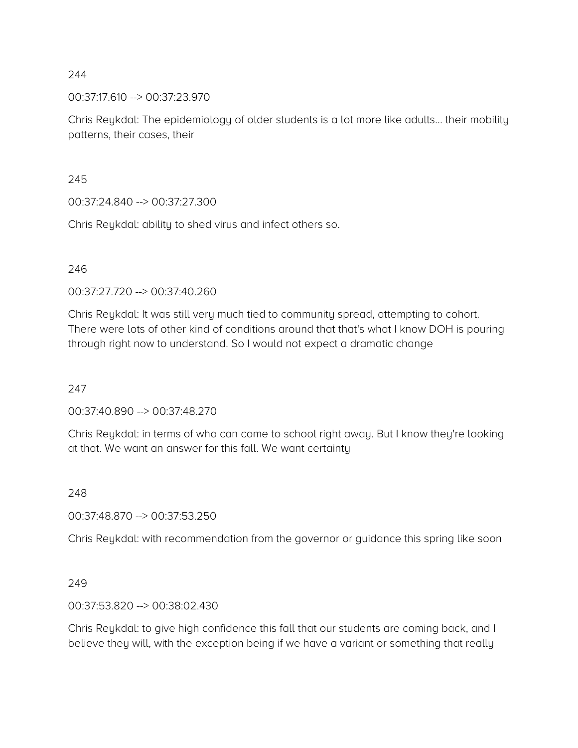244

00:37:17.610 --> 00:37:23.970

Chris Reykdal: The epidemiology of older students is a lot more like adults... their mobility patterns, their cases, their

245

00:37:24.840 --> 00:37:27.300

Chris Reykdal: ability to shed virus and infect others so.

246

00:37:27.720 --> 00:37:40.260

Chris Reykdal: It was still very much tied to community spread, attempting to cohort. There were lots of other kind of conditions around that that's what I know DOH is pouring through right now to understand. So I would not expect a dramatic change

247

00:37:40.890 --> 00:37:48.270

Chris Reykdal: in terms of who can come to school right away. But I know they're looking at that. We want an answer for this fall. We want certainty

248

00:37:48.870 --> 00:37:53.250

Chris Reykdal: with recommendation from the governor or guidance this spring like soon

249

00:37:53.820 --> 00:38:02.430

Chris Reykdal: to give high confidence this fall that our students are coming back, and I believe they will, with the exception being if we have a variant or something that really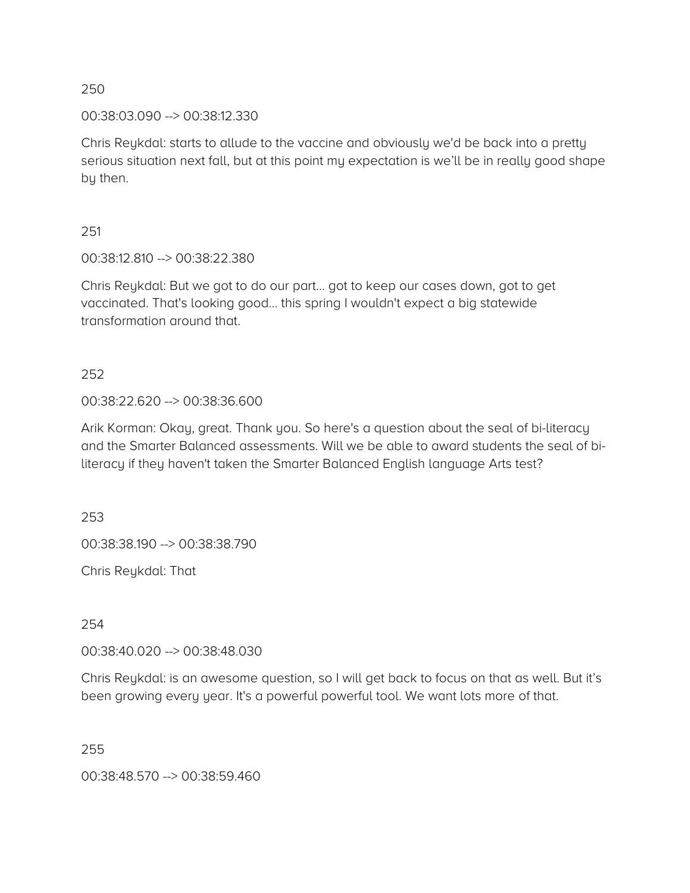250

00:38:03.090 --> 00:38:12.330

Chris Reykdal: starts to allude to the vaccine and obviously we'd be back into a pretty serious situation next fall, but at this point my expectation is we'll be in really good shape by then.

251

00:38:12.810 --> 00:38:22.380

Chris Reykdal: But we got to do our part... got to keep our cases down, got to get vaccinated. That's looking good... this spring I wouldn't expect a big statewide transformation around that.

252

00:38:22.620 --> 00:38:36.600

Arik Korman: Okay, great. Thank you. So here's a question about the seal of bi-literacy and the Smarter Balanced assessments. Will we be able to award students the seal of bi-literacy if they haven't taken the Smarter Balanced English language Arts test?

253

00:38:38.190 --> 00:38:38.790

Chris Reykdal: That

254

00:38:40.020 --> 00:38:48.030

Chris Reykdal: is an awesome question, so I will get back to focus on that as well. But it's been growing every year. It's a powerful powerful tool. We want lots more of that.

255

00:38:48.570 --> 00:38:59.460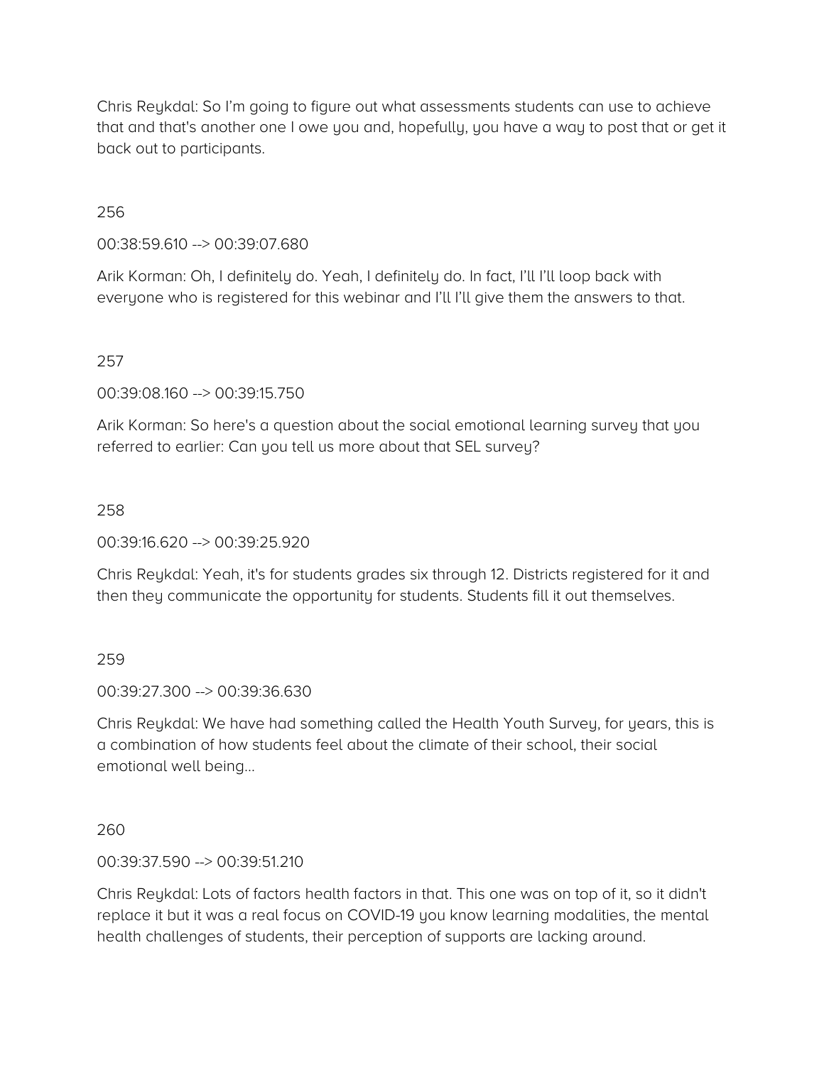Chris Reykdal: So I'm going to figure out what assessments students can use to achieve that and that's another one I owe you and, hopefully, you have a way to post that or get it back out to participants.

256

00:38:59.610 --> 00:39:07.680

Arik Korman: Oh, I definitely do. Yeah, I definitely do. In fact, I'll I'll loop back with everyone who is registered for this webinar and I'll I'll give them the answers to that.

257

00:39:08.160 --> 00:39:15.750

Arik Korman: So here's a question about the social emotional learning survey that you referred to earlier: Can you tell us more about that SEL survey?

258

00:39:16.620 --> 00:39:25.920

Chris Reykdal: Yeah, it's for students grades six through 12. Districts registered for it and then they communicate the opportunity for students. Students fill it out themselves.

259

00:39:27.300 --> 00:39:36.630

Chris Reykdal: We have had something called the Health Youth Survey, for years, this is a combination of how students feel about the climate of their school, their social emotional well being...

260

00:39:37.590 --> 00:39:51.210

Chris Reykdal: Lots of factors health factors in that. This one was on top of it, so it didn't replace it but it was a real focus on COVID-19 you know learning modalities, the mental health challenges of students, their perception of supports are lacking around.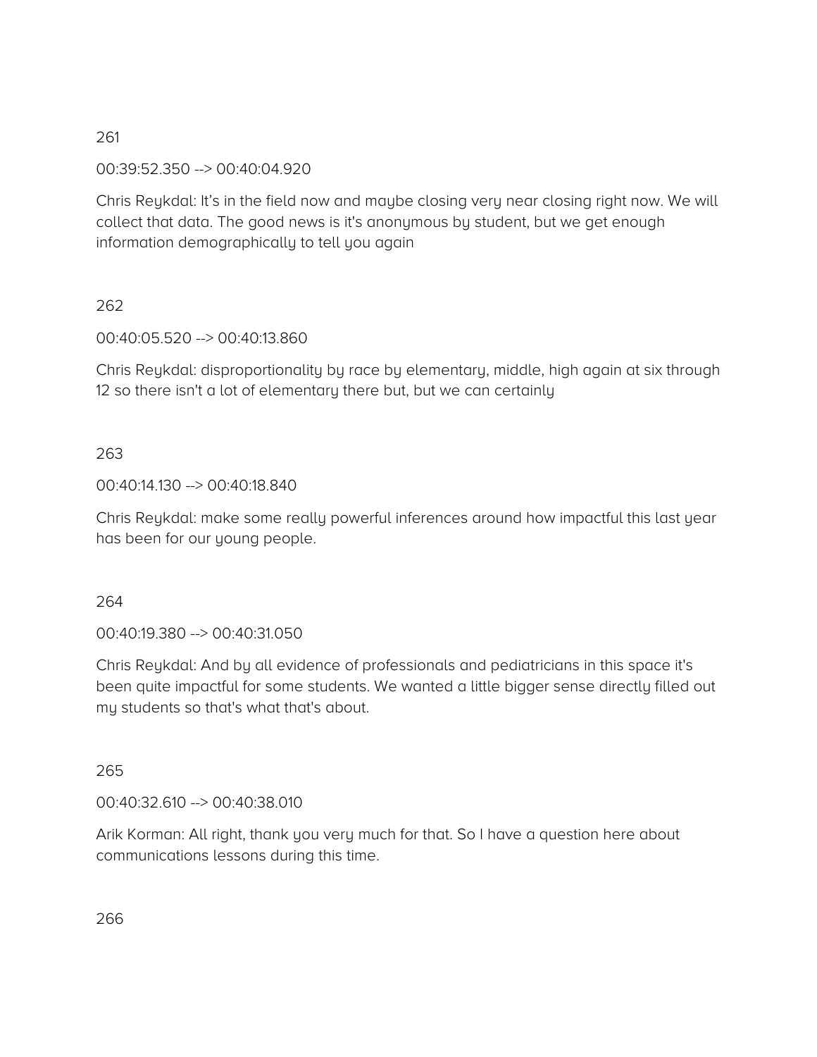261

00:39:52.350 --> 00:40:04.920

Chris Reykdal: It’s in the field now and maybe closing very near closing right now. We will collect that data. The good news is it's anonymous by student, but we get enough information demographically to tell you again

262

00:40:05.520 --> 00:40:13.860

Chris Reykdal: disproportionality by race by elementary, middle, high again at six through 12 so there isn't a lot of elementary there but, but we can certainly

263

00:40:14.130 --> 00:40:18.840

Chris Reykdal: make some really powerful inferences around how impactful this last year has been for our young people.

264

00:40:19.380 --> 00:40:31.050

Chris Reykdal: And by all evidence of professionals and pediatricians in this space it's been quite impactful for some students. We wanted a little bigger sense directly filled out my students so that's what that's about.

265

00:40:32.610 --> 00:40:38.010

Arik Korman: All right, thank you very much for that. So I have a question here about communications lessons during this time.

266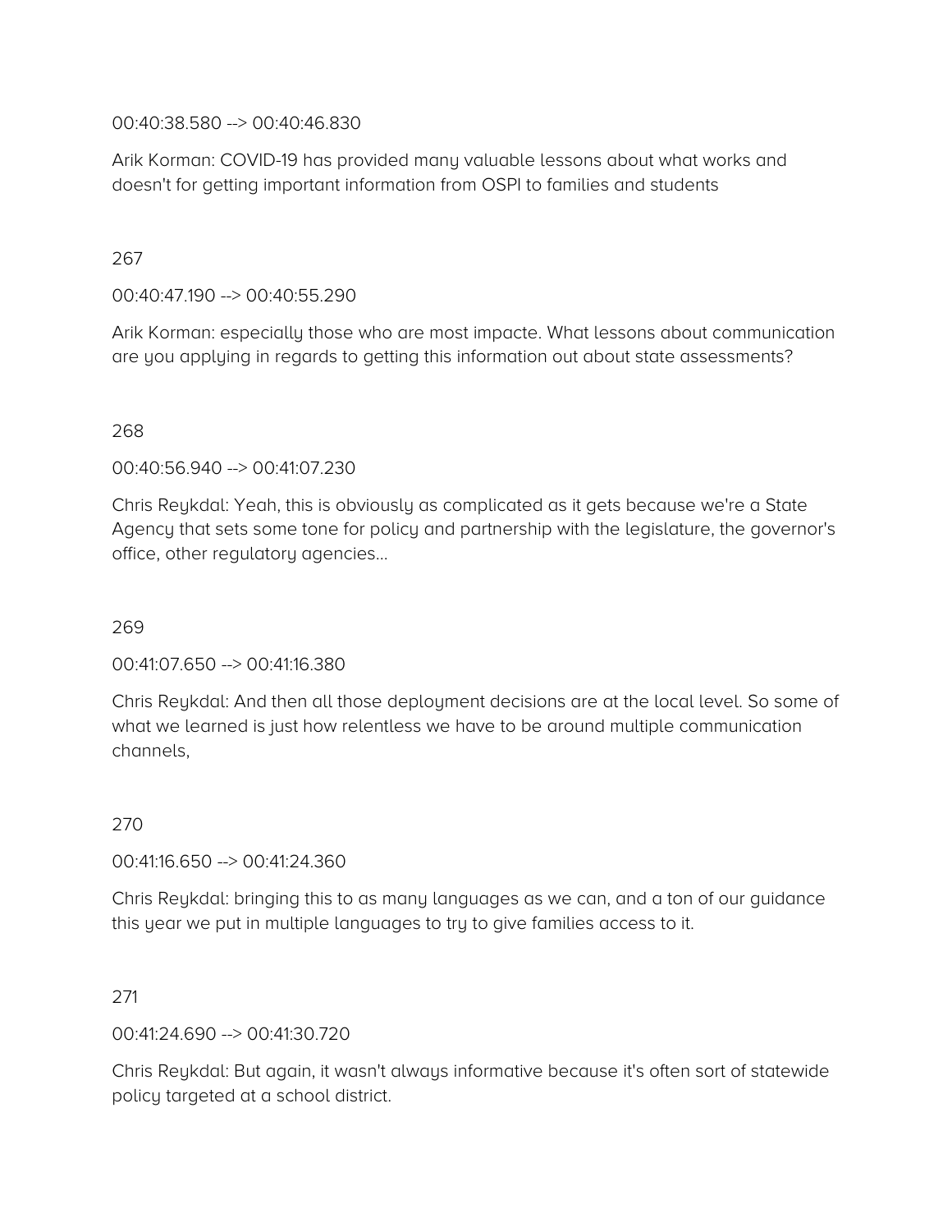00:40:38.580 --> 00:40:46.830

Arik Korman: COVID-19 has provided many valuable lessons about what works and doesn't for getting important information from OSPI to families and students

267

00:40:47.190 --> 00:40:55.290

Arik Korman: especially those who are most impacte. What lessons about communication are you applying in regards to getting this information out about state assessments?

268

00:40:56.940 --> 00:41:07.230

Chris Reykdal: Yeah, this is obviously as complicated as it gets because we're a State Agency that sets some tone for policy and partnership with the legislature, the governor's office, other regulatory agencies...

269

00:41:07.650 --> 00:41:16.380

Chris Reykdal: And then all those deployment decisions are at the local level. So some of what we learned is just how relentless we have to be around multiple communication channels,

270

00:41:16.650 --> 00:41:24.360

Chris Reykdal: bringing this to as many languages as we can, and a ton of our guidance this year we put in multiple languages to try to give families access to it.

271

00:41:24.690 --> 00:41:30.720

Chris Reykdal: But again, it wasn't always informative because it's often sort of statewide policy targeted at a school district.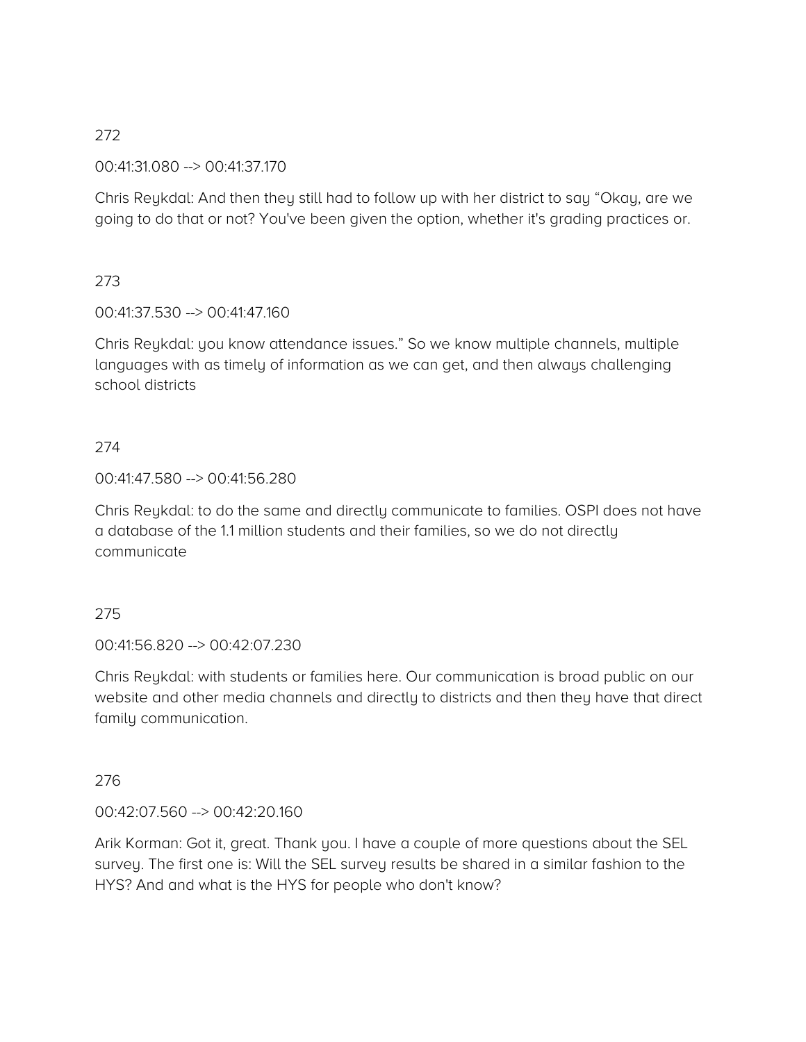272

00:41:31.080 --> 00:41:37.170

Chris Reykdal: And then they still had to follow up with her district to say “Okay, are we going to do that or not? You've been given the option, whether it's grading practices or.

273

00:41:37.530 --> 00:41:47.160

Chris Reykdal: you know attendance issues.” So we know multiple channels, multiple languages with as timely of information as we can get, and then always challenging school districts

274

00:41:47.580 --> 00:41:56.280

Chris Reykdal: to do the same and directly communicate to families. OSPI does not have a database of the 1.1 million students and their families, so we do not directly communicate

275

00:41:56.820 --> 00:42:07.230

Chris Reykdal: with students or families here. Our communication is broad public on our website and other media channels and directly to districts and then they have that direct family communication.

276

00:42:07.560 --> 00:42:20.160

Arik Korman: Got it, great. Thank you. I have a couple of more questions about the SEL survey. The first one is: Will the SEL survey results be shared in a similar fashion to the HYS? And and what is the HYS for people who don't know?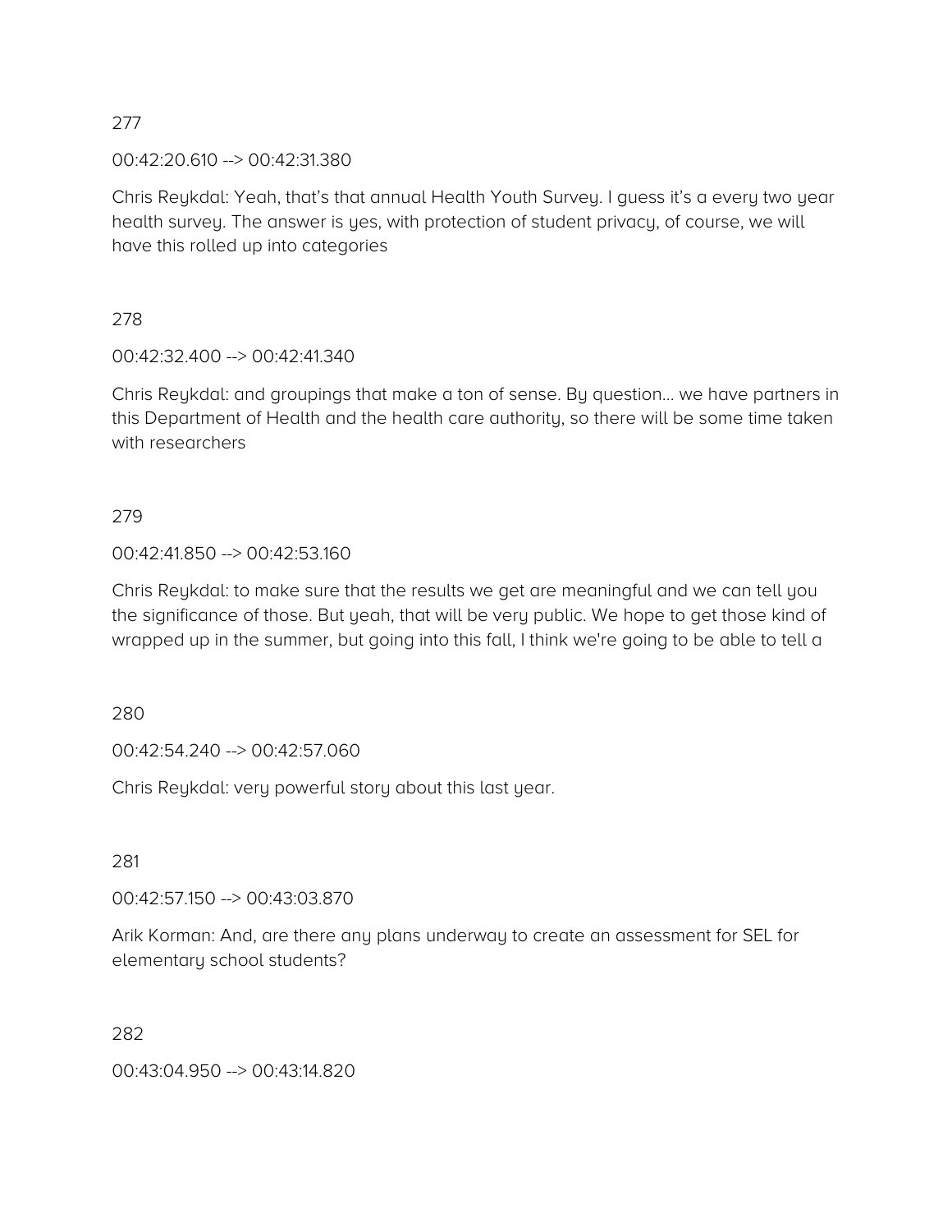277

00:42:20.610 --> 00:42:31.380

Chris Reykdal: Yeah, that's that annual Health Youth Survey. I guess it's a every two year health survey. The answer is yes, with protection of student privacy, of course, we will have this rolled up into categories

278

00:42:32.400 --> 00:42:41.340

Chris Reykdal: and groupings that make a ton of sense. By question... we have partners in this Department of Health and the health care authority, so there will be some time taken with researchers

279

00:42:41.850 --> 00:42:53.160

Chris Reykdal: to make sure that the results we get are meaningful and we can tell you the significance of those. But yeah, that will be very public. We hope to get those kind of wrapped up in the summer, but going into this fall, I think we're going to be able to tell a

280

00:42:54.240 --> 00:42:57.060

Chris Reykdal: very powerful story about this last year.

281

00:42:57.150 --> 00:43:03.870

Arik Korman: And, are there any plans underway to create an assessment for SEL for elementary school students?

282

00:43:04.950 --> 00:43:14.820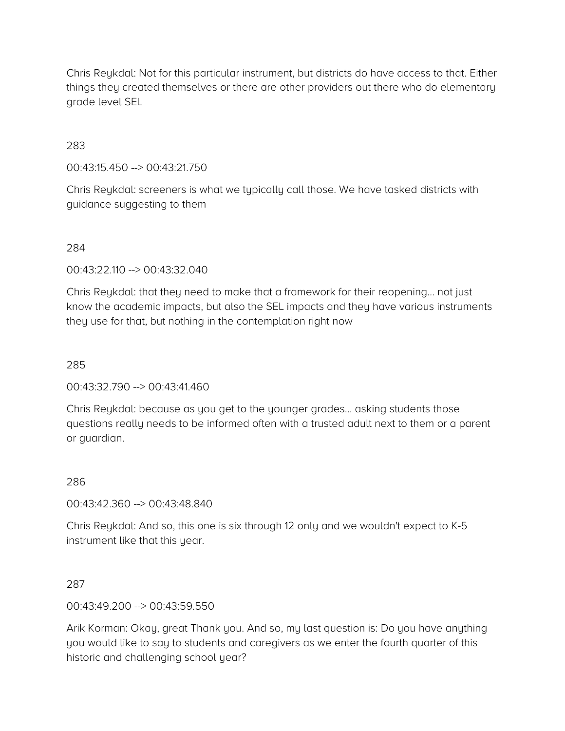Chris Reykdal: Not for this particular instrument, but districts do have access to that. Either things they created themselves or there are other providers out there who do elementary grade level SEL

283

00:43:15.450 --> 00:43:21.750

Chris Reykdal: screeners is what we typically call those. We have tasked districts with guidance suggesting to them

284

00:43:22.110 --> 00:43:32.040

Chris Reykdal: that they need to make that a framework for their reopening... not just know the academic impacts, but also the SEL impacts and they have various instruments they use for that, but nothing in the contemplation right now

285

00:43:32.790 --> 00:43:41.460

Chris Reykdal: because as you get to the younger grades... asking students those questions really needs to be informed often with a trusted adult next to them or a parent or guardian.

286

00:43:42.360 --> 00:43:48.840

Chris Reykdal: And so, this one is six through 12 only and we wouldn't expect to K-5 instrument like that this year.

287

00:43:49.200 --> 00:43:59.550

Arik Korman: Okay, great Thank you. And so, my last question is: Do you have anything you would like to say to students and caregivers as we enter the fourth quarter of this historic and challenging school year?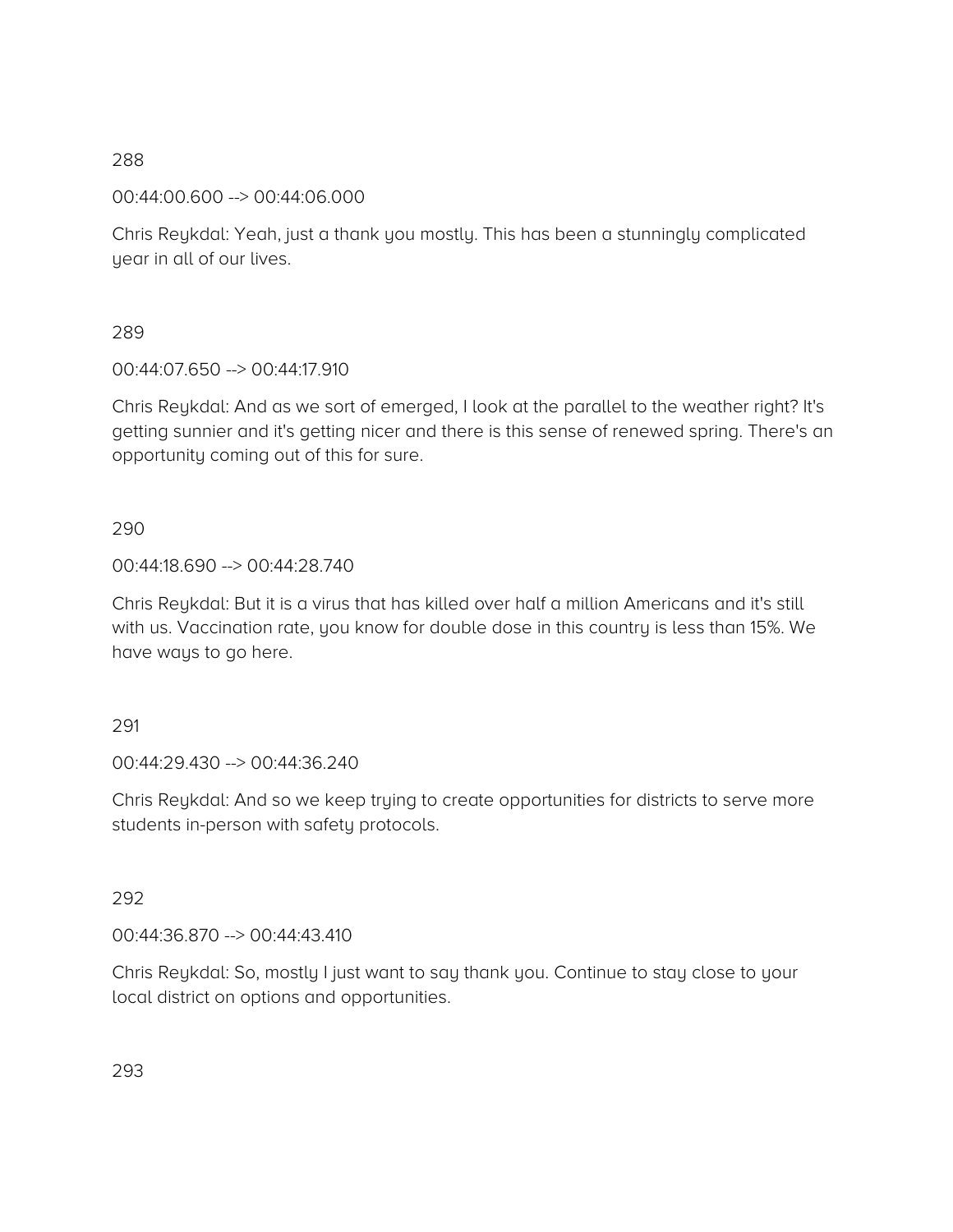288

00:44:00.600 --> 00:44:06.000

Chris Reykdal: Yeah, just a thank you mostly. This has been a stunningly complicated year in all of our lives.

289

00:44:07.650 --> 00:44:17.910

Chris Reykdal: And as we sort of emerged, I look at the parallel to the weather right? It's getting sunnier and it's getting nicer and there is this sense of renewed spring. There's an opportunity coming out of this for sure.

290

00:44:18.690 --> 00:44:28.740

Chris Reykdal: But it is a virus that has killed over half a million Americans and it's still with us. Vaccination rate, you know for double dose in this country is less than 15%. We have ways to go here.

291

00:44:29.430 --> 00:44:36.240

Chris Reykdal: And so we keep trying to create opportunities for districts to serve more students in-person with safety protocols.

292

00:44:36.870 --> 00:44:43.410

Chris Reykdal: So, mostly I just want to say thank you. Continue to stay close to your local district on options and opportunities.

293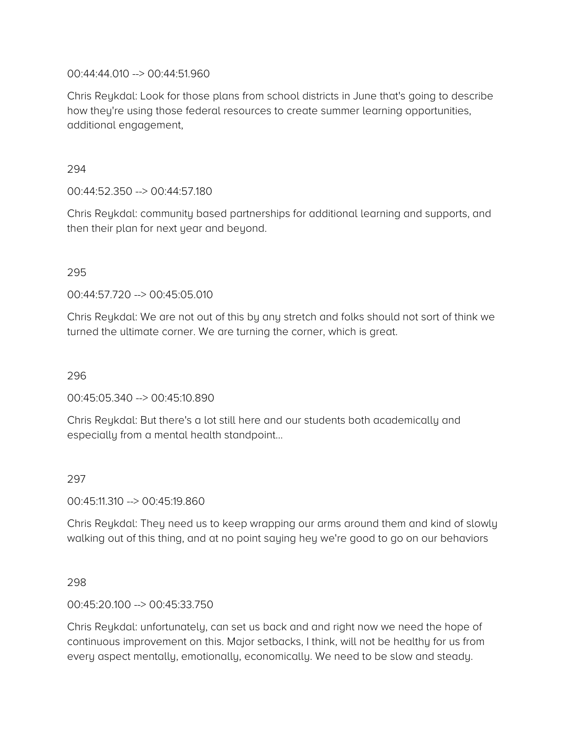00:44:44.010 --> 00:44:51.960

Chris Reykdal: Look for those plans from school districts in June that's going to describe how they're using those federal resources to create summer learning opportunities, additional engagement,

294

00:44:52.350 --> 00:44:57.180

Chris Reykdal: community based partnerships for additional learning and supports, and then their plan for next year and beyond.

295

00:44:57.720 --> 00:45:05.010

Chris Reykdal: We are not out of this by any stretch and folks should not sort of think we turned the ultimate corner. We are turning the corner, which is great.

296

00:45:05.340 --> 00:45:10.890

Chris Reykdal: But there's a lot still here and our students both academically and especially from a mental health standpoint...

297

00:45:11.310 --> 00:45:19.860

Chris Reykdal: They need us to keep wrapping our arms around them and kind of slowly walking out of this thing, and at no point saying hey we're good to go on our behaviors

298

00:45:20.100 --> 00:45:33.750

Chris Reykdal: unfortunately, can set us back and and right now we need the hope of continuous improvement on this. Major setbacks, I think, will not be healthy for us from every aspect mentally, emotionally, economically. We need to be slow and steady.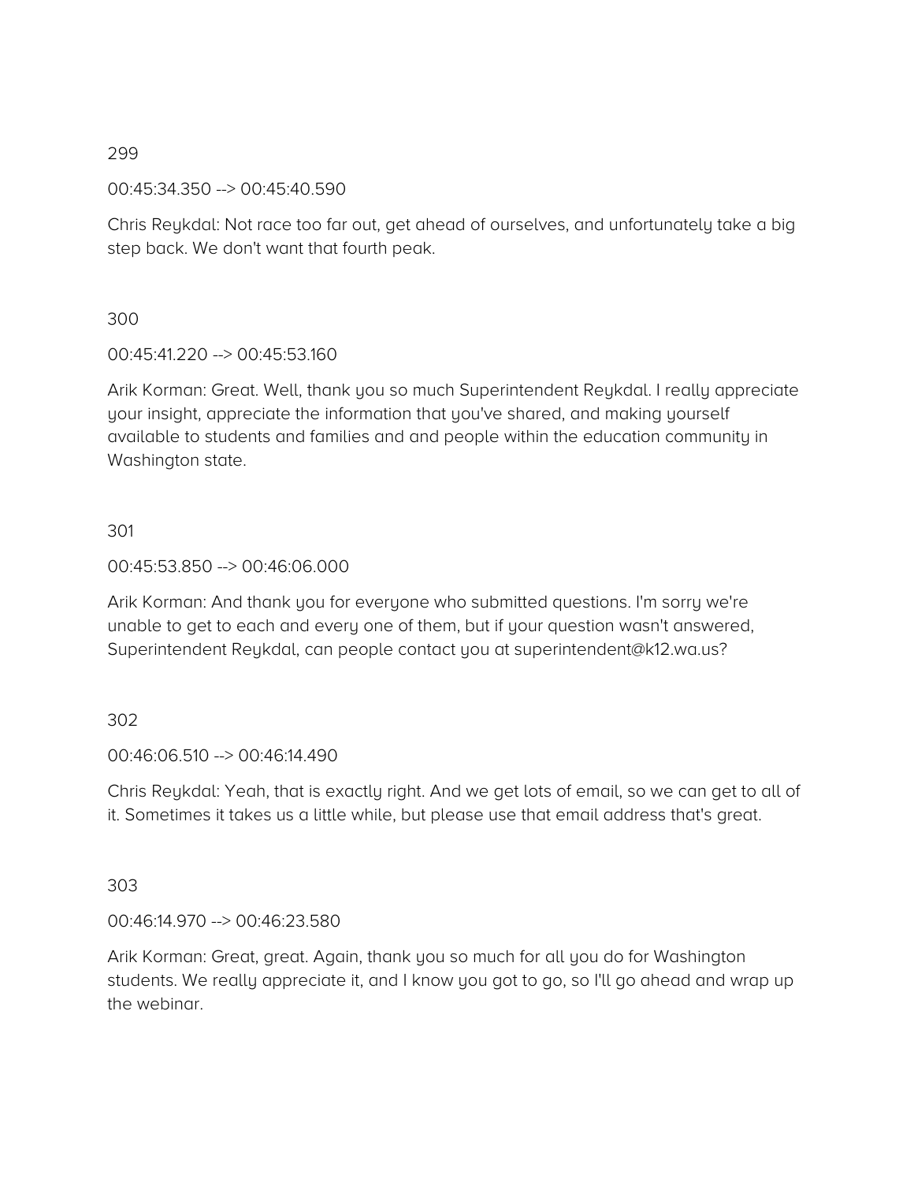299

00:45:34.350 --> 00:45:40.590

Chris Reykdal: Not race too far out, get ahead of ourselves, and unfortunately take a big step back. We don't want that fourth peak.

300

00:45:41.220 --> 00:45:53.160

Arik Korman: Great. Well, thank you so much Superintendent Reykdal. I really appreciate your insight, appreciate the information that you've shared, and making yourself available to students and families and and people within the education community in Washington state.

301

00:45:53.850 --> 00:46:06.000

Arik Korman: And thank you for everyone who submitted questions. I'm sorry we're unable to get to each and every one of them, but if your question wasn't answered, Superintendent Reykdal, can people contact you at superintendent@k12.wa.us?

302

00:46:06.510 --> 00:46:14.490

Chris Reykdal: Yeah, that is exactly right. And we get lots of email, so we can get to all of it. Sometimes it takes us a little while, but please use that email address that's great.

303

00:46:14.970 --> 00:46:23.580

Arik Korman: Great, great. Again, thank you so much for all you do for Washington students. We really appreciate it, and I know you got to go, so I'll go ahead and wrap up the webinar.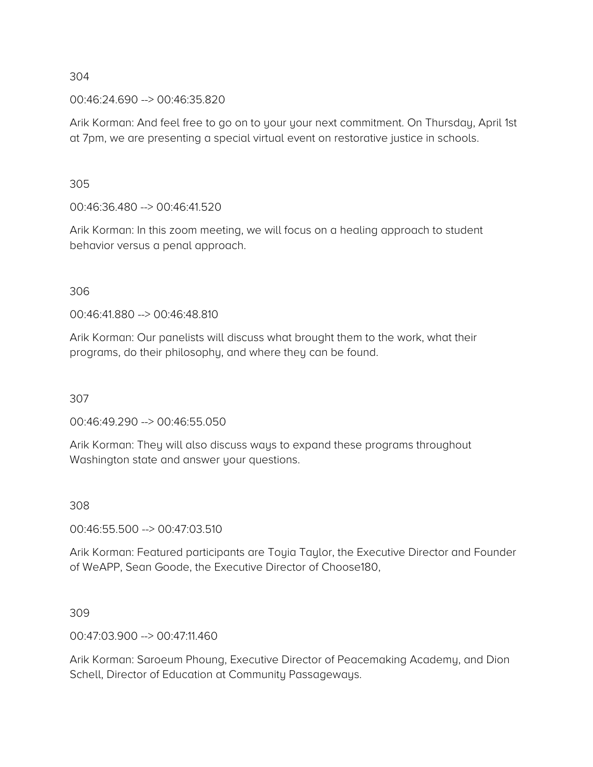304

00:46:24.690 --> 00:46:35.820

Arik Korman: And feel free to go on to your your next commitment. On Thursday, April 1st at 7pm, we are presenting a special virtual event on restorative justice in schools.

305

00:46:36.480 --> 00:46:41.520

Arik Korman: In this zoom meeting, we will focus on a healing approach to student behavior versus a penal approach.

306

00:46:41.880 --> 00:46:48.810

Arik Korman: Our panelists will discuss what brought them to the work, what their programs, do their philosophy, and where they can be found.

307

00:46:49.290 --> 00:46:55.050

Arik Korman: They will also discuss ways to expand these programs throughout Washington state and answer your questions.

308

00:46:55.500 --> 00:47:03.510

Arik Korman: Featured participants are Toyia Taylor, the Executive Director and Founder of WeAPP, Sean Goode, the Executive Director of Choose180,

309

00:47:03.900 --> 00:47:11.460

Arik Korman: Saroeum Phoung, Executive Director of Peacemaking Academy, and Dion Schell, Director of Education at Community Passageways.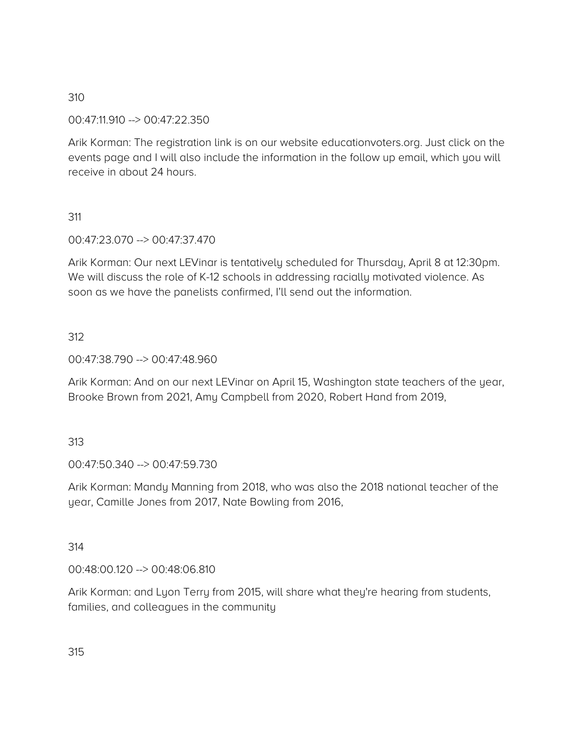310

00:47:11.910 --> 00:47:22.350

Arik Korman: The registration link is on our website educationvoters.org. Just click on the events page and I will also include the information in the follow up email, which you will receive in about 24 hours.

311

00:47:23.070 --> 00:47:37.470

Arik Korman: Our next LEVinar is tentatively scheduled for Thursday, April 8 at 12:30pm. We will discuss the role of K-12 schools in addressing racially motivated violence. As soon as we have the panelists confirmed, I'll send out the information.

312

00:47:38.790 --> 00:47:48.960

Arik Korman: And on our next LEVinar on April 15, Washington state teachers of the year, Brooke Brown from 2021, Amy Campbell from 2020, Robert Hand from 2019,

313

00:47:50.340 --> 00:47:59.730

Arik Korman: Mandy Manning from 2018, who was also the 2018 national teacher of the year, Camille Jones from 2017, Nate Bowling from 2016,

314

00:48:00.120 --> 00:48:06.810

Arik Korman: and Lyon Terry from 2015, will share what they're hearing from students, families, and colleagues in the community

315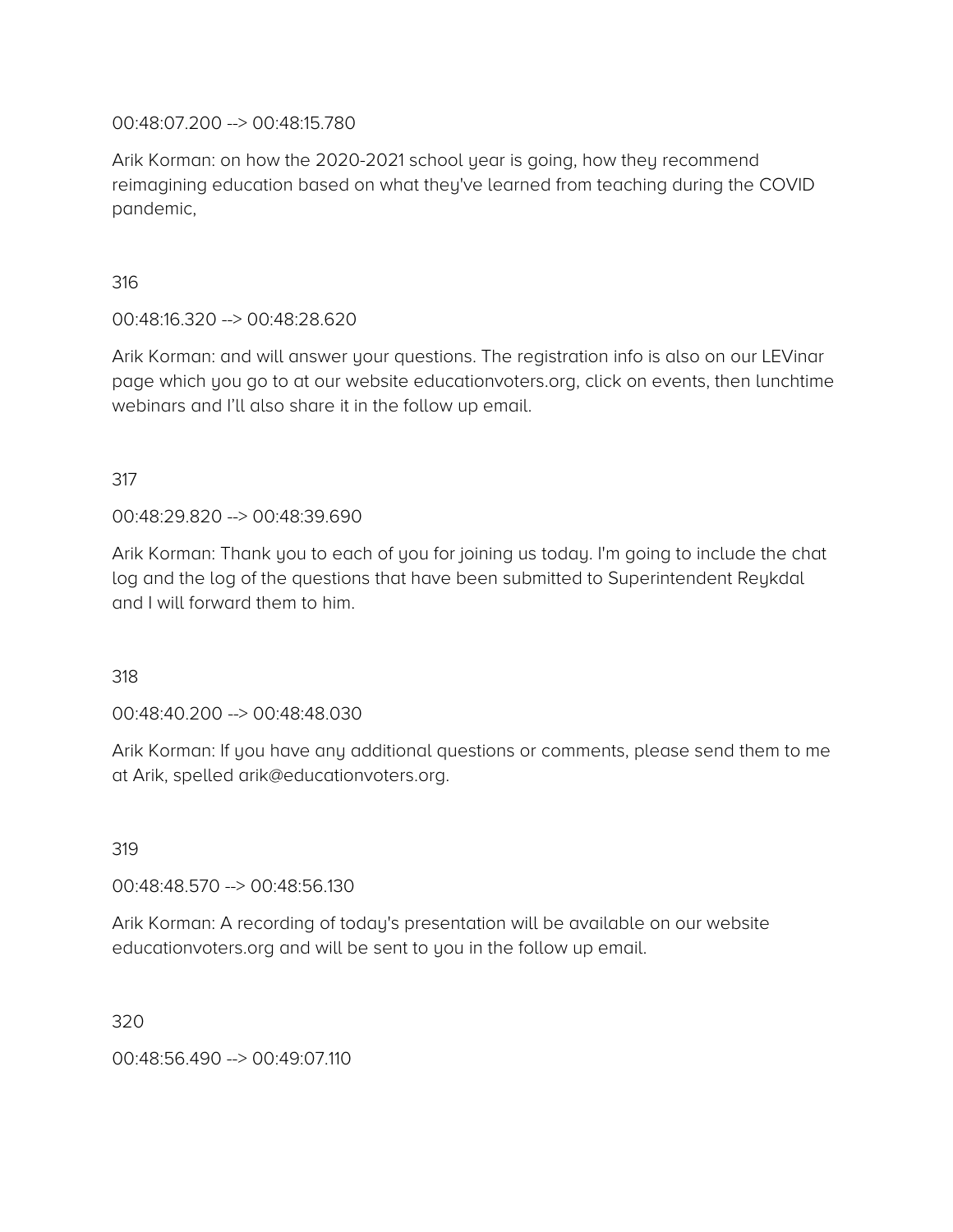00:48:07.200 --> 00:48:15.780

Arik Korman: on how the 2020-2021 school year is going, how they recommend reimagining education based on what they've learned from teaching during the COVID pandemic,

316

00:48:16.320 --> 00:48:28.620

Arik Korman: and will answer your questions. The registration info is also on our LEVinar page which you go to at our website educationvoters.org, click on events, then lunchtime webinars and I'll also share it in the follow up email.

317

00:48:29.820 --> 00:48:39.690

Arik Korman: Thank you to each of you for joining us today. I'm going to include the chat log and the log of the questions that have been submitted to Superintendent Reykdal and I will forward them to him.

318

00:48:40.200 --> 00:48:48.030

Arik Korman: If you have any additional questions or comments, please send them to me at Arik, spelled arik@educationvoters.org.

319

00:48:48.570 --> 00:48:56.130

Arik Korman: A recording of today's presentation will be available on our website educationvoters.org and will be sent to you in the follow up email.

320

00:48:56.490 --> 00:49:07.110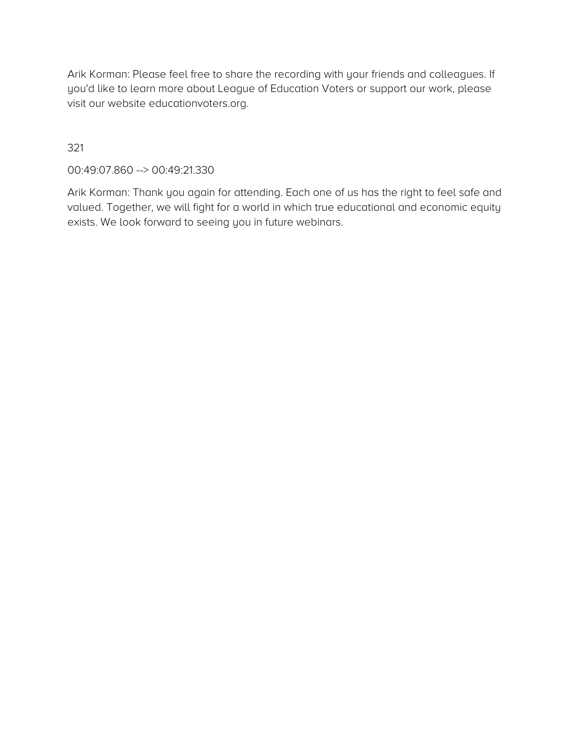Arik Korman: Please feel free to share the recording with your friends and colleagues. If you'd like to learn more about League of Education Voters or support our work, please visit our website educationvoters.org.

321

00:49:07.860 --> 00:49:21.330

Arik Korman: Thank you again for attending. Each one of us has the right to feel safe and valued. Together, we will fight for a world in which true educational and economic equity exists. We look forward to seeing you in future webinars.